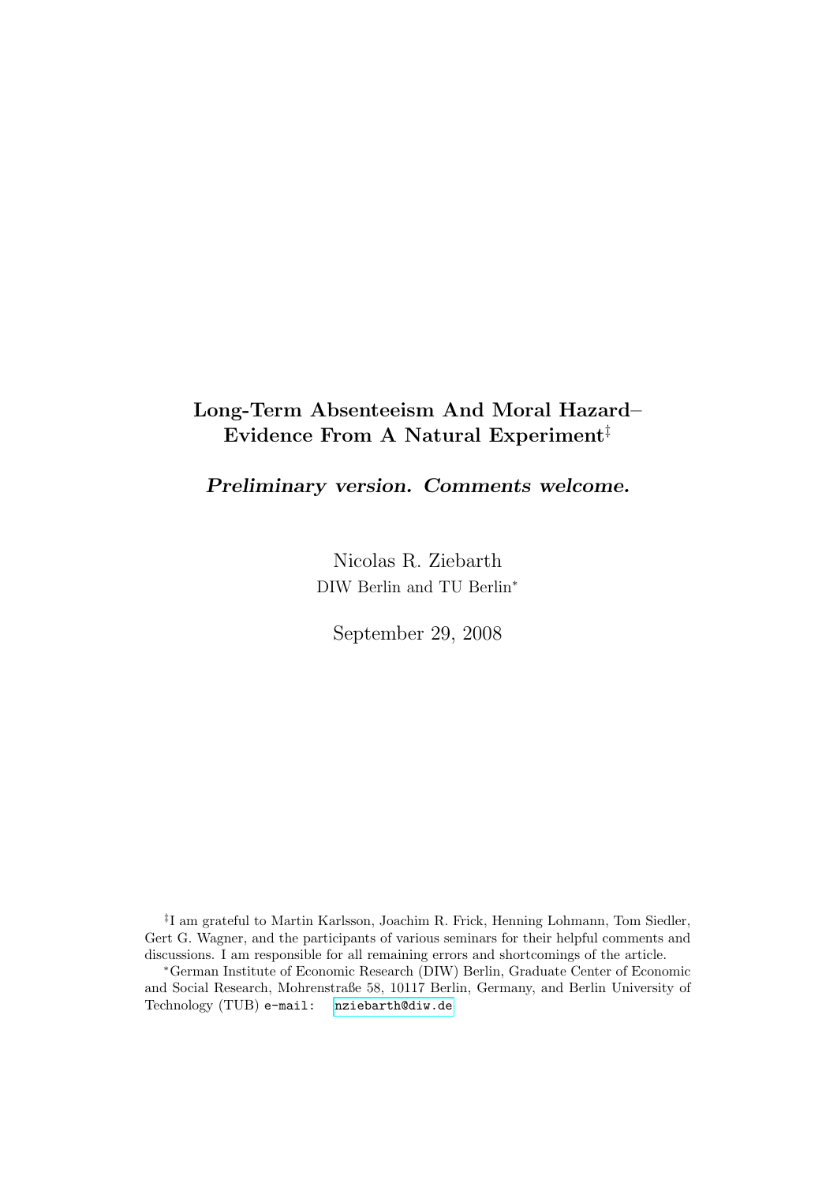# Long-Term Absenteeism And Moral Hazard– Evidence From A Natural Experiment[‡]

***Preliminary version. Comments welcome.***

Nicolas R. Ziebarth

DIW Berlin and TU Berlin[*]

September 29, 2008

---

[‡]I am grateful to Martin Karlsson, Joachim R. Frick, Henning Lohmann, Tom Siedler, Gert G. Wagner, and the participants of various seminars for their helpful comments and discussions. I am responsible for all remaining errors and shortcomings of the article.

[*]German Institute of Economic Research (DIW) Berlin, Graduate Center of Economic and Social Research, Mohrenstraße 58, 10117 Berlin, Germany, and Berlin University of Technology (TUB) e-mail: nziebarth@diw.de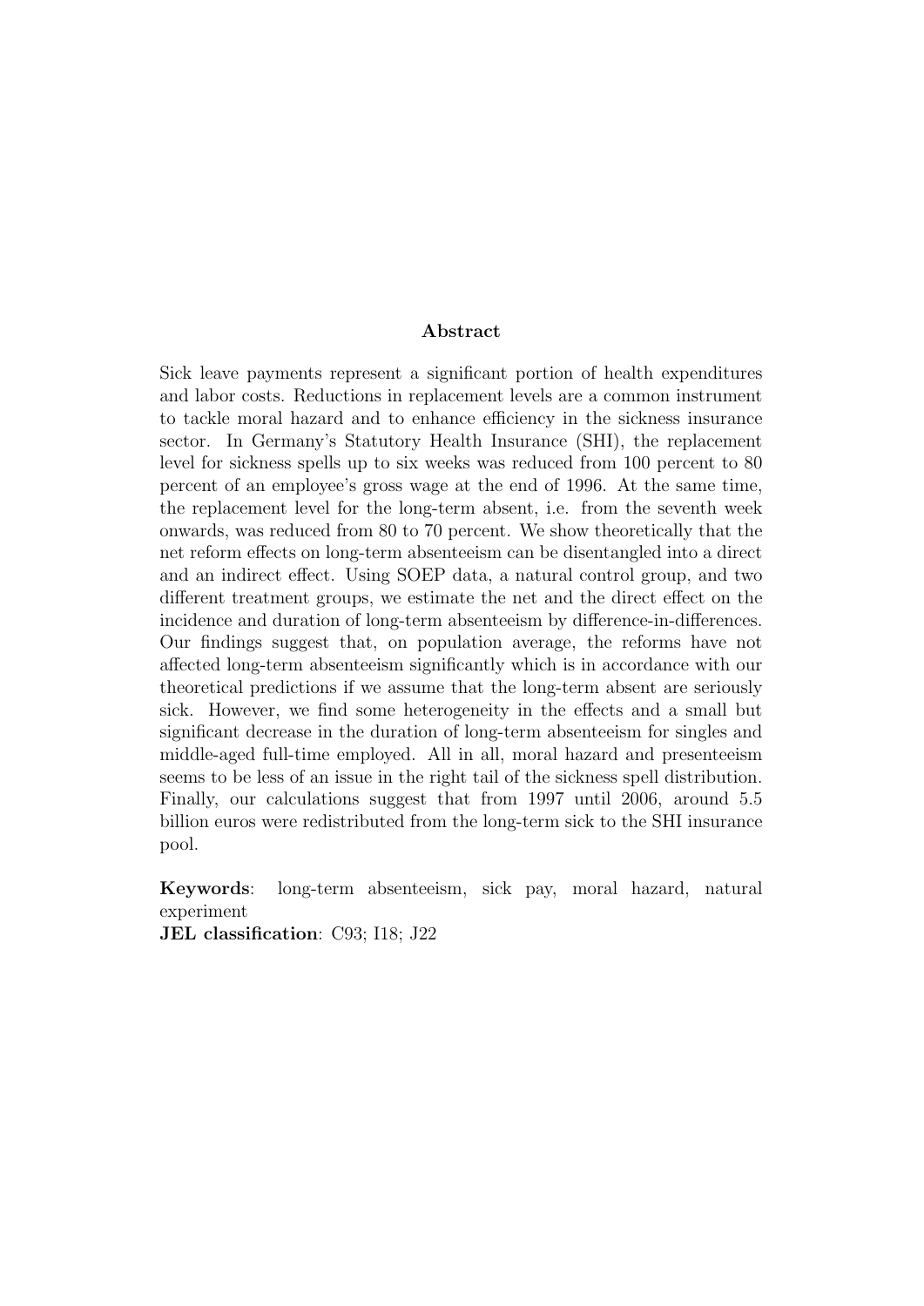## Abstract

Sick leave payments represent a significant portion of health expenditures and labor costs. Reductions in replacement levels are a common instrument to tackle moral hazard and to enhance efficiency in the sickness insurance sector. In Germany's Statutory Health Insurance (SHI), the replacement level for sickness spells up to six weeks was reduced from 100 percent to 80 percent of an employee's gross wage at the end of 1996. At the same time, the replacement level for the long-term absent, i.e. from the seventh week onwards, was reduced from 80 to 70 percent. We show theoretically that the net reform effects on long-term absenteeism can be disentangled into a direct and an indirect effect. Using SOEP data, a natural control group, and two different treatment groups, we estimate the net and the direct effect on the incidence and duration of long-term absenteeism by difference-in-differences. Our findings suggest that, on population average, the reforms have not affected long-term absenteeism significantly which is in accordance with our theoretical predictions if we assume that the long-term absent are seriously sick. However, we find some heterogeneity in the effects and a small but significant decrease in the duration of long-term absenteeism for singles and middle-aged full-time employed. All in all, moral hazard and presenteeism seems to be less of an issue in the right tail of the sickness spell distribution. Finally, our calculations suggest that from 1997 until 2006, around 5.5 billion euros were redistributed from the long-term sick to the SHI insurance pool.

**Keywords**: long-term absenteeism, sick pay, moral hazard, natural experiment

**JEL classification**: C93; I18; J22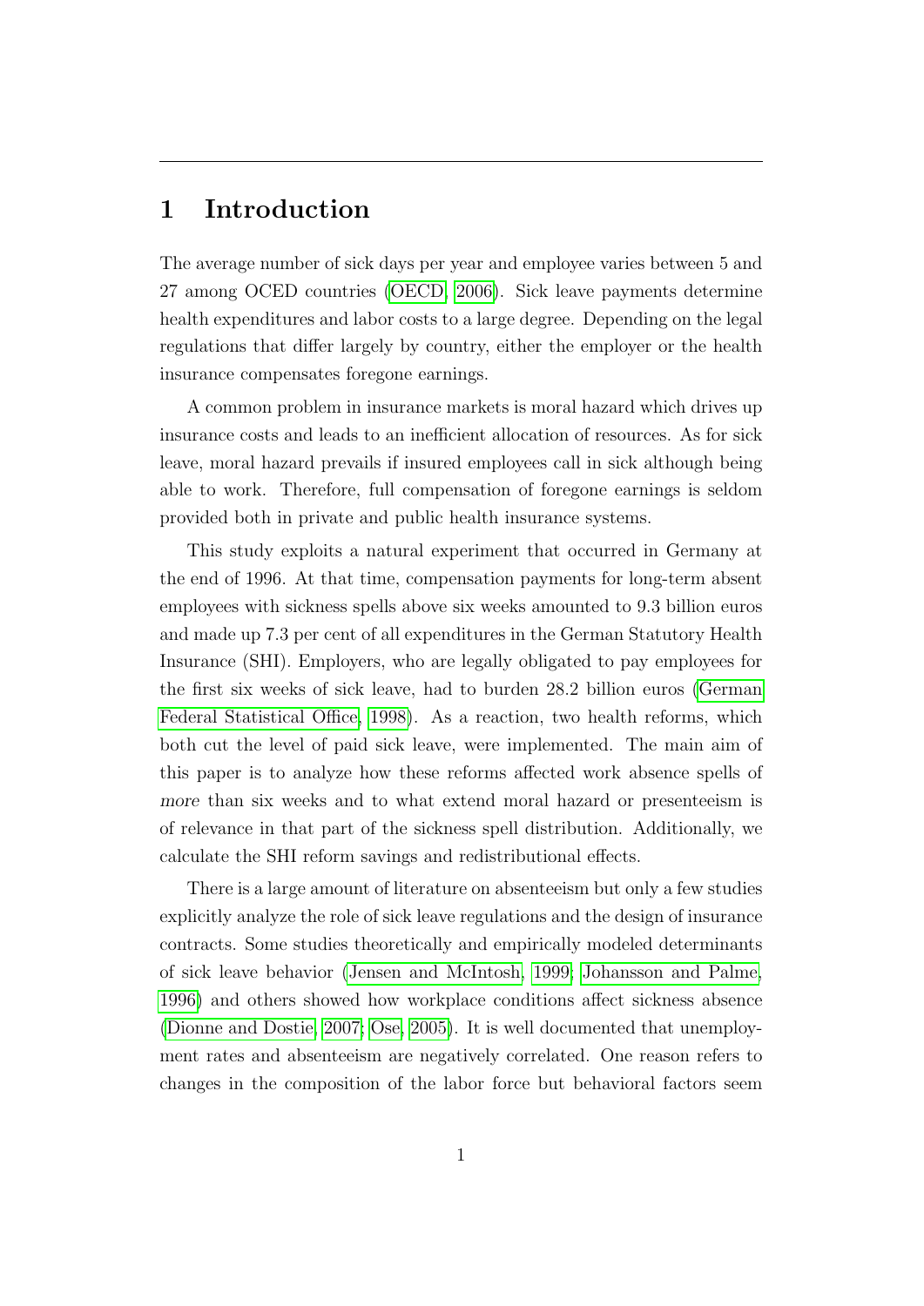# 1 Introduction

The average number of sick days per year and employee varies between 5 and 27 among OCED countries (OECD, 2006). Sick leave payments determine health expenditures and labor costs to a large degree. Depending on the legal regulations that differ largely by country, either the employer or the health insurance compensates foregone earnings.

A common problem in insurance markets is moral hazard which drives up insurance costs and leads to an inefficient allocation of resources. As for sick leave, moral hazard prevails if insured employees call in sick although being able to work. Therefore, full compensation of foregone earnings is seldom provided both in private and public health insurance systems.

This study exploits a natural experiment that occurred in Germany at the end of 1996. At that time, compensation payments for long-term absent employees with sickness spells above six weeks amounted to 9.3 billion euros and made up 7.3 per cent of all expenditures in the German Statutory Health Insurance (SHI). Employers, who are legally obligated to pay employees for the first six weeks of sick leave, had to burden 28.2 billion euros (German Federal Statistical Office, 1998). As a reaction, two health reforms, which both cut the level of paid sick leave, were implemented. The main aim of this paper is to analyze how these reforms affected work absence spells of *more* than six weeks and to what extend moral hazard or presenteeism is of relevance in that part of the sickness spell distribution. Additionally, we calculate the SHI reform savings and redistributional effects.

There is a large amount of literature on absenteeism but only a few studies explicitly analyze the role of sick leave regulations and the design of insurance contracts. Some studies theoretically and empirically modeled determinants of sick leave behavior (Jensen and McIntosh, 1999; Johansson and Palme, 1996) and others showed how workplace conditions affect sickness absence (Dionne and Dostie, 2007; Ose, 2005). It is well documented that unemployment rates and absenteeism are negatively correlated. One reason refers to changes in the composition of the labor force but behavioral factors seem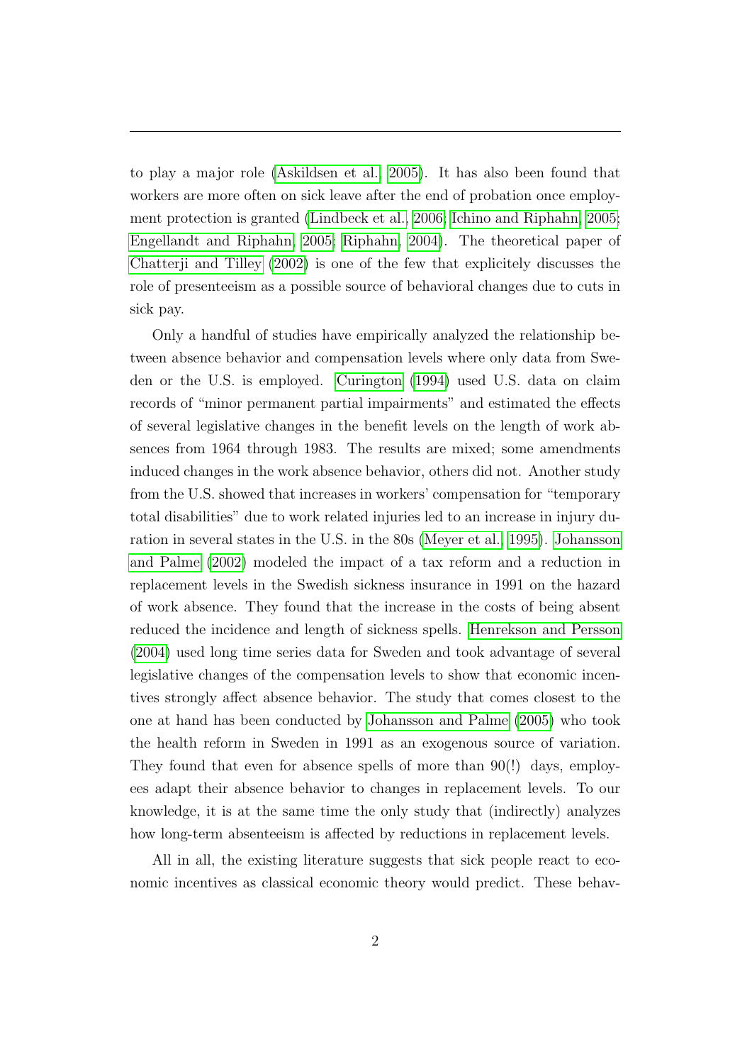to play a major role (Askildsen et al., 2005). It has also been found that workers are more often on sick leave after the end of probation once employment protection is granted (Lindbeck et al., 2006; Ichino and Riphahn, 2005; Engellandt and Riphahn, 2005; Riphahn, 2004). The theoretical paper of Chatterji and Tilley (2002) is one of the few that explicitely discusses the role of presenteeism as a possible source of behavioral changes due to cuts in sick pay.

Only a handful of studies have empirically analyzed the relationship between absence behavior and compensation levels where only data from Sweden or the U.S. is employed. Curington (1994) used U.S. data on claim records of "minor permanent partial impairments" and estimated the effects of several legislative changes in the benefit levels on the length of work absences from 1964 through 1983. The results are mixed; some amendments induced changes in the work absence behavior, others did not. Another study from the U.S. showed that increases in workers' compensation for "temporary total disabilities" due to work related injuries led to an increase in injury duration in several states in the U.S. in the 80s (Meyer et al., 1995). Johansson and Palme (2002) modeled the impact of a tax reform and a reduction in replacement levels in the Swedish sickness insurance in 1991 on the hazard of work absence. They found that the increase in the costs of being absent reduced the incidence and length of sickness spells. Henrekson and Persson (2004) used long time series data for Sweden and took advantage of several legislative changes of the compensation levels to show that economic incentives strongly affect absence behavior. The study that comes closest to the one at hand has been conducted by Johansson and Palme (2005) who took the health reform in Sweden in 1991 as an exogenous source of variation. They found that even for absence spells of more than 90(!) days, employees adapt their absence behavior to changes in replacement levels. To our knowledge, it is at the same time the only study that (indirectly) analyzes how long-term absenteeism is affected by reductions in replacement levels.

All in all, the existing literature suggests that sick people react to economic incentives as classical economic theory would predict. These behav-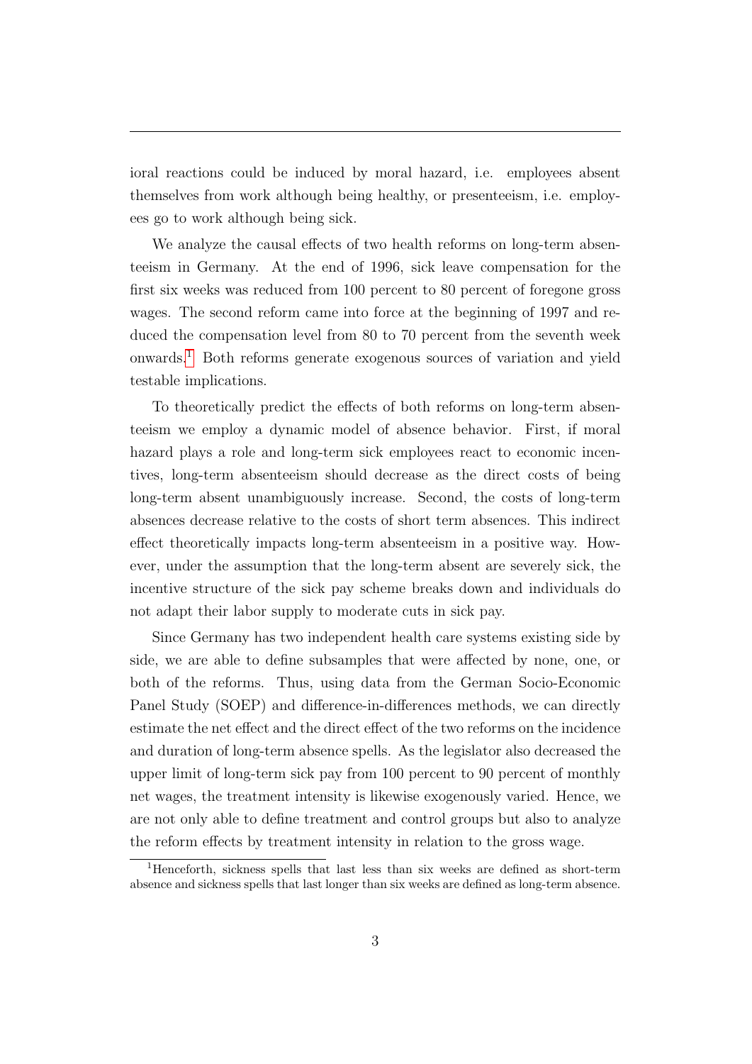ioral reactions could be induced by moral hazard, i.e. employees absent themselves from work although being healthy, or presenteeism, i.e. employees go to work although being sick.

We analyze the causal effects of two health reforms on long-term absenteeism in Germany. At the end of 1996, sick leave compensation for the first six weeks was reduced from 100 percent to 80 percent of foregone gross wages. The second reform came into force at the beginning of 1997 and reduced the compensation level from 80 to 70 percent from the seventh week onwards.[1] Both reforms generate exogenous sources of variation and yield testable implications.

To theoretically predict the effects of both reforms on long-term absenteeism we employ a dynamic model of absence behavior. First, if moral hazard plays a role and long-term sick employees react to economic incentives, long-term absenteeism should decrease as the direct costs of being long-term absent unambiguously increase. Second, the costs of long-term absences decrease relative to the costs of short term absences. This indirect effect theoretically impacts long-term absenteeism in a positive way. However, under the assumption that the long-term absent are severely sick, the incentive structure of the sick pay scheme breaks down and individuals do not adapt their labor supply to moderate cuts in sick pay.

Since Germany has two independent health care systems existing side by side, we are able to define subsamples that were affected by none, one, or both of the reforms. Thus, using data from the German Socio-Economic Panel Study (SOEP) and difference-in-differences methods, we can directly estimate the net effect and the direct effect of the two reforms on the incidence and duration of long-term absence spells. As the legislator also decreased the upper limit of long-term sick pay from 100 percent to 90 percent of monthly net wages, the treatment intensity is likewise exogenously varied. Hence, we are not only able to define treatment and control groups but also to analyze the reform effects by treatment intensity in relation to the gross wage.

[1] Henceforth, sickness spells that last less than six weeks are defined as short-term absence and sickness spells that last longer than six weeks are defined as long-term absence.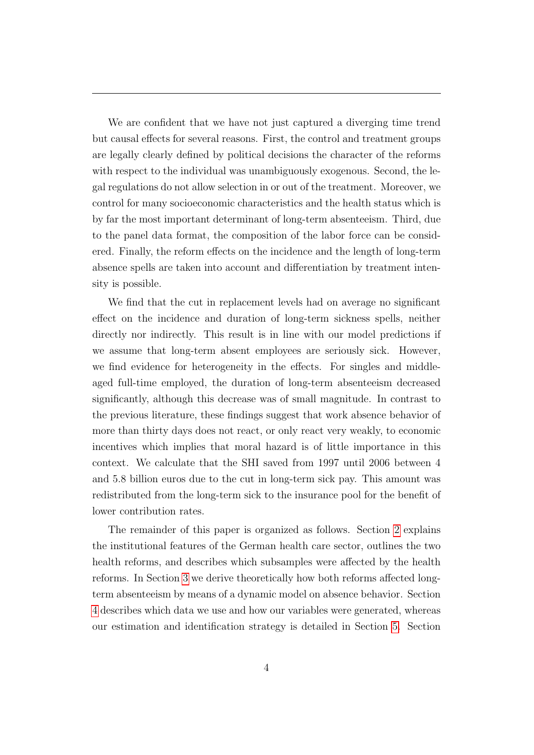We are confident that we have not just captured a diverging time trend but causal effects for several reasons. First, the control and treatment groups are legally clearly defined by political decisions the character of the reforms with respect to the individual was unambiguously exogenous. Second, the legal regulations do not allow selection in or out of the treatment. Moreover, we control for many socioeconomic characteristics and the health status which is by far the most important determinant of long-term absenteeism. Third, due to the panel data format, the composition of the labor force can be considered. Finally, the reform effects on the incidence and the length of long-term absence spells are taken into account and differentiation by treatment intensity is possible.

We find that the cut in replacement levels had on average no significant effect on the incidence and duration of long-term sickness spells, neither directly nor indirectly. This result is in line with our model predictions if we assume that long-term absent employees are seriously sick. However, we find evidence for heterogeneity in the effects. For singles and middle-aged full-time employed, the duration of long-term absenteeism decreased significantly, although this decrease was of small magnitude. In contrast to the previous literature, these findings suggest that work absence behavior of more than thirty days does not react, or only react very weakly, to economic incentives which implies that moral hazard is of little importance in this context. We calculate that the SHI saved from 1997 until 2006 between 4 and 5.8 billion euros due to the cut in long-term sick pay. This amount was redistributed from the long-term sick to the insurance pool for the benefit of lower contribution rates.

The remainder of this paper is organized as follows. Section 2 explains the institutional features of the German health care sector, outlines the two health reforms, and describes which subsamples were affected by the health reforms. In Section 3 we derive theoretically how both reforms affected long-term absenteeism by means of a dynamic model on absence behavior. Section 4 describes which data we use and how our variables were generated, whereas our estimation and identification strategy is detailed in Section 5. Section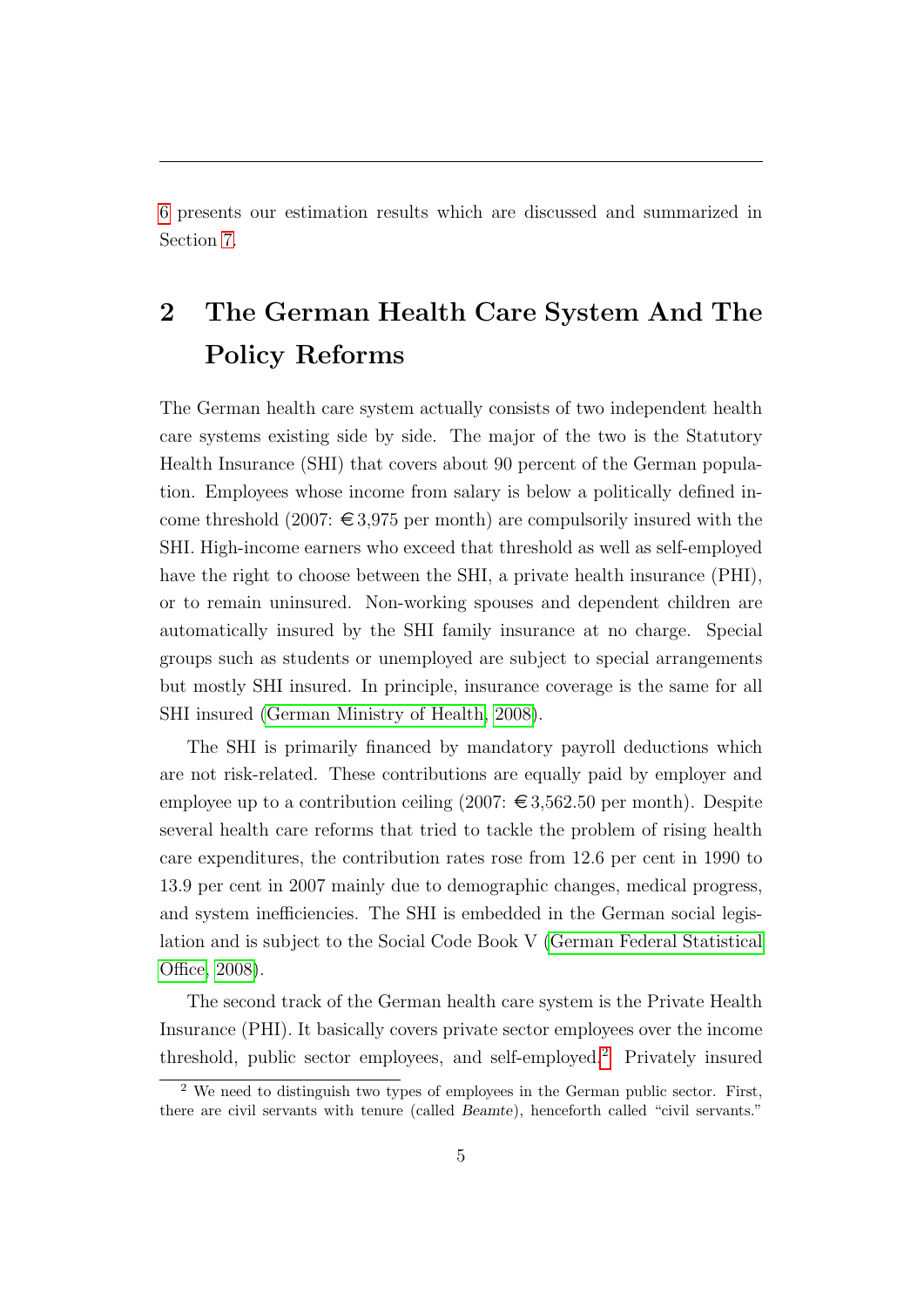6 presents our estimation results which are discussed and summarized in Section 7.

## 2 The German Health Care System And The Policy Reforms

The German health care system actually consists of two independent health care systems existing side by side. The major of the two is the Statutory Health Insurance (SHI) that covers about 90 percent of the German population. Employees whose income from salary is below a politically defined income threshold (2007: €3,975 per month) are compulsorily insured with the SHI. High-income earners who exceed that threshold as well as self-employed have the right to choose between the SHI, a private health insurance (PHI), or to remain uninsured. Non-working spouses and dependent children are automatically insured by the SHI family insurance at no charge. Special groups such as students or unemployed are subject to special arrangements but mostly SHI insured. In principle, insurance coverage is the same for all SHI insured (German Ministry of Health, 2008).

The SHI is primarily financed by mandatory payroll deductions which are not risk-related. These contributions are equally paid by employer and employee up to a contribution ceiling (2007: €3,562.50 per month). Despite several health care reforms that tried to tackle the problem of rising health care expenditures, the contribution rates rose from 12.6 per cent in 1990 to 13.9 per cent in 2007 mainly due to demographic changes, medical progress, and system inefficiencies. The SHI is embedded in the German social legislation and is subject to the Social Code Book V (German Federal Statistical Office, 2008).

The second track of the German health care system is the Private Health Insurance (PHI). It basically covers private sector employees over the income threshold, public sector employees, and self-employed.[2] Privately insured

[2] We need to distinguish two types of employees in the German public sector. First, there are civil servants with tenure (called *Beamte*), henceforth called "civil servants."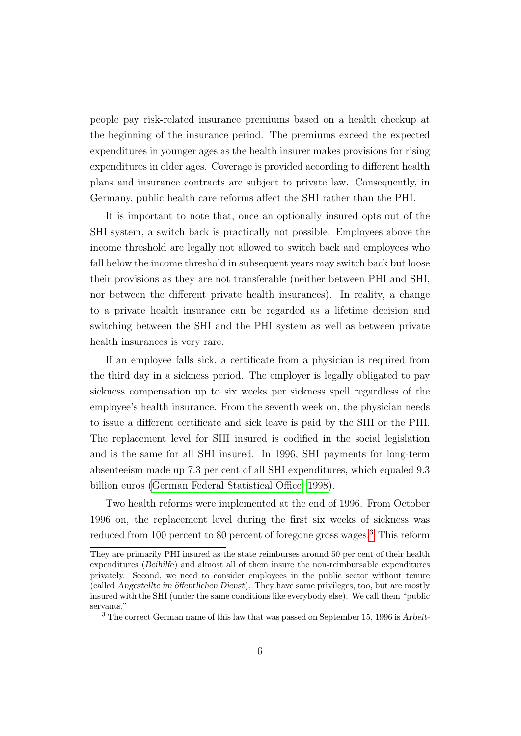people pay risk-related insurance premiums based on a health checkup at the beginning of the insurance period. The premiums exceed the expected expenditures in younger ages as the health insurer makes provisions for rising expenditures in older ages. Coverage is provided according to different health plans and insurance contracts are subject to private law. Consequently, in Germany, public health care reforms affect the SHI rather than the PHI.

It is important to note that, once an optionally insured opts out of the SHI system, a switch back is practically not possible. Employees above the income threshold are legally not allowed to switch back and employees who fall below the income threshold in subsequent years may switch back but loose their provisions as they are not transferable (neither between PHI and SHI, nor between the different private health insurances). In reality, a change to a private health insurance can be regarded as a lifetime decision and switching between the SHI and the PHI system as well as between private health insurances is very rare.

If an employee falls sick, a certificate from a physician is required from the third day in a sickness period. The employer is legally obligated to pay sickness compensation up to six weeks per sickness spell regardless of the employee's health insurance. From the seventh week on, the physician needs to issue a different certificate and sick leave is paid by the SHI or the PHI. The replacement level for SHI insured is codified in the social legislation and is the same for all SHI insured. In 1996, SHI payments for long-term absenteeism made up 7.3 per cent of all SHI expenditures, which equaled 9.3 billion euros (German Federal Statistical Office, 1998).

Two health reforms were implemented at the end of 1996. From October 1996 on, the replacement level during the first six weeks of sickness was reduced from 100 percent to 80 percent of foregone gross wages.[3] This reform

They are primarily PHI insured as the state reimburses around 50 per cent of their health expenditures (*Beihilfe*) and almost all of them insure the non-reimbursable expenditures privately. Second, we need to consider employees in the public sector without tenure (called *Angestellte im öffentlichen Dienst*). They have some privileges, too, but are mostly insured with the SHI (under the same conditions like everybody else). We call them "public servants."

[3] The correct German name of this law that was passed on September 15, 1996 is *Arbeit-*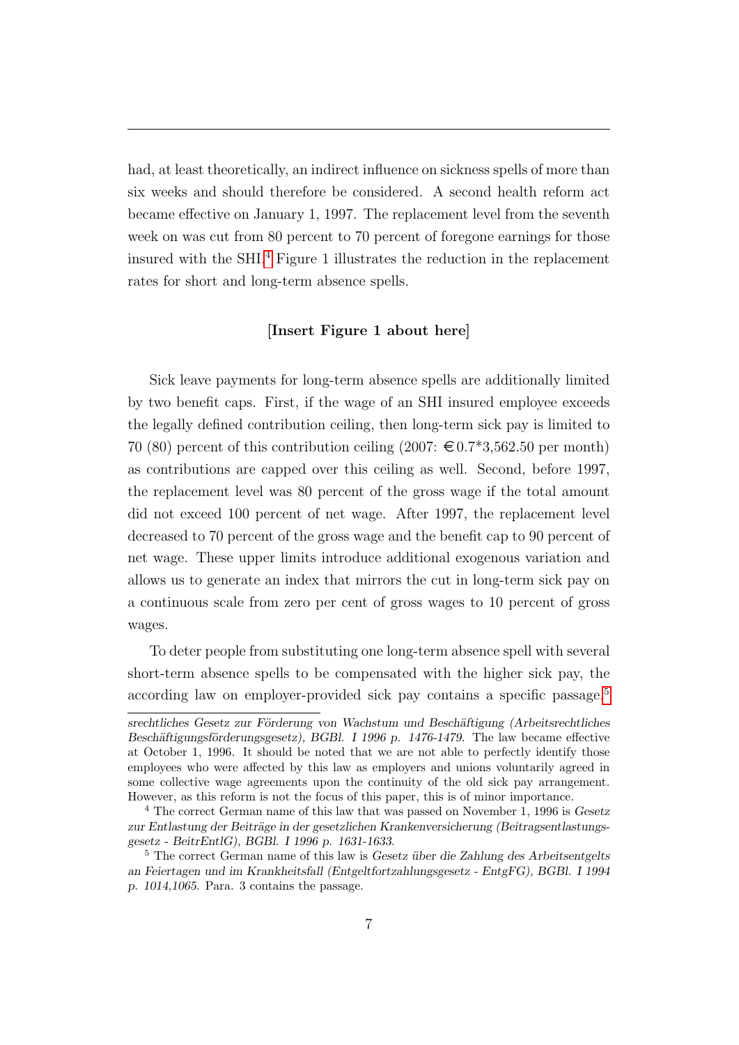had, at least theoretically, an indirect influence on sickness spells of more than six weeks and should therefore be considered. A second health reform act became effective on January 1, 1997. The replacement level from the seventh week on was cut from 80 percent to 70 percent of foregone earnings for those insured with the SHI.[4] Figure 1 illustrates the reduction in the replacement rates for short and long-term absence spells.

**[Insert Figure 1 about here]**

Sick leave payments for long-term absence spells are additionally limited by two benefit caps. First, if the wage of an SHI insured employee exceeds the legally defined contribution ceiling, then long-term sick pay is limited to 70 (80) percent of this contribution ceiling (2007: €0.7*3,562.50 per month) as contributions are capped over this ceiling as well. Second, before 1997, the replacement level was 80 percent of the gross wage if the total amount did not exceed 100 percent of net wage. After 1997, the replacement level decreased to 70 percent of the gross wage and the benefit cap to 90 percent of net wage. These upper limits introduce additional exogenous variation and allows us to generate an index that mirrors the cut in long-term sick pay on a continuous scale from zero per cent of gross wages to 10 percent of gross wages.

To deter people from substituting one long-term absence spell with several short-term absence spells to be compensated with the higher sick pay, the according law on employer-provided sick pay contains a specific passage.[5]

---

*srechtliches Gesetz zur Förderung von Wachstum und Beschäftigung (Arbeitsrechtliches Beschäftigungsförderungsgesetz), BGBl. I 1996 p. 1476-1479.* The law became effective at October 1, 1996. It should be noted that we are not able to perfectly identify those employees who were affected by this law as employers and unions voluntarily agreed in some collective wage agreements upon the continuity of the old sick pay arrangement. However, as this reform is not the focus of this paper, this is of minor importance.

[4] The correct German name of this law that was passed on November 1, 1996 is *Gesetz zur Entlastung der Beiträge in der gesetzlichen Krankenversicherung (Beitragsentlastungsgesetz - BeitrEntlG), BGBl. I 1996 p. 1631-1633.*

[5] The correct German name of this law is *Gesetz über die Zahlung des Arbeitsentgelts an Feiertagen und im Krankheitsfall (Entgeltfortzahlungsgesetz - EntgFG), BGBl. I 1994 p. 1014,1065.* Para. 3 contains the passage.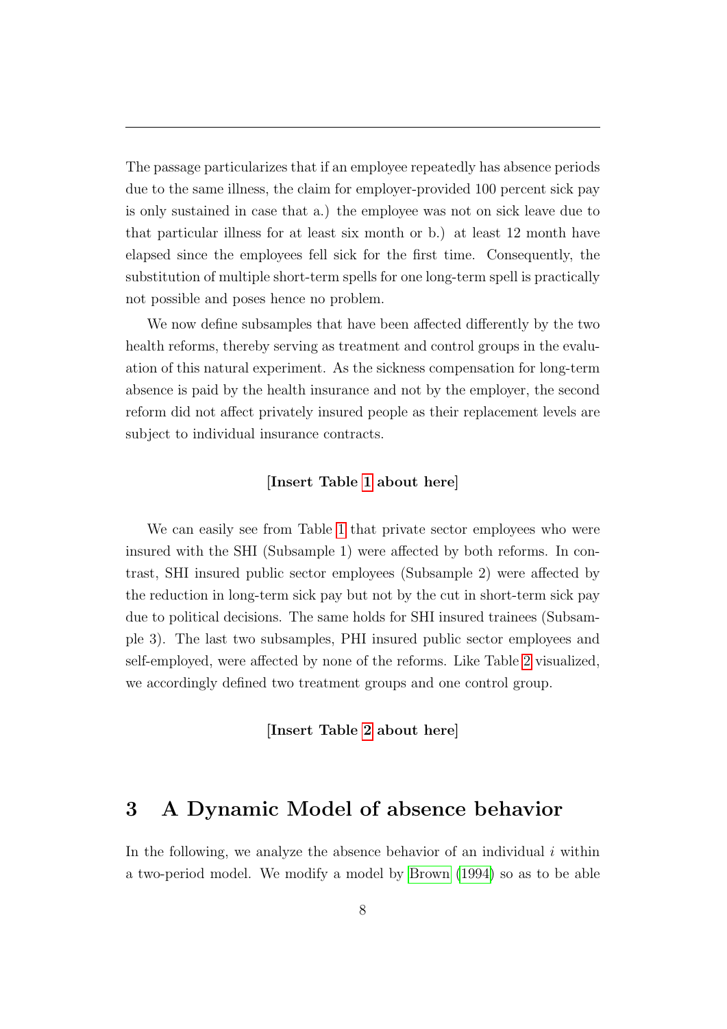The passage particularizes that if an employee repeatedly has absence periods due to the same illness, the claim for employer-provided 100 percent sick pay is only sustained in case that a.) the employee was not on sick leave due to that particular illness for at least six month or b.) at least 12 month have elapsed since the employees fell sick for the first time. Consequently, the substitution of multiple short-term spells for one long-term spell is practically not possible and poses hence no problem.

We now define subsamples that have been affected differently by the two health reforms, thereby serving as treatment and control groups in the evaluation of this natural experiment. As the sickness compensation for long-term absence is paid by the health insurance and not by the employer, the second reform did not affect privately insured people as their replacement levels are subject to individual insurance contracts.

**[Insert Table 1 about here]**

We can easily see from Table 1 that private sector employees who were insured with the SHI (Subsample 1) were affected by both reforms. In contrast, SHI insured public sector employees (Subsample 2) were affected by the reduction in long-term sick pay but not by the cut in short-term sick pay due to political decisions. The same holds for SHI insured trainees (Subsample 3). The last two subsamples, PHI insured public sector employees and self-employed, were affected by none of the reforms. Like Table 2 visualized, we accordingly defined two treatment groups and one control group.

**[Insert Table 2 about here]**

## 3 A Dynamic Model of absence behavior

In the following, we analyze the absence behavior of an individual $i$ within a two-period model. We modify a model by Brown (1994) so as to be able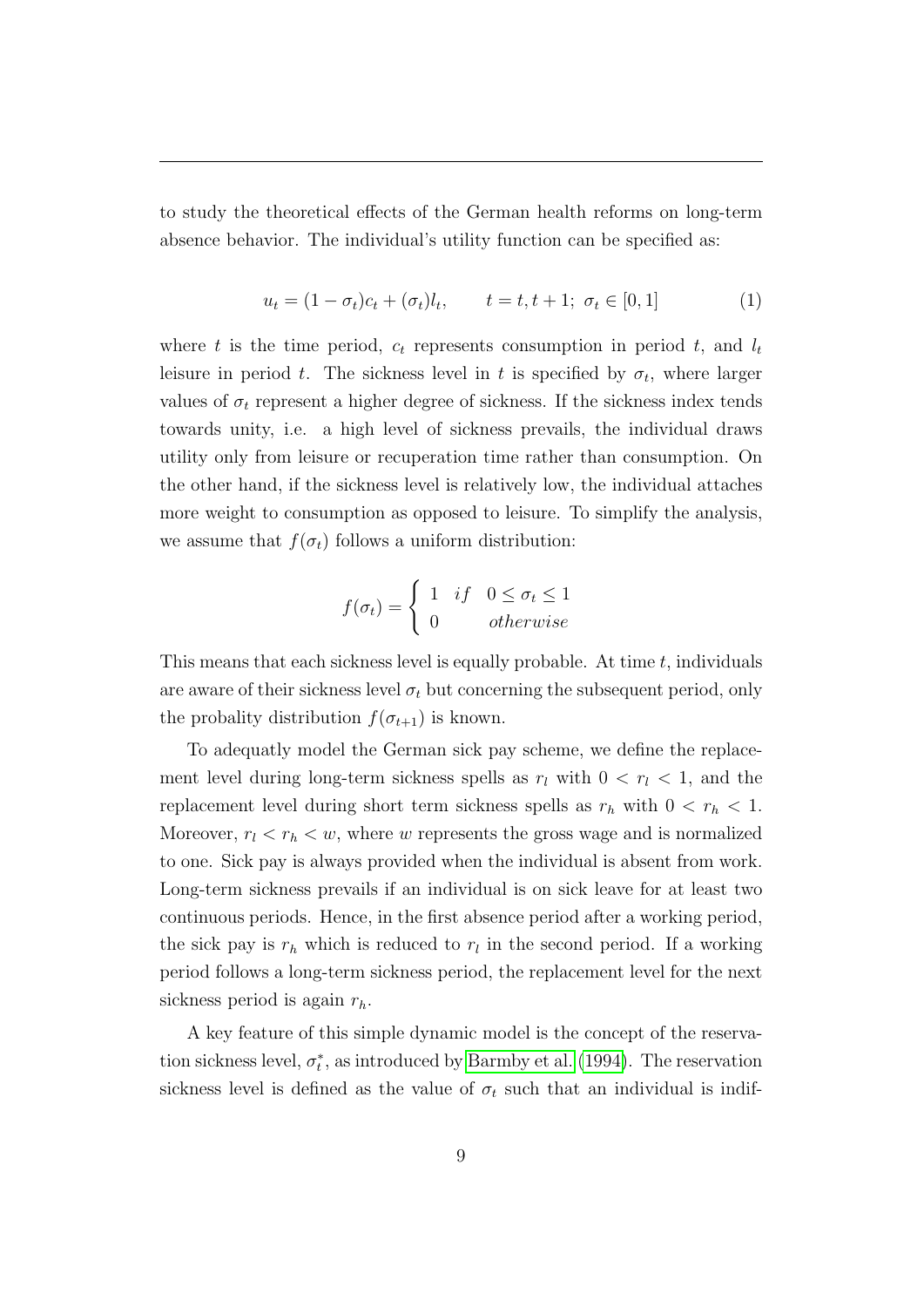to study the theoretical effects of the German health reforms on long-term absence behavior. The individual's utility function can be specified as:

$$u_t = (1-\sigma_t)c_t + (\sigma_t)l_t, \qquad t = t, t+1;\ \sigma_t \in [0,1] \tag{1}$$

where $t$ is the time period, $c_t$ represents consumption in period $t$, and $l_t$ leisure in period $t$. The sickness level in $t$ is specified by $\sigma_t$, where larger values of $\sigma_t$ represent a higher degree of sickness. If the sickness index tends towards unity, i.e. a high level of sickness prevails, the individual draws utility only from leisure or recuperation time rather than consumption. On the other hand, if the sickness level is relatively low, the individual attaches more weight to consumption as opposed to leisure. To simplify the analysis, we assume that $f(\sigma_t)$ follows a uniform distribution:

$$f(\sigma_t) = \begin{cases} 1 & if \quad 0 \leq \sigma_t \leq 1 \\ 0 & \quad otherwise \end{cases}$$

This means that each sickness level is equally probable. At time $t$, individuals are aware of their sickness level $\sigma_t$ but concerning the subsequent period, only the probality distribution $f(\sigma_{t+1})$ is known.

To adequatly model the German sick pay scheme, we define the replacement level during long-term sickness spells as $r_l$ with $0 < r_l < 1$, and the replacement level during short term sickness spells as $r_h$ with $0 < r_h < 1$. Moreover, $r_l < r_h < w$, where $w$ represents the gross wage and is normalized to one. Sick pay is always provided when the individual is absent from work. Long-term sickness prevails if an individual is on sick leave for at least two continuous periods. Hence, in the first absence period after a working period, the sick pay is $r_h$ which is reduced to $r_l$ in the second period. If a working period follows a long-term sickness period, the replacement level for the next sickness period is again $r_h$.

A key feature of this simple dynamic model is the concept of the reservation sickness level, $\sigma_t^*$, as introduced by Barmby et al. (1994). The reservation sickness level is defined as the value of $\sigma_t$ such that an individual is indif-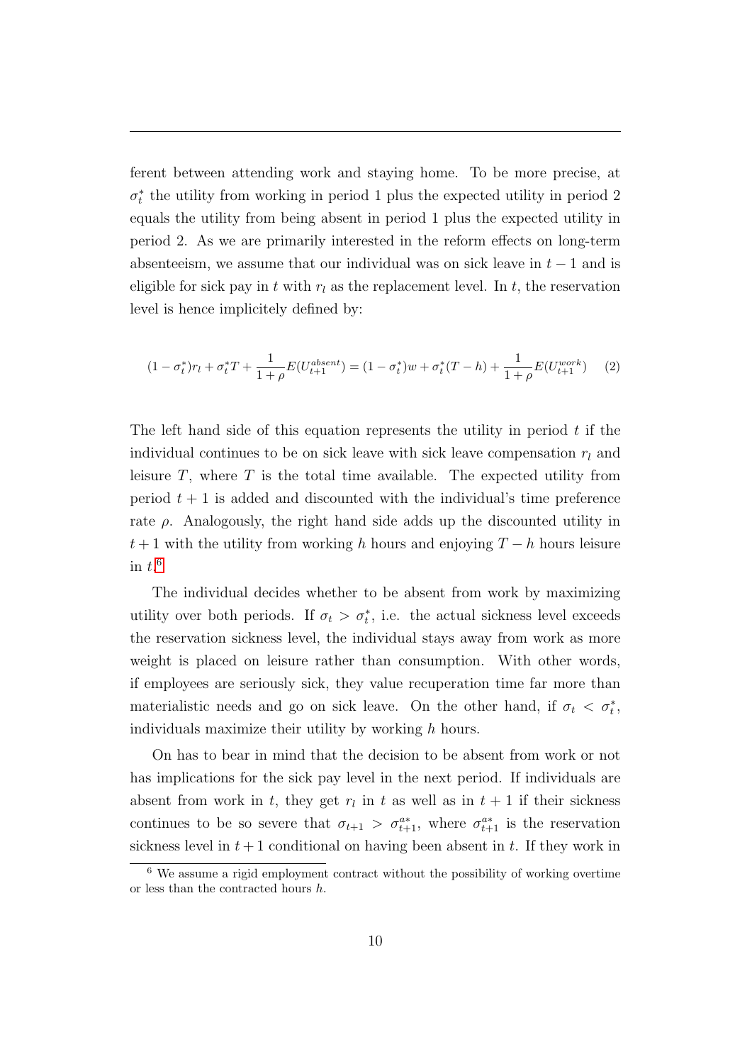ferent between attending work and staying home. To be more precise, at $\sigma_t^*$ the utility from working in period 1 plus the expected utility in period 2 equals the utility from being absent in period 1 plus the expected utility in period 2. As we are primarily interested in the reform effects on long-term absenteeism, we assume that our individual was on sick leave in $t-1$ and is eligible for sick pay in $t$ with $r_l$ as the replacement level. In $t$, the reservation level is hence implicitely defined by:

$$(1-\sigma_t^*)r_l + \sigma_t^* T + \frac{1}{1+\rho}E(U_{t+1}^{absent}) = (1-\sigma_t^*)w + \sigma_t^*(T-h) + \frac{1}{1+\rho}E(U_{t+1}^{work}) \quad (2)$$

The left hand side of this equation represents the utility in period $t$ if the individual continues to be on sick leave with sick leave compensation $r_l$ and leisure $T$, where $T$ is the total time available. The expected utility from period $t+1$ is added and discounted with the individual's time preference rate $\rho$. Analogously, the right hand side adds up the discounted utility in $t+1$ with the utility from working $h$ hours and enjoying $T-h$ hours leisure in $t$.[6]

The individual decides whether to be absent from work by maximizing utility over both periods. If $\sigma_t > \sigma_t^*$, i.e. the actual sickness level exceeds the reservation sickness level, the individual stays away from work as more weight is placed on leisure rather than consumption. With other words, if employees are seriously sick, they value recuperation time far more than materialistic needs and go on sick leave. On the other hand, if $\sigma_t < \sigma_t^*$, individuals maximize their utility by working $h$ hours.

On has to bear in mind that the decision to be absent from work or not has implications for the sick pay level in the next period. If individuals are absent from work in $t$, they get $r_l$ in $t$ as well as in $t+1$ if their sickness continues to be so severe that $\sigma_{t+1} > \sigma_{t+1}^{a*}$, where $\sigma_{t+1}^{a*}$ is the reservation sickness level in $t+1$ conditional on having been absent in $t$. If they work in

---

[6] We assume a rigid employment contract without the possibility of working overtime or less than the contracted hours $h$.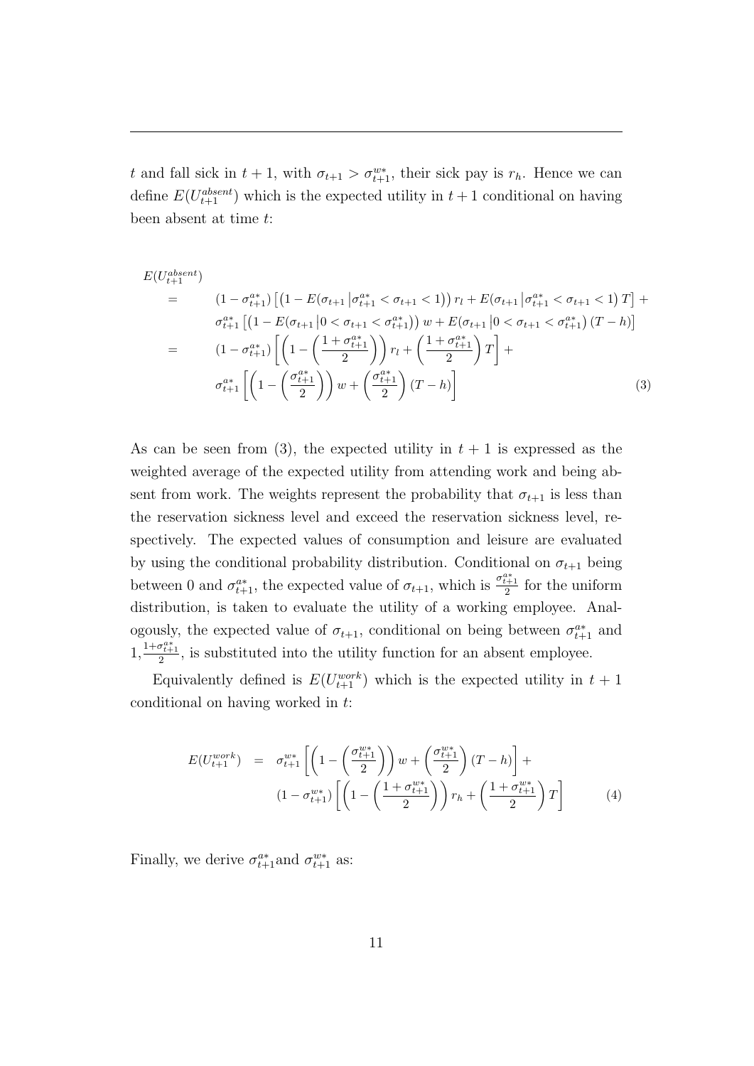$t$ and fall sick in $t+1$, with $\sigma_{t+1} > \sigma^{w*}_{t+1}$, their sick pay is $r_h$. Hence we can define $E(U^{absent}_{t+1})$ which is the expected utility in $t+1$ conditional on having been absent at time $t$:

$$
\begin{aligned}
E(U^{absent}_{t+1}) & \\
= \quad & (1-\sigma^{a*}_{t+1})\left[\left(1 - E(\sigma_{t+1}\left|\sigma^{a*}_{t+1} < \sigma_{t+1} < 1\right)\right) r_l + E(\sigma_{t+1}\left|\sigma^{a*}_{t+1} < \sigma_{t+1} < 1\right) T\right] + \\
& \sigma^{a*}_{t+1}\left[\left(1 - E(\sigma_{t+1}\left|0 < \sigma_{t+1} < \sigma^{a*}_{t+1}\right)\right) w + E(\sigma_{t+1}\left|0 < \sigma_{t+1} < \sigma^{a*}_{t+1}\right)(T-h)\right] \\
= \quad & (1-\sigma^{a*}_{t+1})\left[\left(1 - \left(\frac{1+\sigma^{a*}_{t+1}}{2}\right)\right) r_l + \left(\frac{1+\sigma^{a*}_{t+1}}{2}\right) T\right] + \\
& \sigma^{a*}_{t+1}\left[\left(1 - \left(\frac{\sigma^{a*}_{t+1}}{2}\right)\right) w + \left(\frac{\sigma^{a*}_{t+1}}{2}\right)(T-h)\right] \qquad (3)
\end{aligned}
$$

As can be seen from (3), the expected utility in $t+1$ is expressed as the weighted average of the expected utility from attending work and being absent from work. The weights represent the probability that $\sigma_{t+1}$ is less than the reservation sickness level and exceed the reservation sickness level, respectively. The expected values of consumption and leisure are evaluated by using the conditional probability distribution. Conditional on $\sigma_{t+1}$ being between 0 and $\sigma^{a*}_{t+1}$, the expected value of $\sigma_{t+1}$, which is $\frac{\sigma^{a*}_{t+1}}{2}$ for the uniform distribution, is taken to evaluate the utility of a working employee. Analogously, the expected value of $\sigma_{t+1}$, conditional on being between $\sigma^{a*}_{t+1}$ and $1, \frac{1+\sigma^{a*}_{t+1}}{2}$, is substituted into the utility function for an absent employee.

Equivalently defined is $E(U^{work}_{t+1})$ which is the expected utility in $t+1$ conditional on having worked in $t$:

$$
\begin{aligned}
E(U^{work}_{t+1}) \quad = \quad & \sigma^{w*}_{t+1}\left[\left(1 - \left(\frac{\sigma^{w*}_{t+1}}{2}\right)\right) w + \left(\frac{\sigma^{w*}_{t+1}}{2}\right)(T-h)\right] + \\
& (1-\sigma^{w*}_{t+1})\left[\left(1 - \left(\frac{1+\sigma^{w*}_{t+1}}{2}\right)\right) r_h + \left(\frac{1+\sigma^{w*}_{t+1}}{2}\right) T\right] \qquad (4)
\end{aligned}
$$

Finally, we derive $\sigma^{a*}_{t+1}$and $\sigma^{w*}_{t+1}$ as: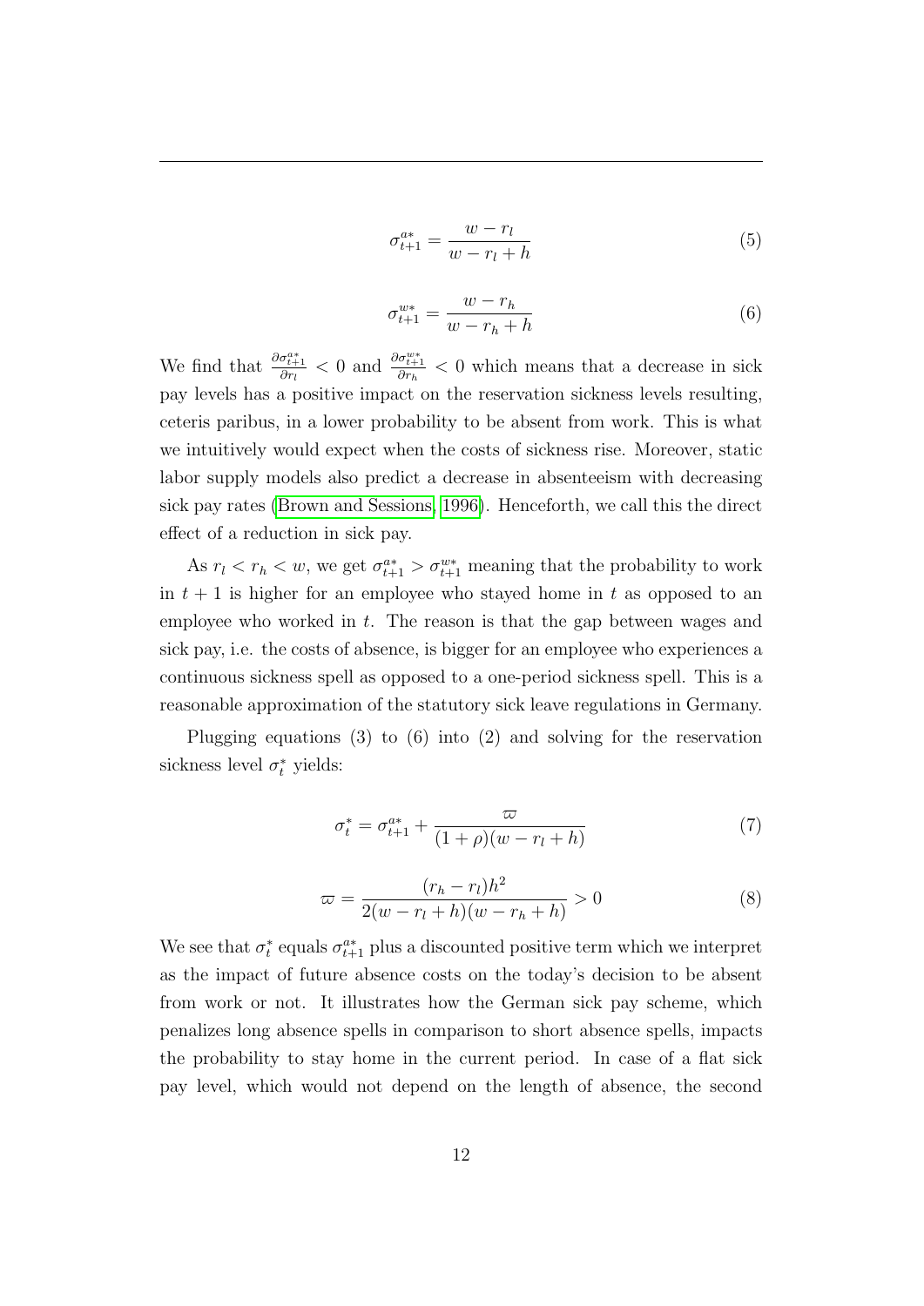$$\sigma_{t+1}^{a*} = \frac{w - r_l}{w - r_l + h} \tag{5}$$

$$\sigma_{t+1}^{w*} = \frac{w - r_h}{w - r_h + h} \tag{6}$$

We find that $\frac{\partial \sigma_{t+1}^{a*}}{\partial r_l} < 0$ and $\frac{\partial \sigma_{t+1}^{w*}}{\partial r_h} < 0$ which means that a decrease in sick pay levels has a positive impact on the reservation sickness levels resulting, ceteris paribus, in a lower probability to be absent from work. This is what we intuitively would expect when the costs of sickness rise. Moreover, static labor supply models also predict a decrease in absenteeism with decreasing sick pay rates (Brown and Sessions, 1996). Henceforth, we call this the direct effect of a reduction in sick pay.

As $r_l < r_h < w$, we get $\sigma_{t+1}^{a*} > \sigma_{t+1}^{w*}$ meaning that the probability to work in $t+1$ is higher for an employee who stayed home in $t$ as opposed to an employee who worked in $t$. The reason is that the gap between wages and sick pay, i.e. the costs of absence, is bigger for an employee who experiences a continuous sickness spell as opposed to a one-period sickness spell. This is a reasonable approximation of the statutory sick leave regulations in Germany.

Plugging equations (3) to (6) into (2) and solving for the reservation sickness level $\sigma_t^*$ yields:

$$\sigma_t^* = \sigma_{t+1}^{a*} + \frac{\varpi}{(1+\rho)(w - r_l + h)} \tag{7}$$

$$\varpi = \frac{(r_h - r_l)h^2}{2(w - r_l + h)(w - r_h + h)} > 0 \tag{8}$$

We see that $\sigma_t^*$ equals $\sigma_{t+1}^{a*}$ plus a discounted positive term which we interpret as the impact of future absence costs on the today's decision to be absent from work or not. It illustrates how the German sick pay scheme, which penalizes long absence spells in comparison to short absence spells, impacts the probability to stay home in the current period. In case of a flat sick pay level, which would not depend on the length of absence, the second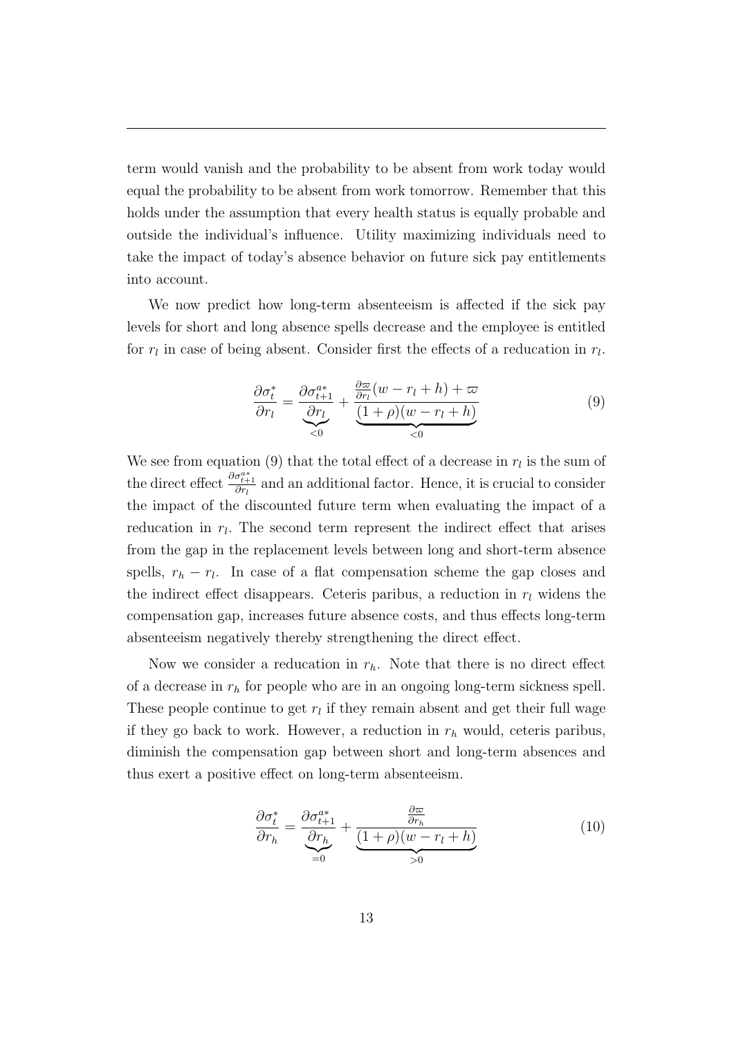term would vanish and the probability to be absent from work today would equal the probability to be absent from work tomorrow. Remember that this holds under the assumption that every health status is equally probable and outside the individual's influence. Utility maximizing individuals need to take the impact of today's absence behavior on future sick pay entitlements into account.

We now predict how long-term absenteeism is affected if the sick pay levels for short and long absence spells decrease and the employee is entitled for $r_l$ in case of being absent. Consider first the effects of a reducation in $r_l$.

$$\frac{\partial \sigma_t^*}{\partial r_l} = \underbrace{\frac{\partial \sigma_{t+1}^{a*}}{\partial r_l}}_{<0} + \underbrace{\frac{\frac{\partial \varpi}{\partial r_l}(w - r_l + h) + \varpi}{(1+\rho)(w - r_l + h)}}_{<0} \tag{9}$$

We see from equation (9) that the total effect of a decrease in $r_l$ is the sum of the direct effect $\frac{\partial \sigma_{t+1}^{a*}}{\partial r_l}$ and an additional factor. Hence, it is crucial to consider the impact of the discounted future term when evaluating the impact of a reducation in $r_l$. The second term represent the indirect effect that arises from the gap in the replacement levels between long and short-term absence spells, $r_h - r_l$. In case of a flat compensation scheme the gap closes and the indirect effect disappears. Ceteris paribus, a reduction in $r_l$ widens the compensation gap, increases future absence costs, and thus effects long-term absenteeism negatively thereby strengthening the direct effect.

Now we consider a reducation in $r_h$. Note that there is no direct effect of a decrease in $r_h$ for people who are in an ongoing long-term sickness spell. These people continue to get $r_l$ if they remain absent and get their full wage if they go back to work. However, a reduction in $r_h$ would, ceteris paribus, diminish the compensation gap between short and long-term absences and thus exert a positive effect on long-term absenteeism.

$$\frac{\partial \sigma_t^*}{\partial r_h} = \underbrace{\frac{\partial \sigma_{t+1}^{a*}}{\partial r_h}}_{=0} + \underbrace{\frac{\frac{\partial \varpi}{\partial r_h}}{(1+\rho)(w - r_l + h)}}_{>0} \tag{10}$$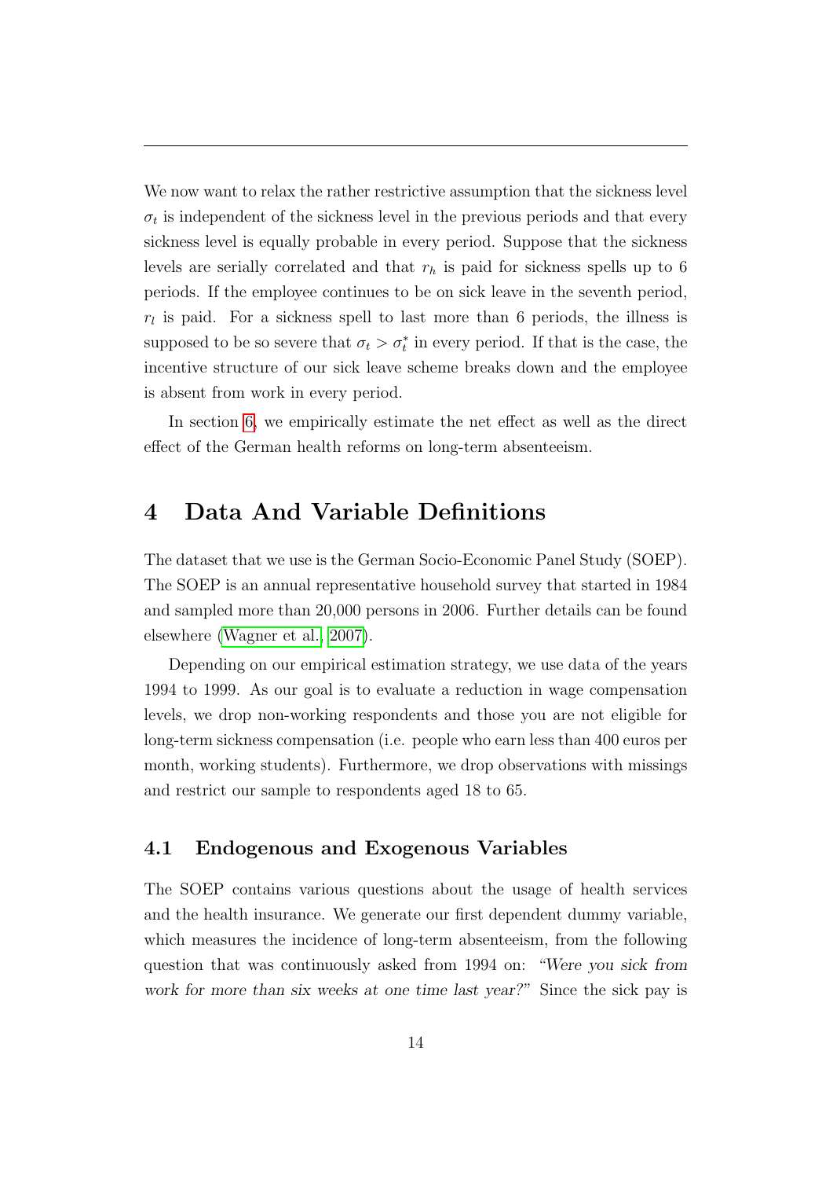We now want to relax the rather restrictive assumption that the sickness level $\sigma_t$ is independent of the sickness level in the previous periods and that every sickness level is equally probable in every period. Suppose that the sickness levels are serially correlated and that $r_h$ is paid for sickness spells up to 6 periods. If the employee continues to be on sick leave in the seventh period, $r_l$ is paid. For a sickness spell to last more than 6 periods, the illness is supposed to be so severe that $\sigma_t > \sigma_t^*$ in every period. If that is the case, the incentive structure of our sick leave scheme breaks down and the employee is absent from work in every period.

In section 6, we empirically estimate the net effect as well as the direct effect of the German health reforms on long-term absenteeism.

# 4 Data And Variable Definitions

The dataset that we use is the German Socio-Economic Panel Study (SOEP). The SOEP is an annual representative household survey that started in 1984 and sampled more than 20,000 persons in 2006. Further details can be found elsewhere (Wagner et al., 2007).

Depending on our empirical estimation strategy, we use data of the years 1994 to 1999. As our goal is to evaluate a reduction in wage compensation levels, we drop non-working respondents and those you are not eligible for long-term sickness compensation (i.e. people who earn less than 400 euros per month, working students). Furthermore, we drop observations with missings and restrict our sample to respondents aged 18 to 65.

## 4.1 Endogenous and Exogenous Variables

The SOEP contains various questions about the usage of health services and the health insurance. We generate our first dependent dummy variable, which measures the incidence of long-term absenteeism, from the following question that was continuously asked from 1994 on: *"Were you sick from work for more than six weeks at one time last year?"* Since the sick pay is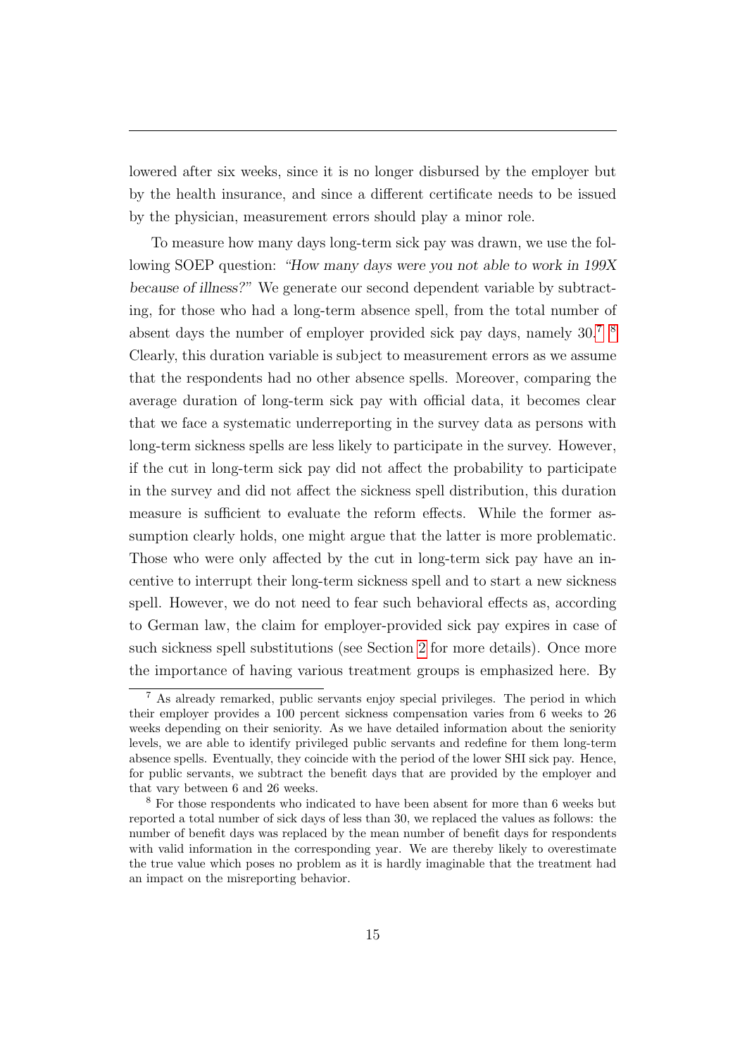lowered after six weeks, since it is no longer disbursed by the employer but by the health insurance, and since a different certificate needs to be issued by the physician, measurement errors should play a minor role.

To measure how many days long-term sick pay was drawn, we use the following SOEP question: *"How many days were you not able to work in 199X because of illness?"* We generate our second dependent variable by subtracting, for those who had a long-term absence spell, from the total number of absent days the number of employer provided sick pay days, namely 30.[7] [8] Clearly, this duration variable is subject to measurement errors as we assume that the respondents had no other absence spells. Moreover, comparing the average duration of long-term sick pay with official data, it becomes clear that we face a systematic underreporting in the survey data as persons with long-term sickness spells are less likely to participate in the survey. However, if the cut in long-term sick pay did not affect the probability to participate in the survey and did not affect the sickness spell distribution, this duration measure is sufficient to evaluate the reform effects. While the former assumption clearly holds, one might argue that the latter is more problematic. Those who were only affected by the cut in long-term sick pay have an incentive to interrupt their long-term sickness spell and to start a new sickness spell. However, we do not need to fear such behavioral effects as, according to German law, the claim for employer-provided sick pay expires in case of such sickness spell substitutions (see Section 2 for more details). Once more the importance of having various treatment groups is emphasized here. By

[7] As already remarked, public servants enjoy special privileges. The period in which their employer provides a 100 percent sickness compensation varies from 6 weeks to 26 weeks depending on their seniority. As we have detailed information about the seniority levels, we are able to identify privileged public servants and redefine for them long-term absence spells. Eventually, they coincide with the period of the lower SHI sick pay. Hence, for public servants, we subtract the benefit days that are provided by the employer and that vary between 6 and 26 weeks.

[8] For those respondents who indicated to have been absent for more than 6 weeks but reported a total number of sick days of less than 30, we replaced the values as follows: the number of benefit days was replaced by the mean number of benefit days for respondents with valid information in the corresponding year. We are thereby likely to overestimate the true value which poses no problem as it is hardly imaginable that the treatment had an impact on the misreporting behavior.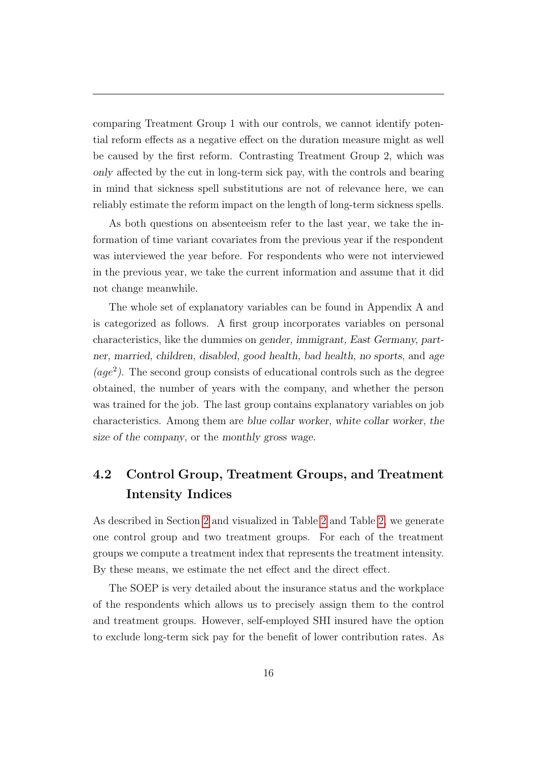comparing Treatment Group 1 with our controls, we cannot identify potential reform effects as a negative effect on the duration measure might as well be caused by the first reform. Contrasting Treatment Group 2, which was *only* affected by the cut in long-term sick pay, with the controls and bearing in mind that sickness spell substitutions are not of relevance here, we can reliably estimate the reform impact on the length of long-term sickness spells.

As both questions on absenteeism refer to the last year, we take the information of time variant covariates from the previous year if the respondent was interviewed the year before. For respondents who were not interviewed in the previous year, we take the current information and assume that it did not change meanwhile.

The whole set of explanatory variables can be found in Appendix A and is categorized as follows. A first group incorporates variables on personal characteristics, like the dummies on *gender, immigrant, East Germany, partner, married, children, disabled, good health, bad health, no sports*, and *age* $(age^2)$. The second group consists of educational controls such as the degree obtained, the number of years with the company, and whether the person was trained for the job. The last group contains explanatory variables on job characteristics. Among them are *blue collar worker, white collar worker, the size of the company*, or the *monthly gross wage*.

## 4.2 Control Group, Treatment Groups, and Treatment Intensity Indices

As described in Section 2 and visualized in Table 2 and Table 2, we generate one control group and two treatment groups. For each of the treatment groups we compute a treatment index that represents the treatment intensity. By these means, we estimate the net effect and the direct effect.

The SOEP is very detailed about the insurance status and the workplace of the respondents which allows us to precisely assign them to the control and treatment groups. However, self-employed SHI insured have the option to exclude long-term sick pay for the benefit of lower contribution rates. As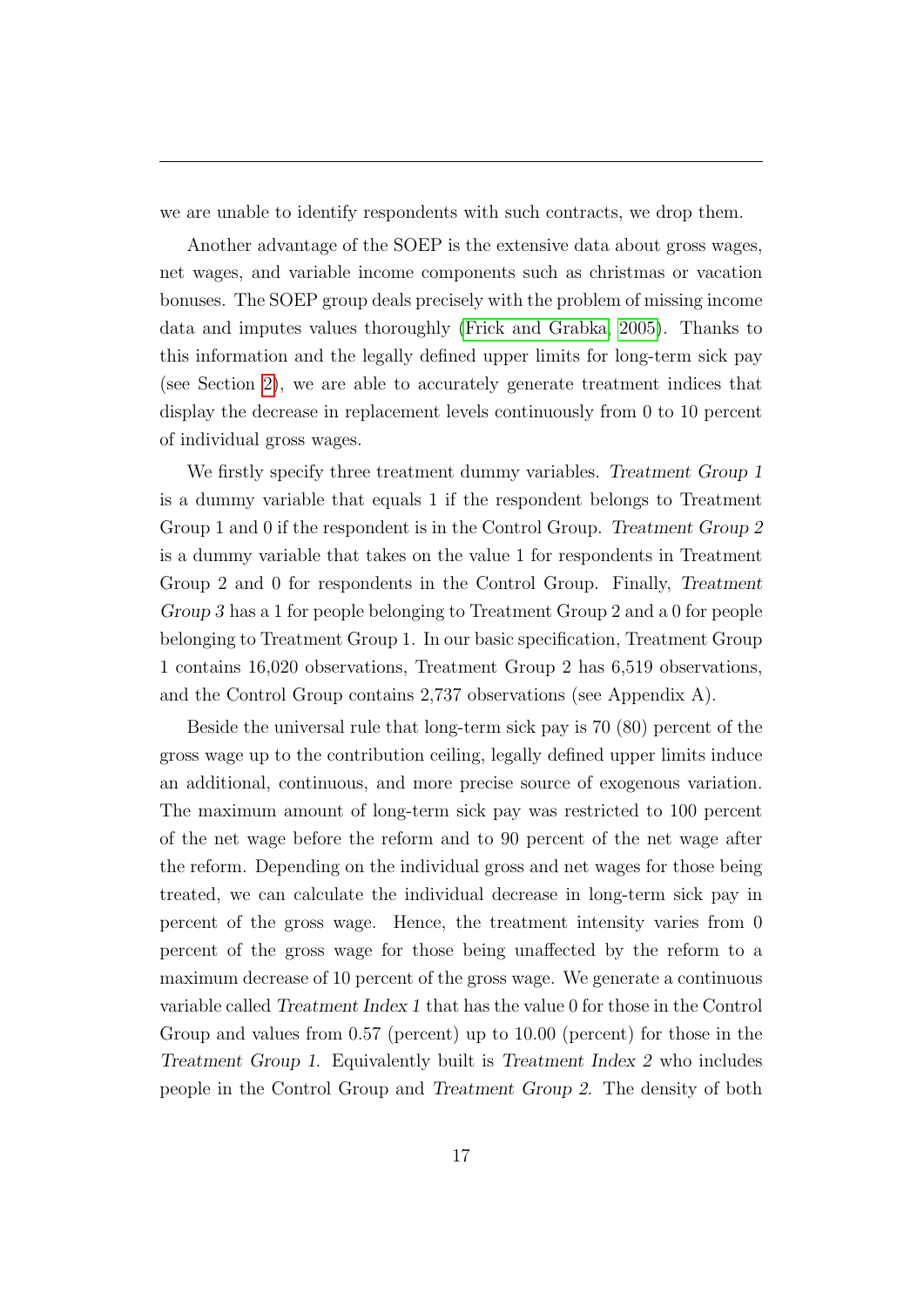we are unable to identify respondents with such contracts, we drop them.

Another advantage of the SOEP is the extensive data about gross wages, net wages, and variable income components such as christmas or vacation bonuses. The SOEP group deals precisely with the problem of missing income data and imputes values thoroughly (Frick and Grabka, 2005). Thanks to this information and the legally defined upper limits for long-term sick pay (see Section 2), we are able to accurately generate treatment indices that display the decrease in replacement levels continuously from 0 to 10 percent of individual gross wages.

We firstly specify three treatment dummy variables. *Treatment Group 1* is a dummy variable that equals 1 if the respondent belongs to Treatment Group 1 and 0 if the respondent is in the Control Group. *Treatment Group 2* is a dummy variable that takes on the value 1 for respondents in Treatment Group 2 and 0 for respondents in the Control Group. Finally, *Treatment Group 3* has a 1 for people belonging to Treatment Group 2 and a 0 for people belonging to Treatment Group 1. In our basic specification, Treatment Group 1 contains 16,020 observations, Treatment Group 2 has 6,519 observations, and the Control Group contains 2,737 observations (see Appendix A).

Beside the universal rule that long-term sick pay is 70 (80) percent of the gross wage up to the contribution ceiling, legally defined upper limits induce an additional, continuous, and more precise source of exogenous variation. The maximum amount of long-term sick pay was restricted to 100 percent of the net wage before the reform and to 90 percent of the net wage after the reform. Depending on the individual gross and net wages for those being treated, we can calculate the individual decrease in long-term sick pay in percent of the gross wage. Hence, the treatment intensity varies from 0 percent of the gross wage for those being unaffected by the reform to a maximum decrease of 10 percent of the gross wage. We generate a continuous variable called *Treatment Index 1* that has the value 0 for those in the Control Group and values from 0.57 (percent) up to 10.00 (percent) for those in the *Treatment Group 1*. Equivalently built is *Treatment Index 2* who includes people in the Control Group and *Treatment Group 2*. The density of both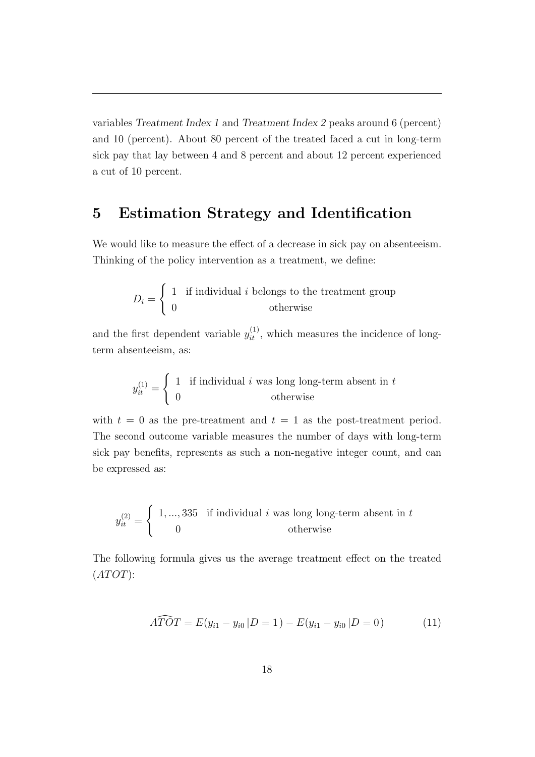variables *Treatment Index 1* and *Treatment Index 2* peaks around 6 (percent) and 10 (percent). About 80 percent of the treated faced a cut in long-term sick pay that lay between 4 and 8 percent and about 12 percent experienced a cut of 10 percent.

## 5 Estimation Strategy and Identification

We would like to measure the effect of a decrease in sick pay on absenteeism. Thinking of the policy intervention as a treatment, we define:

$$D_i = \begin{cases} 1 & \text{if individual } i \text{ belongs to the treatment group} \\ 0 & \text{otherwise} \end{cases}$$

and the first dependent variable $y_{it}^{(1)}$, which measures the incidence of long-term absenteeism, as:

$$y_{it}^{(1)} = \begin{cases} 1 & \text{if individual } i \text{ was long long-term absent in } t \\ 0 & \text{otherwise} \end{cases}$$

with $t = 0$ as the pre-treatment and $t = 1$ as the post-treatment period. The second outcome variable measures the number of days with long-term sick pay benefits, represents as such a non-negative integer count, and can be expressed as:

$$y_{it}^{(2)} = \begin{cases} 1, ..., 335 & \text{if individual } i \text{ was long long-term absent in } t \\ 0 & \text{otherwise} \end{cases}$$

The following formula gives us the average treatment effect on the treated ($ATOT$):

$$\widehat{ATOT} = E(y_{i1} - y_{i0} \,|D = 1) - E(y_{i1} - y_{i0} \,|D = 0) \tag{11}$$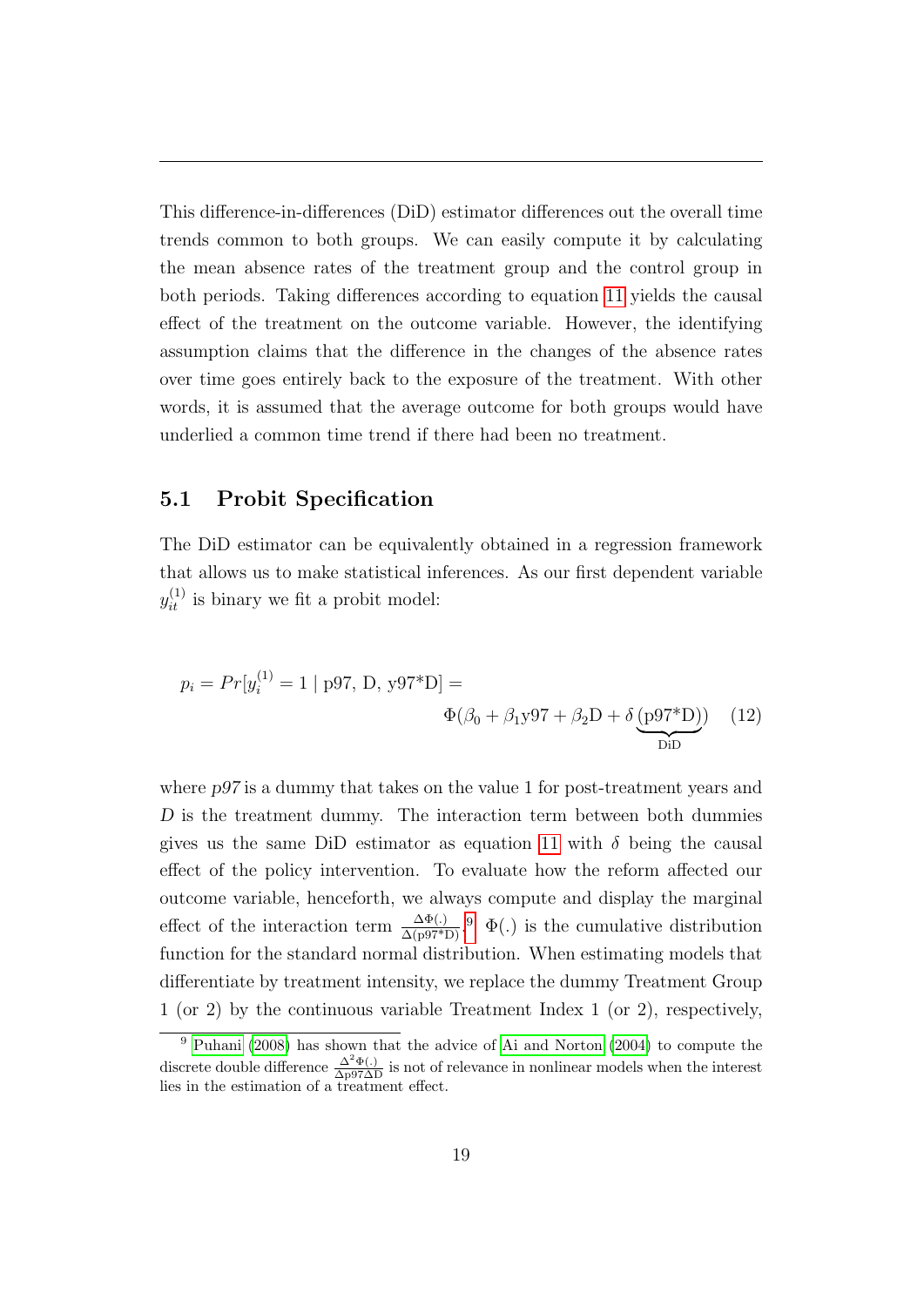This difference-in-differences (DiD) estimator differences out the overall time trends common to both groups. We can easily compute it by calculating the mean absence rates of the treatment group and the control group in both periods. Taking differences according to equation 11 yields the causal effect of the treatment on the outcome variable. However, the identifying assumption claims that the difference in the changes of the absence rates over time goes entirely back to the exposure of the treatment. With other words, it is assumed that the average outcome for both groups would have underlied a common time trend if there had been no treatment.

## 5.1 Probit Specification

The DiD estimator can be equivalently obtained in a regression framework that allows us to make statistical inferences. As our first dependent variable $y_{it}^{(1)}$ is binary we fit a probit model:

$$p_i = Pr[y_i^{(1)} = 1 \mid \text{p97, D, y97*D}] = \Phi(\beta_0 + \beta_1 \text{y97} + \beta_2 \text{D} + \delta \underbrace{(\text{p97*D})}_{\text{DiD}}) \quad (12)$$

where *p97* is a dummy that takes on the value 1 for post-treatment years and *D* is the treatment dummy. The interaction term between both dummies gives us the same DiD estimator as equation 11 with $\delta$ being the causal effect of the policy intervention. To evaluate how the reform affected our outcome variable, henceforth, we always compute and display the marginal effect of the interaction term $\frac{\Delta\Phi(.)}{\Delta(\text{p97*D})}$.[9] $\Phi(.)$ is the cumulative distribution function for the standard normal distribution. When estimating models that differentiate by treatment intensity, we replace the dummy Treatment Group 1 (or 2) by the continuous variable Treatment Index 1 (or 2), respectively,

[9] Puhani (2008) has shown that the advice of Ai and Norton (2004) to compute the discrete double difference $\frac{\Delta^2\Phi(.)}{\Delta\text{p97}\Delta\text{D}}$ is not of relevance in nonlinear models when the interest lies in the estimation of a treatment effect.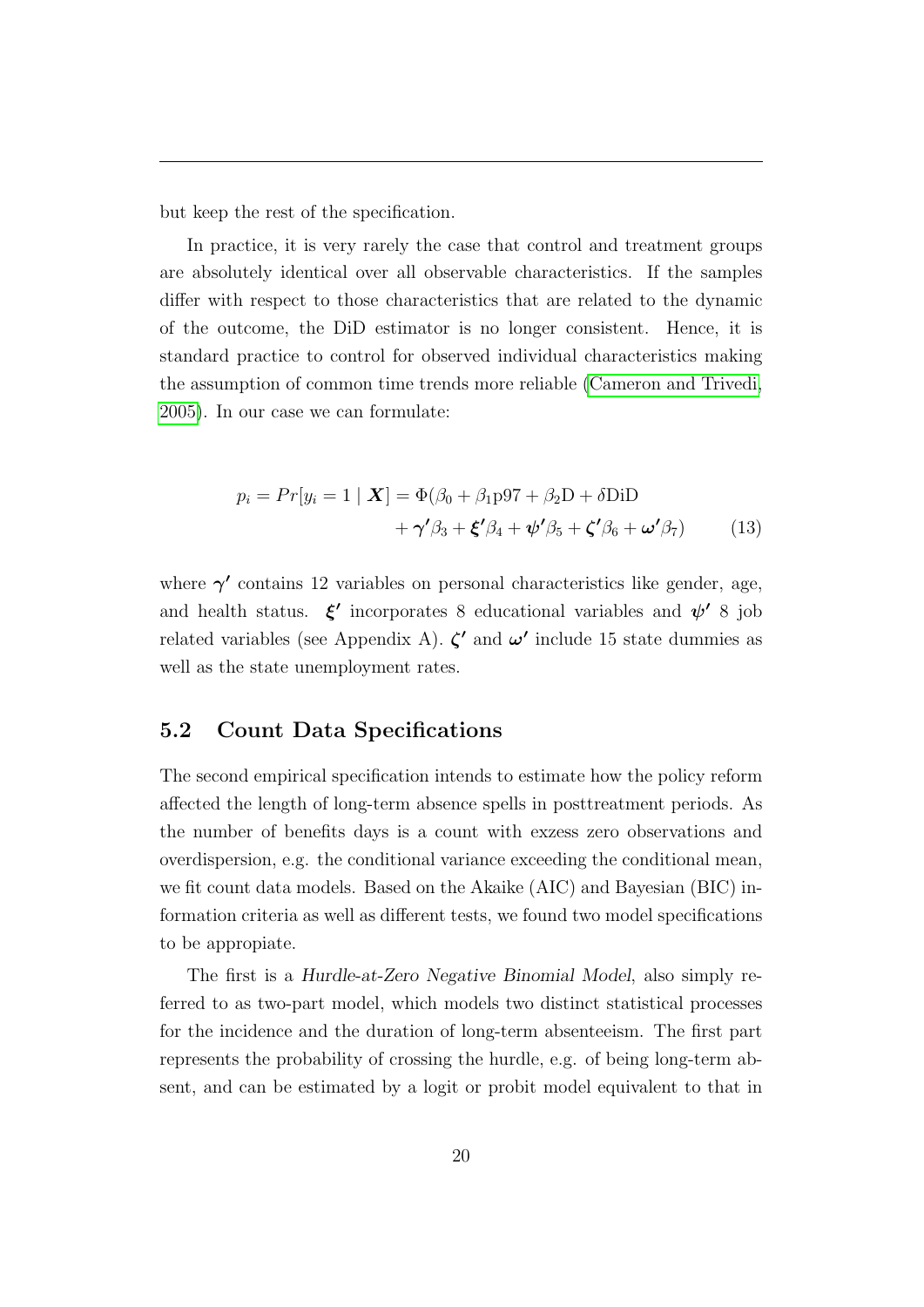but keep the rest of the specification.

In practice, it is very rarely the case that control and treatment groups are absolutely identical over all observable characteristics. If the samples differ with respect to those characteristics that are related to the dynamic of the outcome, the DiD estimator is no longer consistent. Hence, it is standard practice to control for observed individual characteristics making the assumption of common time trends more reliable (Cameron and Trivedi, 2005). In our case we can formulate:

$$
\begin{aligned}
p_i = Pr[y_i = 1 \mid \boldsymbol{X}] = \Phi(&\beta_0 + \beta_1 \text{p97} + \beta_2 \text{D} + \delta \text{DiD} \\
&+ \boldsymbol{\gamma'}\beta_3 + \boldsymbol{\xi'}\beta_4 + \boldsymbol{\psi'}\beta_5 + \boldsymbol{\zeta'}\beta_6 + \boldsymbol{\omega'}\beta_7)
\end{aligned} \tag{13}
$$

where $\boldsymbol{\gamma'}$ contains 12 variables on personal characteristics like gender, age, and health status. $\boldsymbol{\xi'}$ incorporates 8 educational variables and $\boldsymbol{\psi'}$ 8 job related variables (see Appendix A). $\boldsymbol{\zeta'}$ and $\boldsymbol{\omega'}$ include 15 state dummies as well as the state unemployment rates.

## 5.2 Count Data Specifications

The second empirical specification intends to estimate how the policy reform affected the length of long-term absence spells in posttreatment periods. As the number of benefits days is a count with exzess zero observations and overdispersion, e.g. the conditional variance exceeding the conditional mean, we fit count data models. Based on the Akaike (AIC) and Bayesian (BIC) information criteria as well as different tests, we found two model specifications to be appropiate.

The first is a *Hurdle-at-Zero Negative Binomial Model*, also simply referred to as two-part model, which models two distinct statistical processes for the incidence and the duration of long-term absenteeism. The first part represents the probability of crossing the hurdle, e.g. of being long-term absent, and can be estimated by a logit or probit model equivalent to that in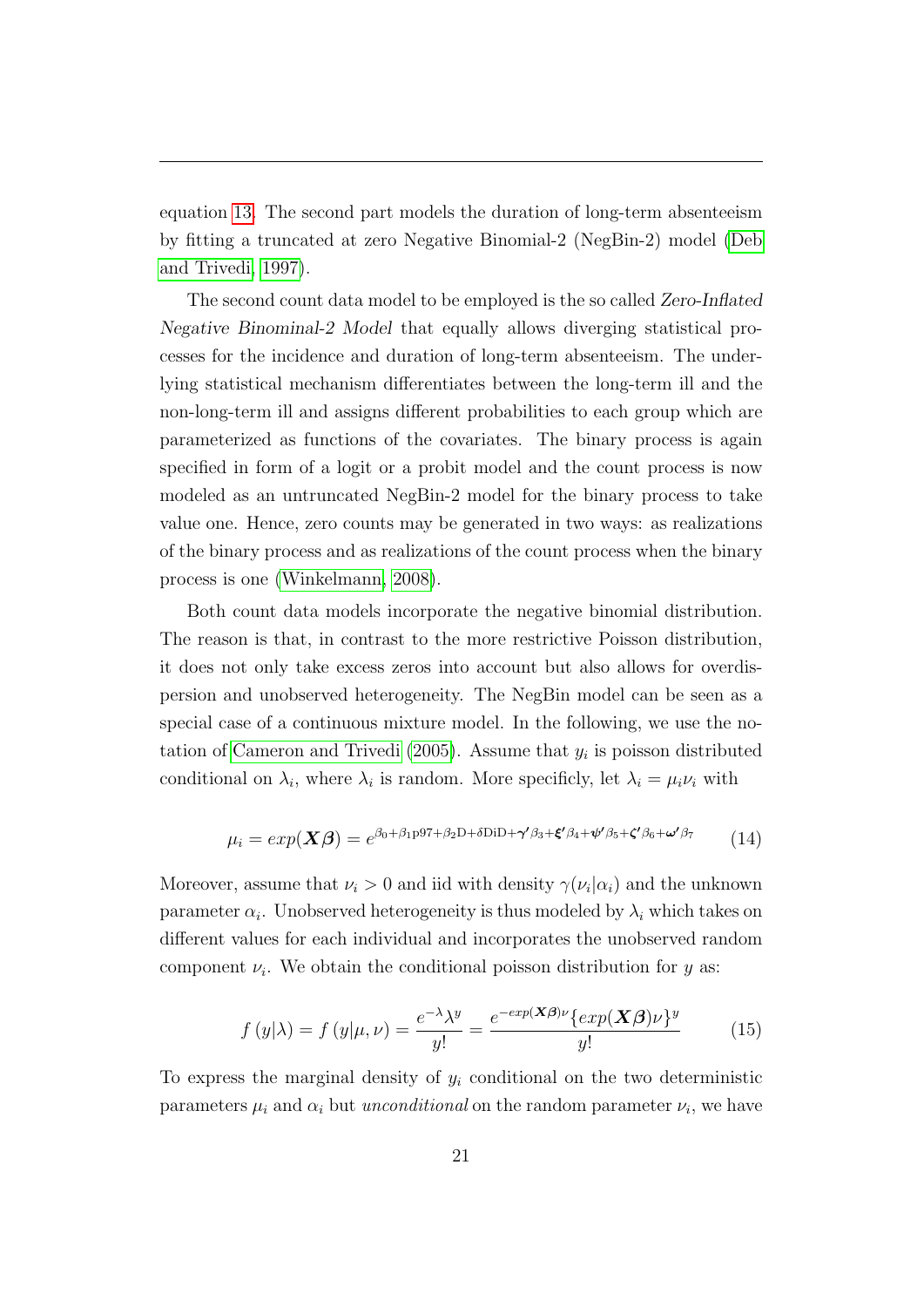equation 13. The second part models the duration of long-term absenteeism by fitting a truncated at zero Negative Binomial-2 (NegBin-2) model (Deb and Trivedi, 1997).

The second count data model to be employed is the so called *Zero-Inflated Negative Binominal-2 Model* that equally allows diverging statistical processes for the incidence and duration of long-term absenteeism. The underlying statistical mechanism differentiates between the long-term ill and the non-long-term ill and assigns different probabilities to each group which are parameterized as functions of the covariates. The binary process is again specified in form of a logit or a probit model and the count process is now modeled as an untruncated NegBin-2 model for the binary process to take value one. Hence, zero counts may be generated in two ways: as realizations of the binary process and as realizations of the count process when the binary process is one (Winkelmann, 2008).

Both count data models incorporate the negative binomial distribution. The reason is that, in contrast to the more restrictive Poisson distribution, it does not only take excess zeros into account but also allows for overdispersion and unobserved heterogeneity. The NegBin model can be seen as a special case of a continuous mixture model. In the following, we use the notation of Cameron and Trivedi (2005). Assume that $y_i$ is poisson distributed conditional on $\lambda_i$, where $\lambda_i$ is random. More specifically, let $\lambda_i = \mu_i \nu_i$ with

$$\mu_i = exp(\boldsymbol{X\beta}) = e^{\beta_0+\beta_1 \text{p97}+\beta_2 \text{D}+\delta \text{DiD}+\boldsymbol{\gamma}'\beta_3+\boldsymbol{\xi}'\beta_4+\boldsymbol{\psi}'\beta_5+\boldsymbol{\zeta}'\beta_6+\boldsymbol{\omega}'\beta_7} \tag{14}$$

Moreover, assume that $\nu_i > 0$ and iid with density $\gamma(\nu_i|\alpha_i)$ and the unknown parameter $\alpha_i$. Unobserved heterogeneity is thus modeled by $\lambda_i$ which takes on different values for each individual and incorporates the unobserved random component $\nu_i$. We obtain the conditional poisson distribution for $y$ as:

$$f(y|\lambda) = f(y|\mu,\nu) = \frac{e^{-\lambda}\lambda^y}{y!} = \frac{e^{-exp(\boldsymbol{X\beta})\nu}\{exp(\boldsymbol{X\beta})\nu\}^y}{y!} \tag{15}$$

To express the marginal density of $y_i$ conditional on the two deterministic parameters $\mu_i$ and $\alpha_i$ but *unconditional* on the random parameter $\nu_i$, we have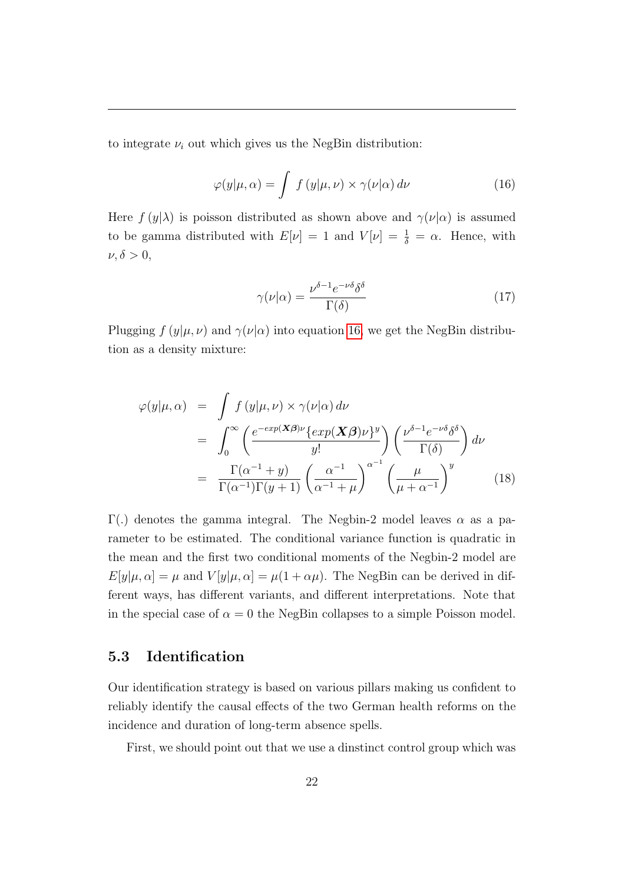to integrate $\nu_i$ out which gives us the NegBin distribution:

$$\varphi(y|\mu, \alpha) = \int f(y|\mu, \nu) \times \gamma(\nu|\alpha) \, d\nu \tag{16}$$

Here $f(y|\lambda)$ is poisson distributed as shown above and $\gamma(\nu|\alpha)$ is assumed to be gamma distributed with $E[\nu] = 1$ and $V[\nu] = \frac{1}{\delta} = \alpha$. Hence, with $\nu, \delta > 0$,

$$\gamma(\nu|\alpha) = \frac{\nu^{\delta-1} e^{-\nu\delta} \delta^{\delta}}{\Gamma(\delta)} \tag{17}$$

Plugging $f(y|\mu, \nu)$ and $\gamma(\nu|\alpha)$ into equation 16, we get the NegBin distribution as a density mixture:

$$\begin{aligned}
\varphi(y|\mu, \alpha) &= \int f(y|\mu, \nu) \times \gamma(\nu|\alpha) \, d\nu \\
&= \int_0^{\infty} \left( \frac{e^{-exp(\boldsymbol{X\beta})\nu} \{exp(\boldsymbol{X\beta})\nu\}^y}{y!} \right) \left( \frac{\nu^{\delta-1} e^{-\nu\delta} \delta^{\delta}}{\Gamma(\delta)} \right) d\nu \\
&= \frac{\Gamma(\alpha^{-1} + y)}{\Gamma(\alpha^{-1})\Gamma(y+1)} \left( \frac{\alpha^{-1}}{\alpha^{-1} + \mu} \right)^{\alpha^{-1}} \left( \frac{\mu}{\mu + \alpha^{-1}} \right)^{y}
\end{aligned} \tag{18}$$

$\Gamma(.)$ denotes the gamma integral. The Negbin-2 model leaves $\alpha$ as a parameter to be estimated. The conditional variance function is quadratic in the mean and the first two conditional moments of the Negbin-2 model are $E[y|\mu, \alpha] = \mu$ and $V[y|\mu, \alpha] = \mu(1 + \alpha\mu)$. The NegBin can be derived in different ways, has different variants, and different interpretations. Note that in the special case of $\alpha = 0$ the NegBin collapses to a simple Poisson model.

## 5.3 Identification

Our identification strategy is based on various pillars making us confident to reliably identify the causal effects of the two German health reforms on the incidence and duration of long-term absence spells.

First, we should point out that we use a dinstinct control group which was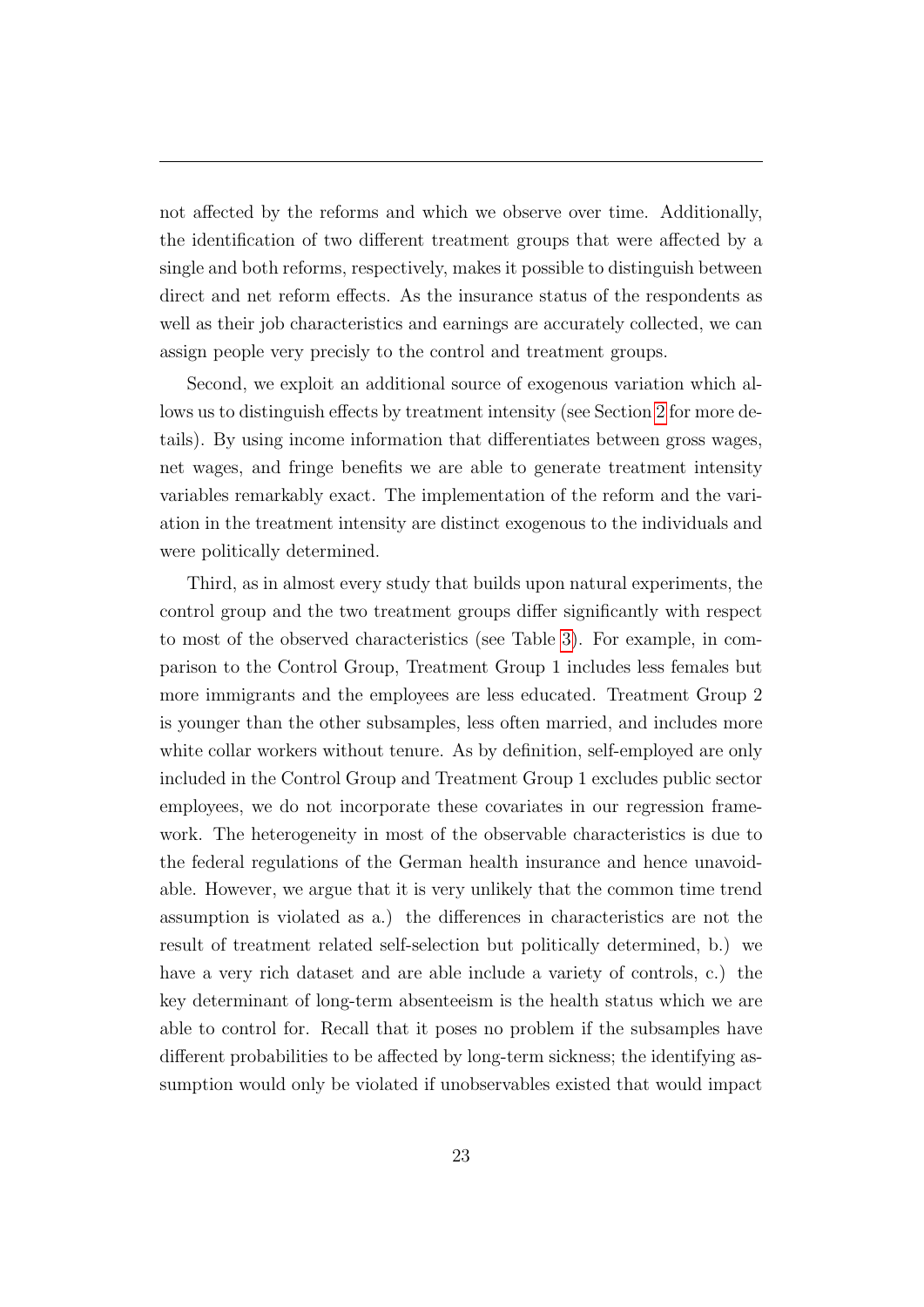not affected by the reforms and which we observe over time. Additionally, the identification of two different treatment groups that were affected by a single and both reforms, respectively, makes it possible to distinguish between direct and net reform effects. As the insurance status of the respondents as well as their job characteristics and earnings are accurately collected, we can assign people very precisely to the control and treatment groups.

Second, we exploit an additional source of exogenous variation which allows us to distinguish effects by treatment intensity (see Section 2 for more details). By using income information that differentiates between gross wages, net wages, and fringe benefits we are able to generate treatment intensity variables remarkably exact. The implementation of the reform and the variation in the treatment intensity are distinct exogenous to the individuals and were politically determined.

Third, as in almost every study that builds upon natural experiments, the control group and the two treatment groups differ significantly with respect to most of the observed characteristics (see Table 3). For example, in comparison to the Control Group, Treatment Group 1 includes less females but more immigrants and the employees are less educated. Treatment Group 2 is younger than the other subsamples, less often married, and includes more white collar workers without tenure. As by definition, self-employed are only included in the Control Group and Treatment Group 1 excludes public sector employees, we do not incorporate these covariates in our regression framework. The heterogeneity in most of the observable characteristics is due to the federal regulations of the German health insurance and hence unavoidable. However, we argue that it is very unlikely that the common time trend assumption is violated as a.) the differences in characteristics are not the result of treatment related self-selection but politically determined, b.) we have a very rich dataset and are able include a variety of controls, c.) the key determinant of long-term absenteeism is the health status which we are able to control for. Recall that it poses no problem if the subsamples have different probabilities to be affected by long-term sickness; the identifying assumption would only be violated if unobservables existed that would impact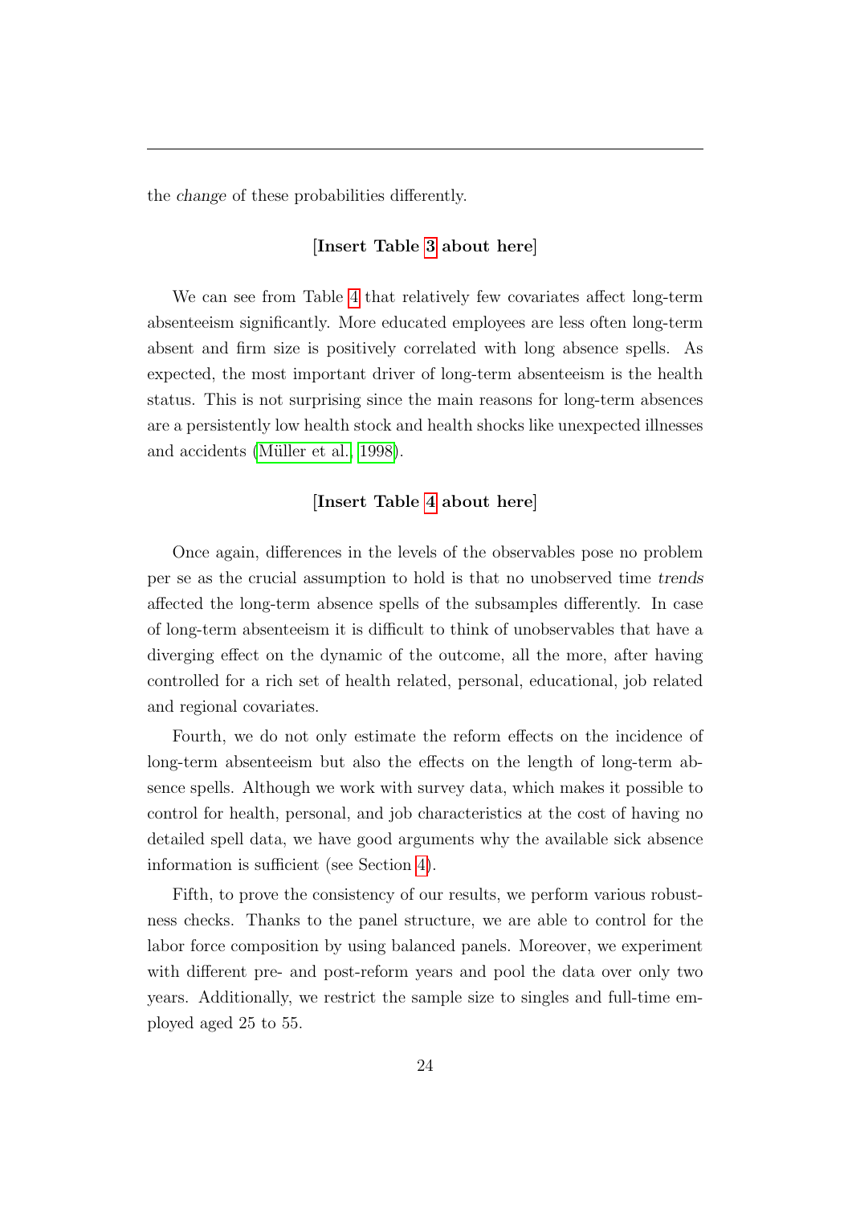the *change* of these probabilities differently.

**[Insert Table 3 about here]**

We can see from Table 4 that relatively few covariates affect long-term absenteeism significantly. More educated employees are less often long-term absent and firm size is positively correlated with long absence spells. As expected, the most important driver of long-term absenteeism is the health status. This is not surprising since the main reasons for long-term absences are a persistently low health stock and health shocks like unexpected illnesses and accidents (Müller et al., 1998).

**[Insert Table 4 about here]**

Once again, differences in the levels of the observables pose no problem per se as the crucial assumption to hold is that no unobserved time *trends* affected the long-term absence spells of the subsamples differently. In case of long-term absenteeism it is difficult to think of unobservables that have a diverging effect on the dynamic of the outcome, all the more, after having controlled for a rich set of health related, personal, educational, job related and regional covariates.

Fourth, we do not only estimate the reform effects on the incidence of long-term absenteeism but also the effects on the length of long-term absence spells. Although we work with survey data, which makes it possible to control for health, personal, and job characteristics at the cost of having no detailed spell data, we have good arguments why the available sick absence information is sufficient (see Section 4).

Fifth, to prove the consistency of our results, we perform various robustness checks. Thanks to the panel structure, we are able to control for the labor force composition by using balanced panels. Moreover, we experiment with different pre- and post-reform years and pool the data over only two years. Additionally, we restrict the sample size to singles and full-time employed aged 25 to 55.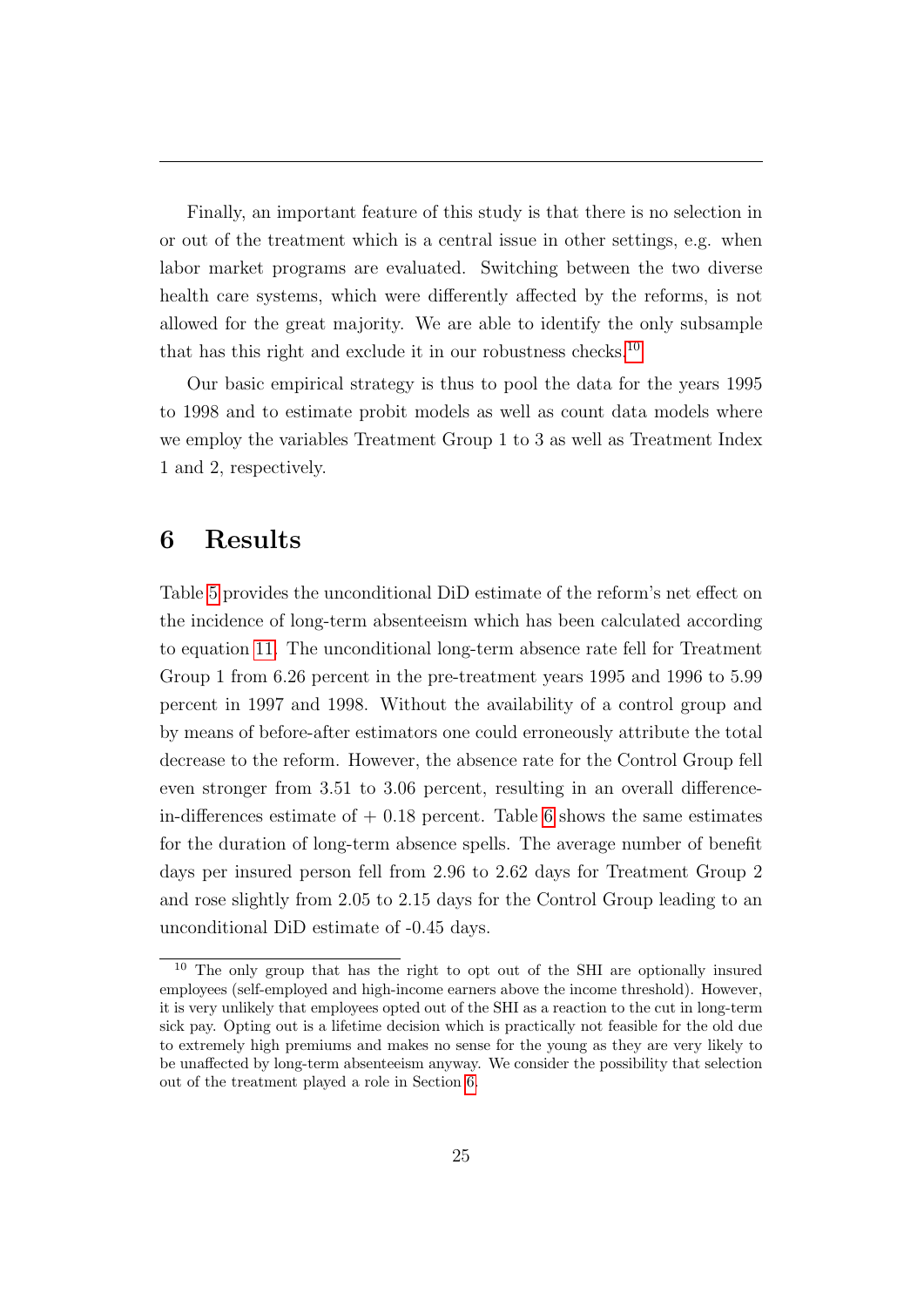Finally, an important feature of this study is that there is no selection in or out of the treatment which is a central issue in other settings, e.g. when labor market programs are evaluated. Switching between the two diverse health care systems, which were differently affected by the reforms, is not allowed for the great majority. We are able to identify the only subsample that has this right and exclude it in our robustness checks.[10]

Our basic empirical strategy is thus to pool the data for the years 1995 to 1998 and to estimate probit models as well as count data models where we employ the variables Treatment Group 1 to 3 as well as Treatment Index 1 and 2, respectively.

# 6 Results

Table 5 provides the unconditional DiD estimate of the reform's net effect on the incidence of long-term absenteeism which has been calculated according to equation 11. The unconditional long-term absence rate fell for Treatment Group 1 from 6.26 percent in the pre-treatment years 1995 and 1996 to 5.99 percent in 1997 and 1998. Without the availability of a control group and by means of before-after estimators one could erroneously attribute the total decrease to the reform. However, the absence rate for the Control Group fell even stronger from 3.51 to 3.06 percent, resulting in an overall difference-in-differences estimate of + 0.18 percent. Table 6 shows the same estimates for the duration of long-term absence spells. The average number of benefit days per insured person fell from 2.96 to 2.62 days for Treatment Group 2 and rose slightly from 2.05 to 2.15 days for the Control Group leading to an unconditional DiD estimate of -0.45 days.

[10] The only group that has the right to opt out of the SHI are optionally insured employees (self-employed and high-income earners above the income threshold). However, it is very unlikely that employees opted out of the SHI as a reaction to the cut in long-term sick pay. Opting out is a lifetime decision which is practically not feasible for the old due to extremely high premiums and makes no sense for the young as they are very likely to be unaffected by long-term absenteeism anyway. We consider the possibility that selection out of the treatment played a role in Section 6.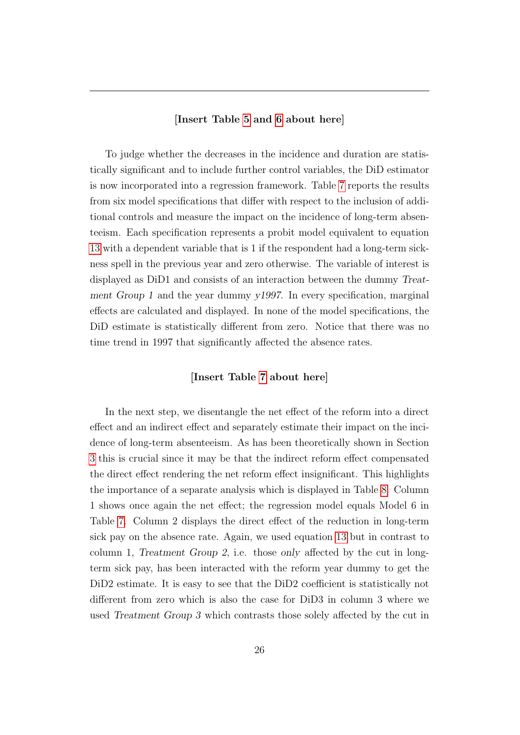**[Insert Table 5 and 6 about here]**

To judge whether the decreases in the incidence and duration are statistically significant and to include further control variables, the DiD estimator is now incorporated into a regression framework. Table 7 reports the results from six model specifications that differ with respect to the inclusion of additional controls and measure the impact on the incidence of long-term absenteeism. Each specification represents a probit model equivalent to equation 13 with a dependent variable that is 1 if the respondent had a long-term sickness spell in the previous year and zero otherwise. The variable of interest is displayed as DiD1 and consists of an interaction between the dummy *Treatment Group 1* and the year dummy *y1997*. In every specification, marginal effects are calculated and displayed. In none of the model specifications, the DiD estimate is statistically different from zero. Notice that there was no time trend in 1997 that significantly affected the absence rates.

**[Insert Table 7 about here]**

In the next step, we disentangle the net effect of the reform into a direct effect and an indirect effect and separately estimate their impact on the incidence of long-term absenteeism. As has been theoretically shown in Section 3 this is crucial since it may be that the indirect reform effect compensated the direct effect rendering the net reform effect insignificant. This highlights the importance of a separate analysis which is displayed in Table 8. Column 1 shows once again the net effect; the regression model equals Model 6 in Table 7. Column 2 displays the direct effect of the reduction in long-term sick pay on the absence rate. Again, we used equation 13 but in contrast to column 1, *Treatment Group 2*, i.e. those *only* affected by the cut in long-term sick pay, has been interacted with the reform year dummy to get the DiD2 estimate. It is easy to see that the DiD2 coefficient is statistically not different from zero which is also the case for DiD3 in column 3 where we used *Treatment Group 3* which contrasts those solely affected by the cut in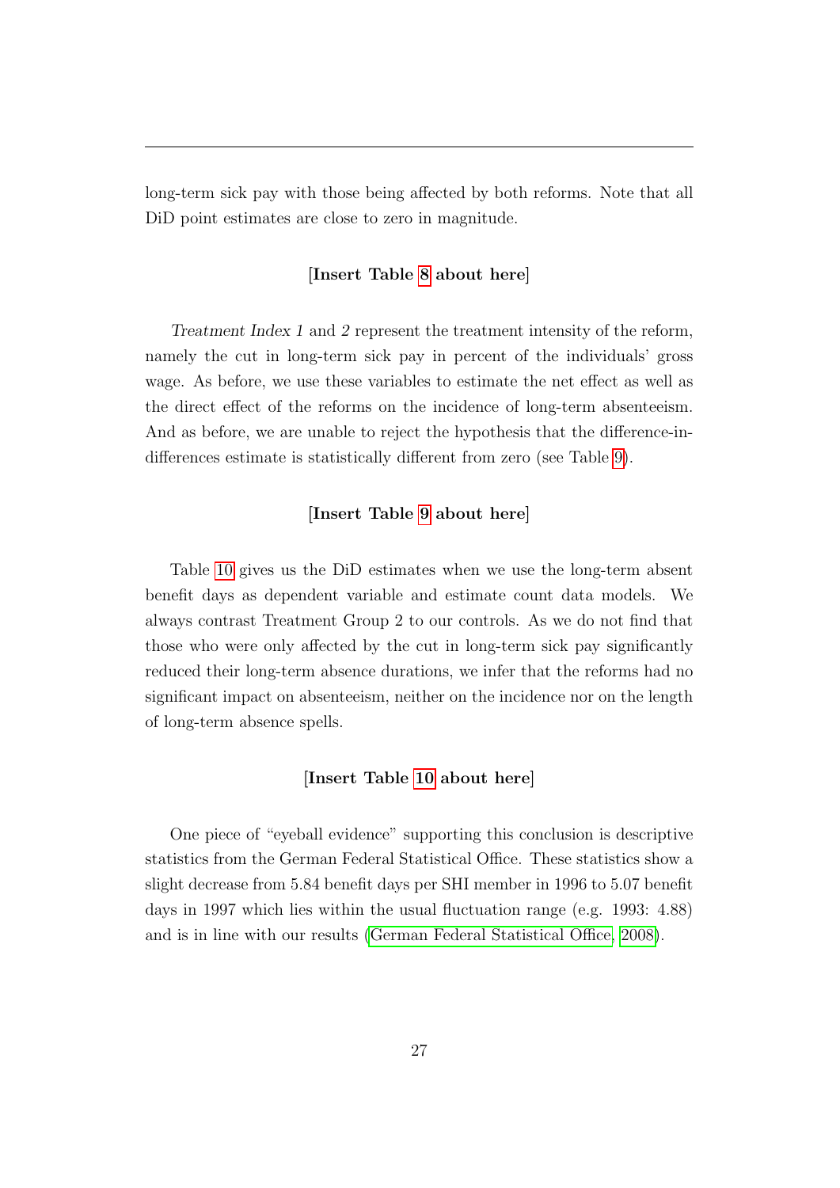long-term sick pay with those being affected by both reforms. Note that all DiD point estimates are close to zero in magnitude.

**[Insert Table 8 about here]**

*Treatment Index 1* and *2* represent the treatment intensity of the reform, namely the cut in long-term sick pay in percent of the individuals' gross wage. As before, we use these variables to estimate the net effect as well as the direct effect of the reforms on the incidence of long-term absenteeism. And as before, we are unable to reject the hypothesis that the difference-in-differences estimate is statistically different from zero (see Table 9).

**[Insert Table 9 about here]**

Table 10 gives us the DiD estimates when we use the long-term absent benefit days as dependent variable and estimate count data models. We always contrast Treatment Group 2 to our controls. As we do not find that those who were only affected by the cut in long-term sick pay significantly reduced their long-term absence durations, we infer that the reforms had no significant impact on absenteeism, neither on the incidence nor on the length of long-term absence spells.

**[Insert Table 10 about here]**

One piece of "eyeball evidence" supporting this conclusion is descriptive statistics from the German Federal Statistical Office. These statistics show a slight decrease from 5.84 benefit days per SHI member in 1996 to 5.07 benefit days in 1997 which lies within the usual fluctuation range (e.g. 1993: 4.88) and is in line with our results (German Federal Statistical Office, 2008).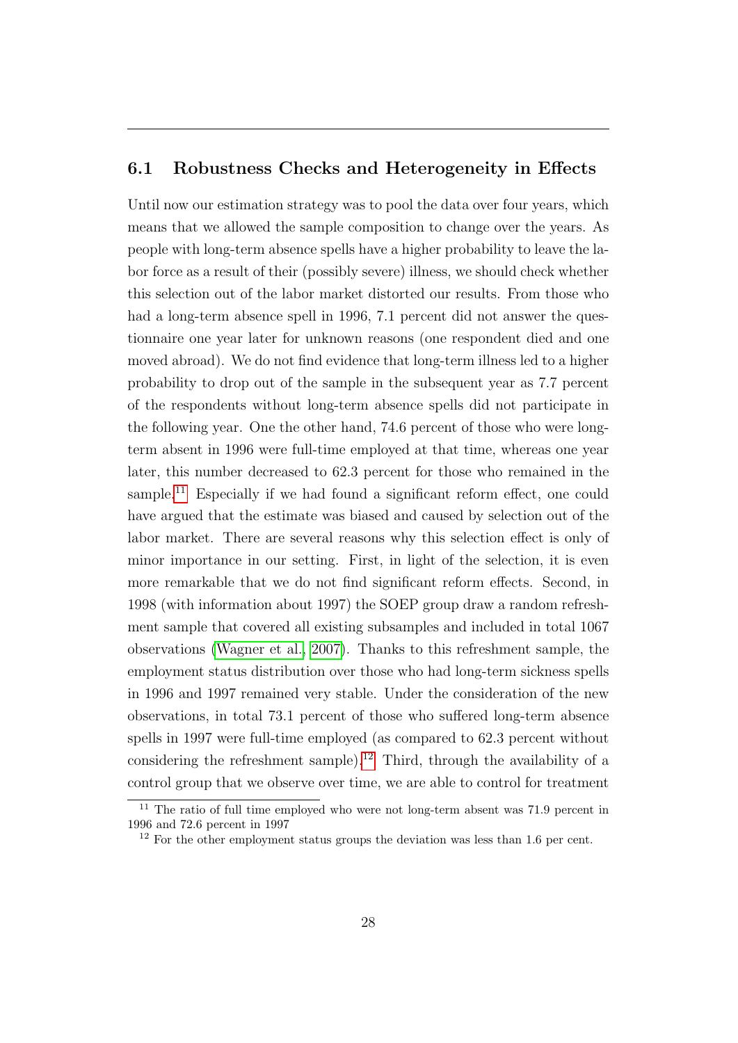## 6.1 Robustness Checks and Heterogeneity in Effects

Until now our estimation strategy was to pool the data over four years, which means that we allowed the sample composition to change over the years. As people with long-term absence spells have a higher probability to leave the labor force as a result of their (possibly severe) illness, we should check whether this selection out of the labor market distorted our results. From those who had a long-term absence spell in 1996, 7.1 percent did not answer the questionnaire one year later for unknown reasons (one respondent died and one moved abroad). We do not find evidence that long-term illness led to a higher probability to drop out of the sample in the subsequent year as 7.7 percent of the respondents without long-term absence spells did not participate in the following year. One the other hand, 74.6 percent of those who were long-term absent in 1996 were full-time employed at that time, whereas one year later, this number decreased to 62.3 percent for those who remained in the sample.[11] Especially if we had found a significant reform effect, one could have argued that the estimate was biased and caused by selection out of the labor market. There are several reasons why this selection effect is only of minor importance in our setting. First, in light of the selection, it is even more remarkable that we do not find significant reform effects. Second, in 1998 (with information about 1997) the SOEP group draw a random refreshment sample that covered all existing subsamples and included in total 1067 observations (Wagner et al., 2007). Thanks to this refreshment sample, the employment status distribution over those who had long-term sickness spells in 1996 and 1997 remained very stable. Under the consideration of the new observations, in total 73.1 percent of those who suffered long-term absence spells in 1997 were full-time employed (as compared to 62.3 percent without considering the refreshment sample).[12] Third, through the availability of a control group that we observe over time, we are able to control for treatment

[11] The ratio of full time employed who were not long-term absent was 71.9 percent in 1996 and 72.6 percent in 1997

[12] For the other employment status groups the deviation was less than 1.6 per cent.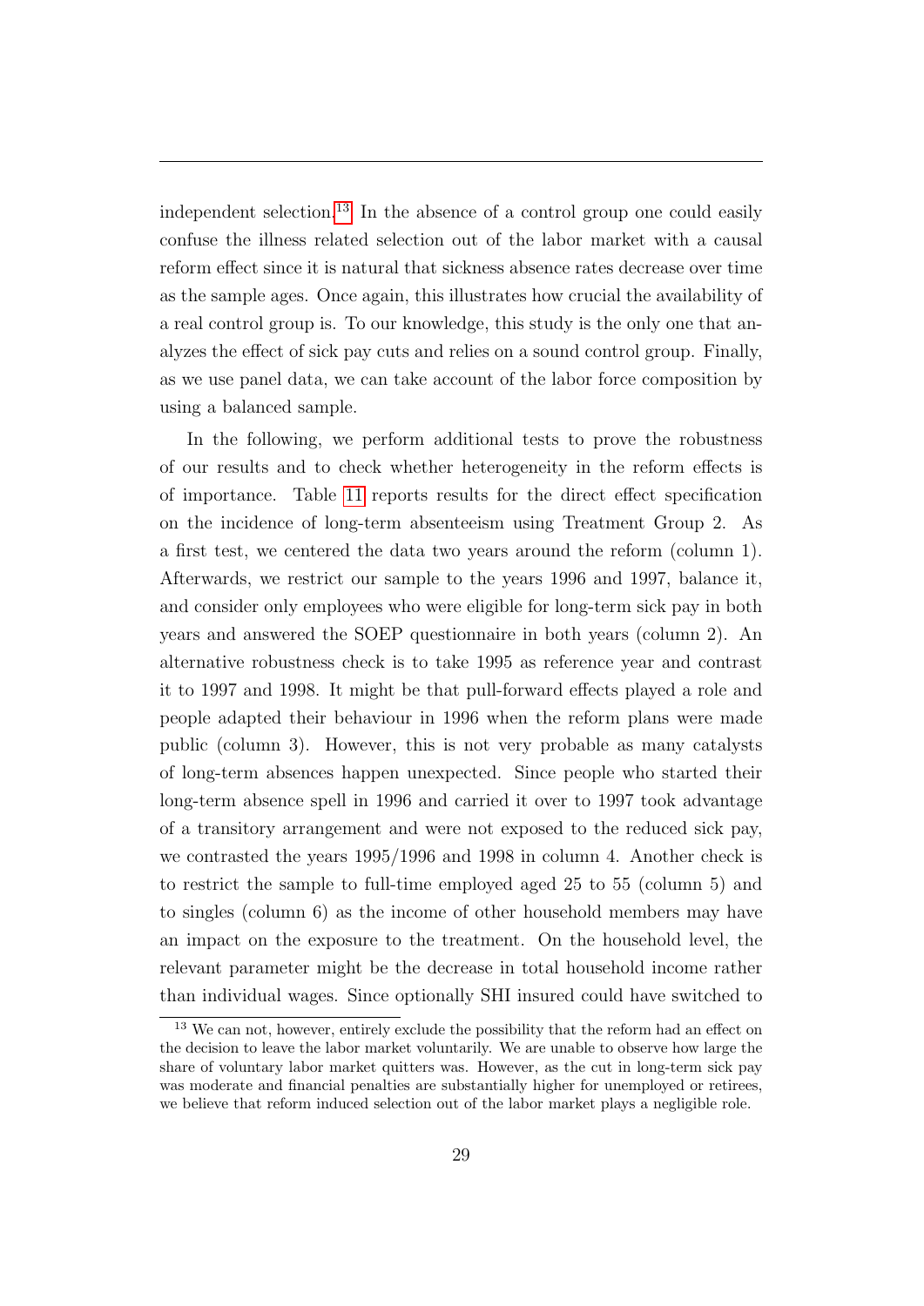independent selection.[13] In the absence of a control group one could easily confuse the illness related selection out of the labor market with a causal reform effect since it is natural that sickness absence rates decrease over time as the sample ages. Once again, this illustrates how crucial the availability of a real control group is. To our knowledge, this study is the only one that analyzes the effect of sick pay cuts and relies on a sound control group. Finally, as we use panel data, we can take account of the labor force composition by using a balanced sample.

In the following, we perform additional tests to prove the robustness of our results and to check whether heterogeneity in the reform effects is of importance. Table 11 reports results for the direct effect specification on the incidence of long-term absenteeism using Treatment Group 2. As a first test, we centered the data two years around the reform (column 1). Afterwards, we restrict our sample to the years 1996 and 1997, balance it, and consider only employees who were eligible for long-term sick pay in both years and answered the SOEP questionnaire in both years (column 2). An alternative robustness check is to take 1995 as reference year and contrast it to 1997 and 1998. It might be that pull-forward effects played a role and people adapted their behaviour in 1996 when the reform plans were made public (column 3). However, this is not very probable as many catalysts of long-term absences happen unexpected. Since people who started their long-term absence spell in 1996 and carried it over to 1997 took advantage of a transitory arrangement and were not exposed to the reduced sick pay, we contrasted the years 1995/1996 and 1998 in column 4. Another check is to restrict the sample to full-time employed aged 25 to 55 (column 5) and to singles (column 6) as the income of other household members may have an impact on the exposure to the treatment. On the household level, the relevant parameter might be the decrease in total household income rather than individual wages. Since optionally SHI insured could have switched to

[13] We can not, however, entirely exclude the possibility that the reform had an effect on the decision to leave the labor market voluntarily. We are unable to observe how large the share of voluntary labor market quitters was. However, as the cut in long-term sick pay was moderate and financial penalties are substantially higher for unemployed or retirees, we believe that reform induced selection out of the labor market plays a negligible role.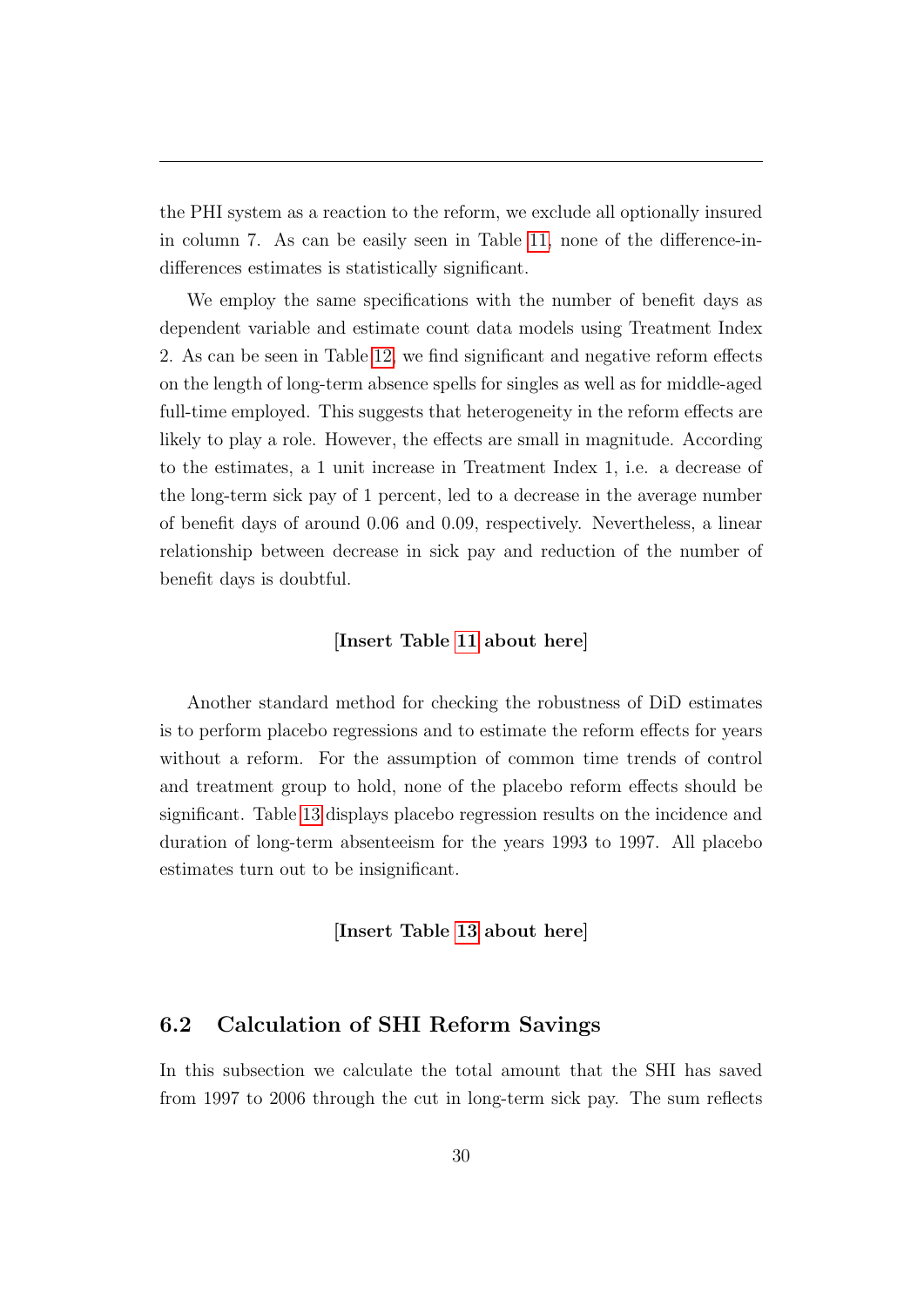the PHI system as a reaction to the reform, we exclude all optionally insured in column 7. As can be easily seen in Table 11, none of the difference-in-differences estimates is statistically significant.

We employ the same specifications with the number of benefit days as dependent variable and estimate count data models using Treatment Index 2. As can be seen in Table 12, we find significant and negative reform effects on the length of long-term absence spells for singles as well as for middle-aged full-time employed. This suggests that heterogeneity in the reform effects are likely to play a role. However, the effects are small in magnitude. According to the estimates, a 1 unit increase in Treatment Index 1, i.e. a decrease of the long-term sick pay of 1 percent, led to a decrease in the average number of benefit days of around 0.06 and 0.09, respectively. Nevertheless, a linear relationship between decrease in sick pay and reduction of the number of benefit days is doubtful.

**[Insert Table 11 about here]**

Another standard method for checking the robustness of DiD estimates is to perform placebo regressions and to estimate the reform effects for years without a reform. For the assumption of common time trends of control and treatment group to hold, none of the placebo reform effects should be significant. Table 13 displays placebo regression results on the incidence and duration of long-term absenteeism for the years 1993 to 1997. All placebo estimates turn out to be insignificant.

**[Insert Table 13 about here]**

## 6.2 Calculation of SHI Reform Savings

In this subsection we calculate the total amount that the SHI has saved from 1997 to 2006 through the cut in long-term sick pay. The sum reflects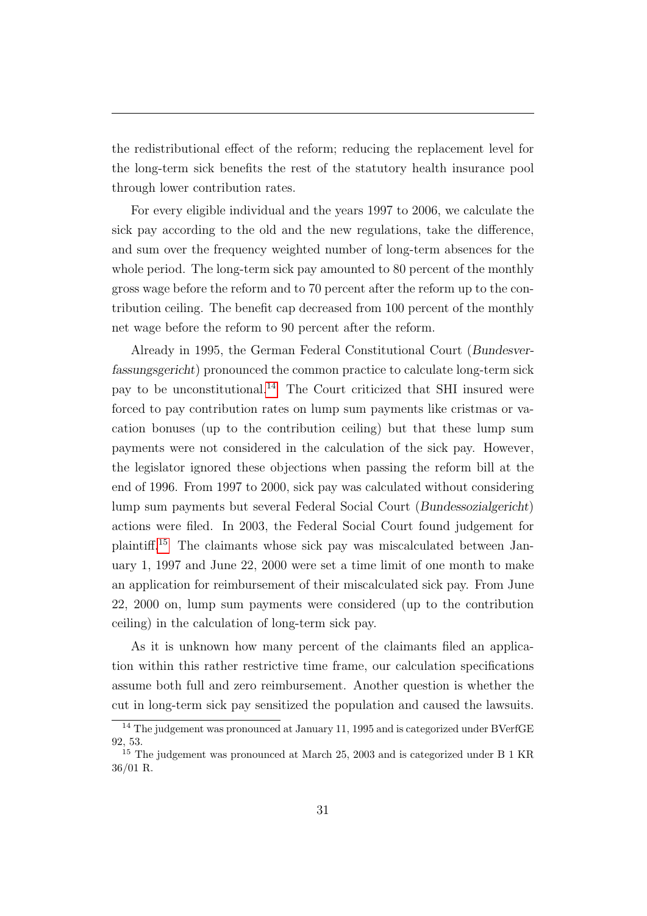the redistributional effect of the reform; reducing the replacement level for the long-term sick benefits the rest of the statutory health insurance pool through lower contribution rates.

For every eligible individual and the years 1997 to 2006, we calculate the sick pay according to the old and the new regulations, take the difference, and sum over the frequency weighted number of long-term absences for the whole period. The long-term sick pay amounted to 80 percent of the monthly gross wage before the reform and to 70 percent after the reform up to the contribution ceiling. The benefit cap decreased from 100 percent of the monthly net wage before the reform to 90 percent after the reform.

Already in 1995, the German Federal Constitutional Court (*Bundesverfassungsgericht*) pronounced the common practice to calculate long-term sick pay to be unconstitutional.[14] The Court criticized that SHI insured were forced to pay contribution rates on lump sum payments like cristmas or vacation bonuses (up to the contribution ceiling) but that these lump sum payments were not considered in the calculation of the sick pay. However, the legislator ignored these objections when passing the reform bill at the end of 1996. From 1997 to 2000, sick pay was calculated without considering lump sum payments but several Federal Social Court (*Bundessozialgericht*) actions were filed. In 2003, the Federal Social Court found judgement for plaintiff.[15] The claimants whose sick pay was miscalculated between January 1, 1997 and June 22, 2000 were set a time limit of one month to make an application for reimbursement of their miscalculated sick pay. From June 22, 2000 on, lump sum payments were considered (up to the contribution ceiling) in the calculation of long-term sick pay.

As it is unknown how many percent of the claimants filed an application within this rather restrictive time frame, our calculation specifications assume both full and zero reimbursement. Another question is whether the cut in long-term sick pay sensitized the population and caused the lawsuits.

[14] The judgement was pronounced at January 11, 1995 and is categorized under BVerfGE 92, 53.

[15] The judgement was pronounced at March 25, 2003 and is categorized under B 1 KR 36/01 R.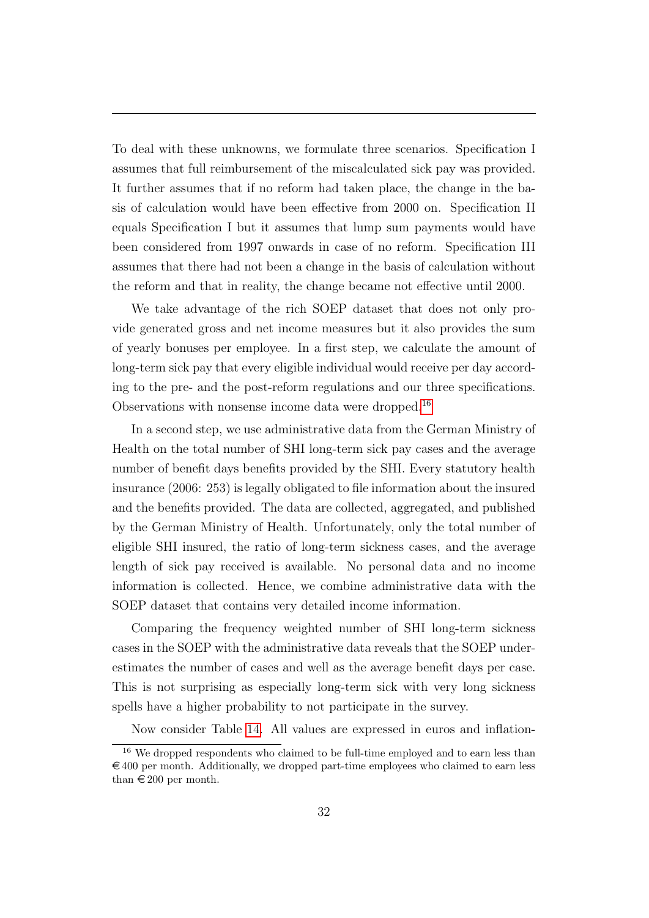To deal with these unknowns, we formulate three scenarios. Specification I assumes that full reimbursement of the miscalculated sick pay was provided. It further assumes that if no reform had taken place, the change in the basis of calculation would have been effective from 2000 on. Specification II equals Specification I but it assumes that lump sum payments would have been considered from 1997 onwards in case of no reform. Specification III assumes that there had not been a change in the basis of calculation without the reform and that in reality, the change became not effective until 2000.

We take advantage of the rich SOEP dataset that does not only provide generated gross and net income measures but it also provides the sum of yearly bonuses per employee. In a first step, we calculate the amount of long-term sick pay that every eligible individual would receive per day according to the pre- and the post-reform regulations and our three specifications. Observations with nonsense income data were dropped.[16]

In a second step, we use administrative data from the German Ministry of Health on the total number of SHI long-term sick pay cases and the average number of benefit days benefits provided by the SHI. Every statutory health insurance (2006: 253) is legally obligated to file information about the insured and the benefits provided. The data are collected, aggregated, and published by the German Ministry of Health. Unfortunately, only the total number of eligible SHI insured, the ratio of long-term sickness cases, and the average length of sick pay received is available. No personal data and no income information is collected. Hence, we combine administrative data with the SOEP dataset that contains very detailed income information.

Comparing the frequency weighted number of SHI long-term sickness cases in the SOEP with the administrative data reveals that the SOEP underestimates the number of cases and well as the average benefit days per case. This is not surprising as especially long-term sick with very long sickness spells have a higher probability to not participate in the survey.

Now consider Table 14. All values are expressed in euros and inflation-

[16] We dropped respondents who claimed to be full-time employed and to earn less than €400 per month. Additionally, we dropped part-time employees who claimed to earn less than €200 per month.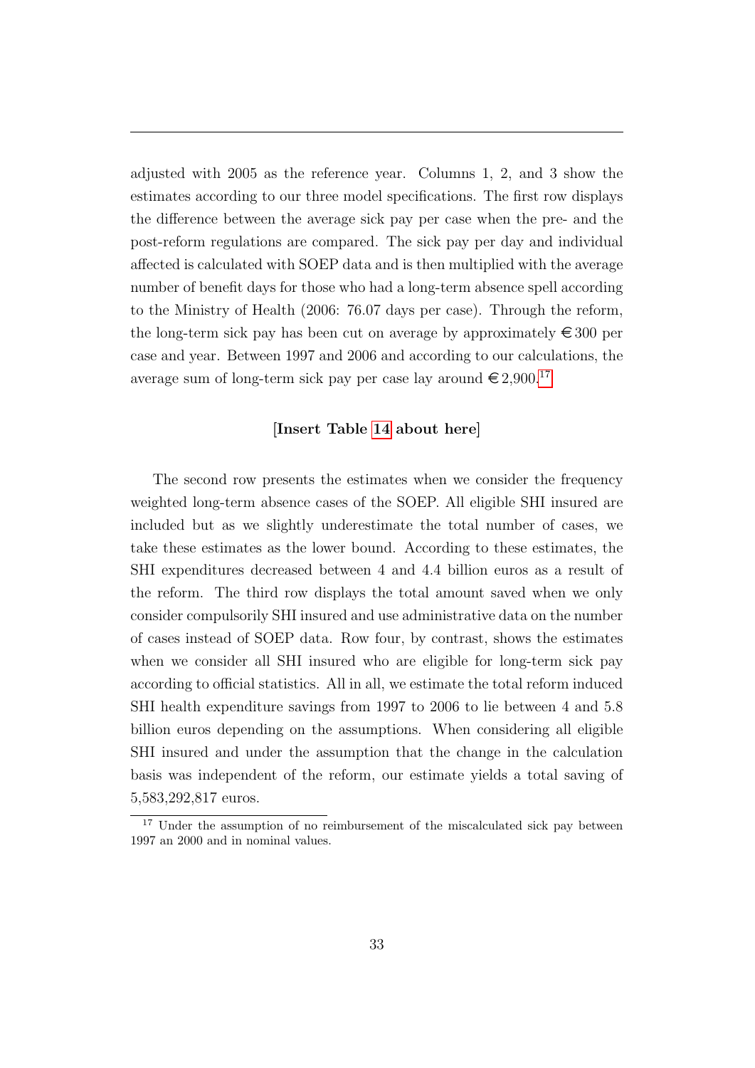adjusted with 2005 as the reference year. Columns 1, 2, and 3 show the estimates according to our three model specifications. The first row displays the difference between the average sick pay per case when the pre- and the post-reform regulations are compared. The sick pay per day and individual affected is calculated with SOEP data and is then multiplied with the average number of benefit days for those who had a long-term absence spell according to the Ministry of Health (2006: 76.07 days per case). Through the reform, the long-term sick pay has been cut on average by approximately €300 per case and year. Between 1997 and 2006 and according to our calculations, the average sum of long-term sick pay per case lay around €2,900.[17]

[**Insert Table 14 about here**]

The second row presents the estimates when we consider the frequency weighted long-term absence cases of the SOEP. All eligible SHI insured are included but as we slightly underestimate the total number of cases, we take these estimates as the lower bound. According to these estimates, the SHI expenditures decreased between 4 and 4.4 billion euros as a result of the reform. The third row displays the total amount saved when we only consider compulsorily SHI insured and use administrative data on the number of cases instead of SOEP data. Row four, by contrast, shows the estimates when we consider all SHI insured who are eligible for long-term sick pay according to official statistics. All in all, we estimate the total reform induced SHI health expenditure savings from 1997 to 2006 to lie between 4 and 5.8 billion euros depending on the assumptions. When considering all eligible SHI insured and under the assumption that the change in the calculation basis was independent of the reform, our estimate yields a total saving of 5,583,292,817 euros.

[17] Under the assumption of no reimbursement of the miscalculated sick pay between 1997 an 2000 and in nominal values.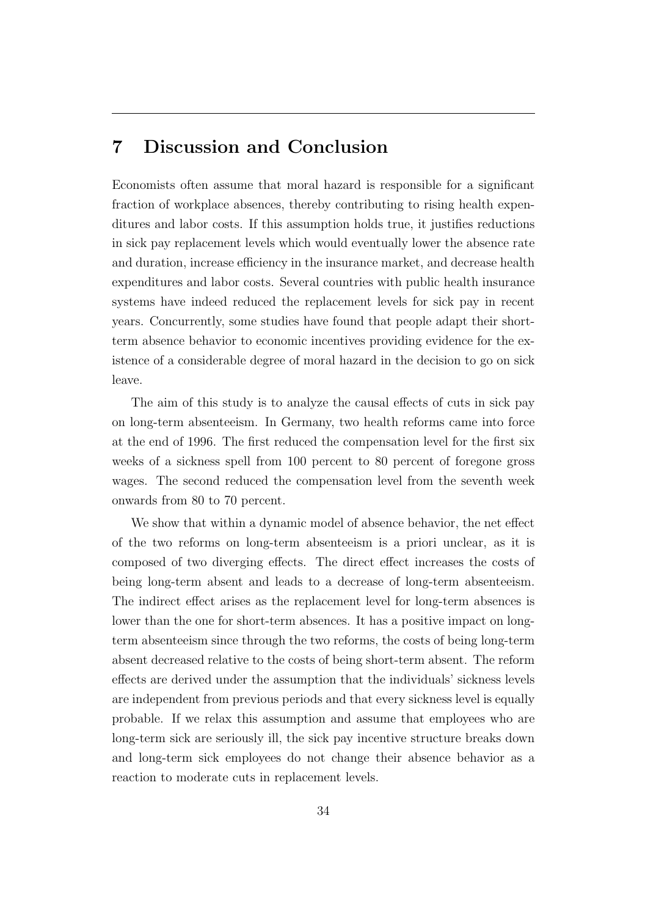# 7 Discussion and Conclusion

Economists often assume that moral hazard is responsible for a significant fraction of workplace absences, thereby contributing to rising health expenditures and labor costs. If this assumption holds true, it justifies reductions in sick pay replacement levels which would eventually lower the absence rate and duration, increase efficiency in the insurance market, and decrease health expenditures and labor costs. Several countries with public health insurance systems have indeed reduced the replacement levels for sick pay in recent years. Concurrently, some studies have found that people adapt their short-term absence behavior to economic incentives providing evidence for the existence of a considerable degree of moral hazard in the decision to go on sick leave.

The aim of this study is to analyze the causal effects of cuts in sick pay on long-term absenteeism. In Germany, two health reforms came into force at the end of 1996. The first reduced the compensation level for the first six weeks of a sickness spell from 100 percent to 80 percent of foregone gross wages. The second reduced the compensation level from the seventh week onwards from 80 to 70 percent.

We show that within a dynamic model of absence behavior, the net effect of the two reforms on long-term absenteeism is a priori unclear, as it is composed of two diverging effects. The direct effect increases the costs of being long-term absent and leads to a decrease of long-term absenteeism. The indirect effect arises as the replacement level for long-term absences is lower than the one for short-term absences. It has a positive impact on long-term absenteeism since through the two reforms, the costs of being long-term absent decreased relative to the costs of being short-term absent. The reform effects are derived under the assumption that the individuals' sickness levels are independent from previous periods and that every sickness level is equally probable. If we relax this assumption and assume that employees who are long-term sick are seriously ill, the sick pay incentive structure breaks down and long-term sick employees do not change their absence behavior as a reaction to moderate cuts in replacement levels.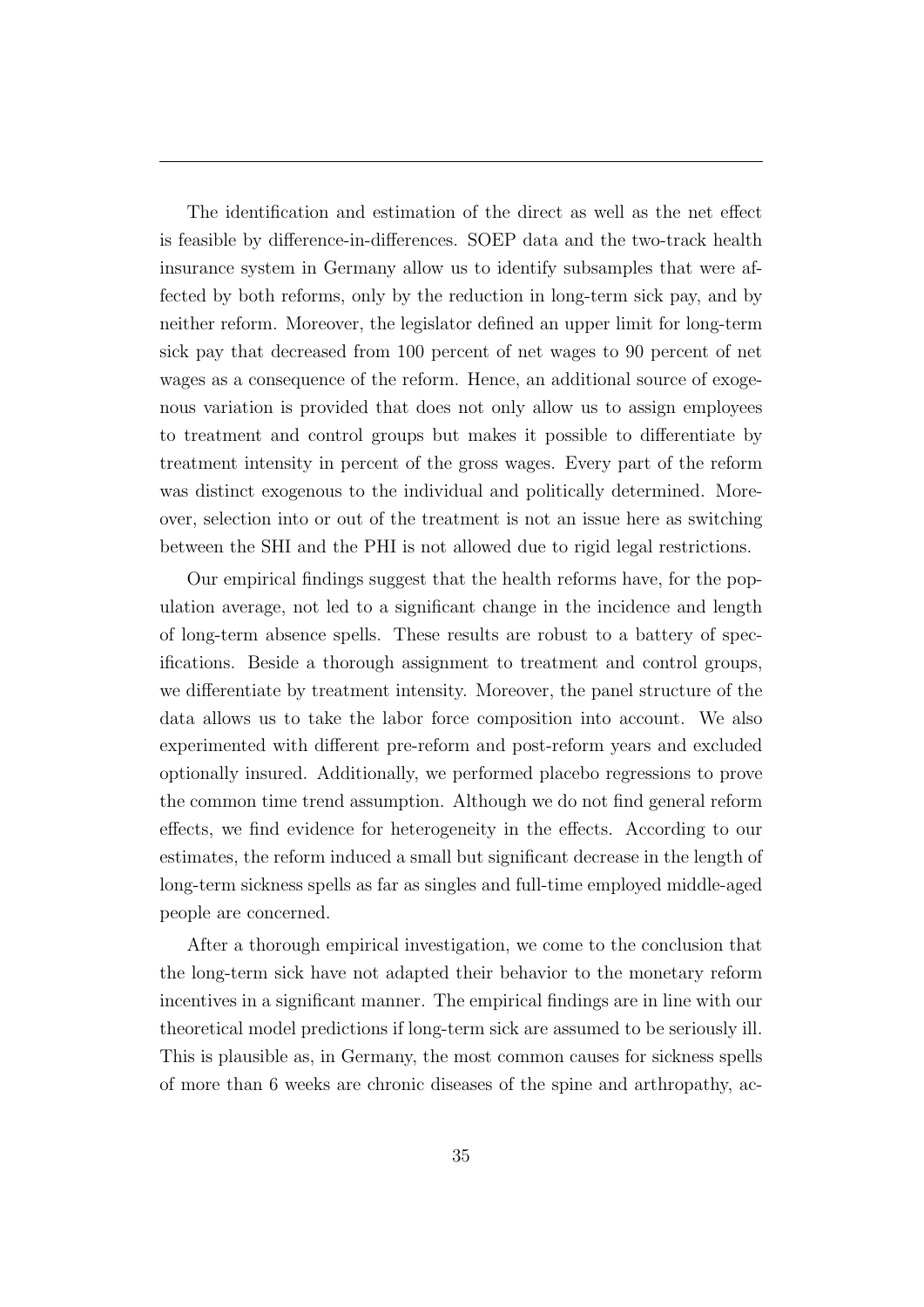The identification and estimation of the direct as well as the net effect is feasible by difference-in-differences. SOEP data and the two-track health insurance system in Germany allow us to identify subsamples that were affected by both reforms, only by the reduction in long-term sick pay, and by neither reform. Moreover, the legislator defined an upper limit for long-term sick pay that decreased from 100 percent of net wages to 90 percent of net wages as a consequence of the reform. Hence, an additional source of exogenous variation is provided that does not only allow us to assign employees to treatment and control groups but makes it possible to differentiate by treatment intensity in percent of the gross wages. Every part of the reform was distinct exogenous to the individual and politically determined. Moreover, selection into or out of the treatment is not an issue here as switching between the SHI and the PHI is not allowed due to rigid legal restrictions.

Our empirical findings suggest that the health reforms have, for the population average, not led to a significant change in the incidence and length of long-term absence spells. These results are robust to a battery of specifications. Beside a thorough assignment to treatment and control groups, we differentiate by treatment intensity. Moreover, the panel structure of the data allows us to take the labor force composition into account. We also experimented with different pre-reform and post-reform years and excluded optionally insured. Additionally, we performed placebo regressions to prove the common time trend assumption. Although we do not find general reform effects, we find evidence for heterogeneity in the effects. According to our estimates, the reform induced a small but significant decrease in the length of long-term sickness spells as far as singles and full-time employed middle-aged people are concerned.

After a thorough empirical investigation, we come to the conclusion that the long-term sick have not adapted their behavior to the monetary reform incentives in a significant manner. The empirical findings are in line with our theoretical model predictions if long-term sick are assumed to be seriously ill. This is plausible as, in Germany, the most common causes for sickness spells of more than 6 weeks are chronic diseases of the spine and arthropathy, ac-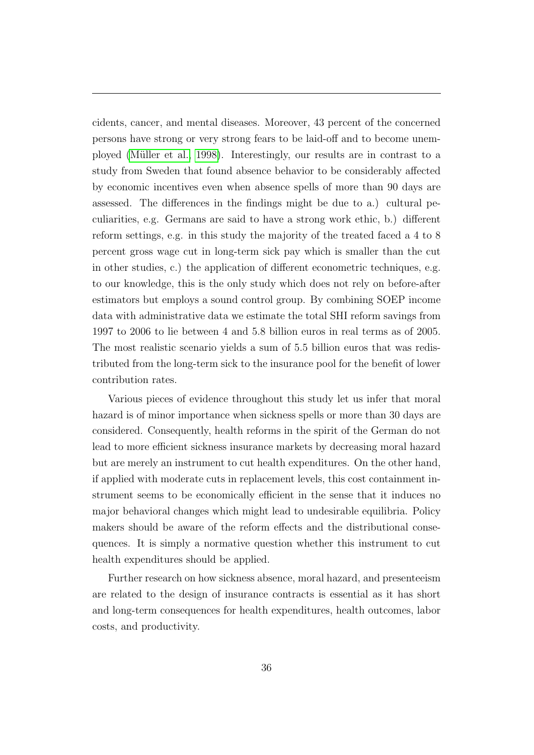cidents, cancer, and mental diseases. Moreover, 43 percent of the concerned persons have strong or very strong fears to be laid-off and to become unemployed (Müller et al., 1998). Interestingly, our results are in contrast to a study from Sweden that found absence behavior to be considerably affected by economic incentives even when absence spells of more than 90 days are assessed. The differences in the findings might be due to a.) cultural peculiarities, e.g. Germans are said to have a strong work ethic, b.) different reform settings, e.g. in this study the majority of the treated faced a 4 to 8 percent gross wage cut in long-term sick pay which is smaller than the cut in other studies, c.) the application of different econometric techniques, e.g. to our knowledge, this is the only study which does not rely on before-after estimators but employs a sound control group. By combining SOEP income data with administrative data we estimate the total SHI reform savings from 1997 to 2006 to lie between 4 and 5.8 billion euros in real terms as of 2005. The most realistic scenario yields a sum of 5.5 billion euros that was redistributed from the long-term sick to the insurance pool for the benefit of lower contribution rates.

Various pieces of evidence throughout this study let us infer that moral hazard is of minor importance when sickness spells or more than 30 days are considered. Consequently, health reforms in the spirit of the German do not lead to more efficient sickness insurance markets by decreasing moral hazard but are merely an instrument to cut health expenditures. On the other hand, if applied with moderate cuts in replacement levels, this cost containment instrument seems to be economically efficient in the sense that it induces no major behavioral changes which might lead to undesirable equilibria. Policy makers should be aware of the reform effects and the distributional consequences. It is simply a normative question whether this instrument to cut health expenditures should be applied.

Further research on how sickness absence, moral hazard, and presenteeism are related to the design of insurance contracts is essential as it has short and long-term consequences for health expenditures, health outcomes, labor costs, and productivity.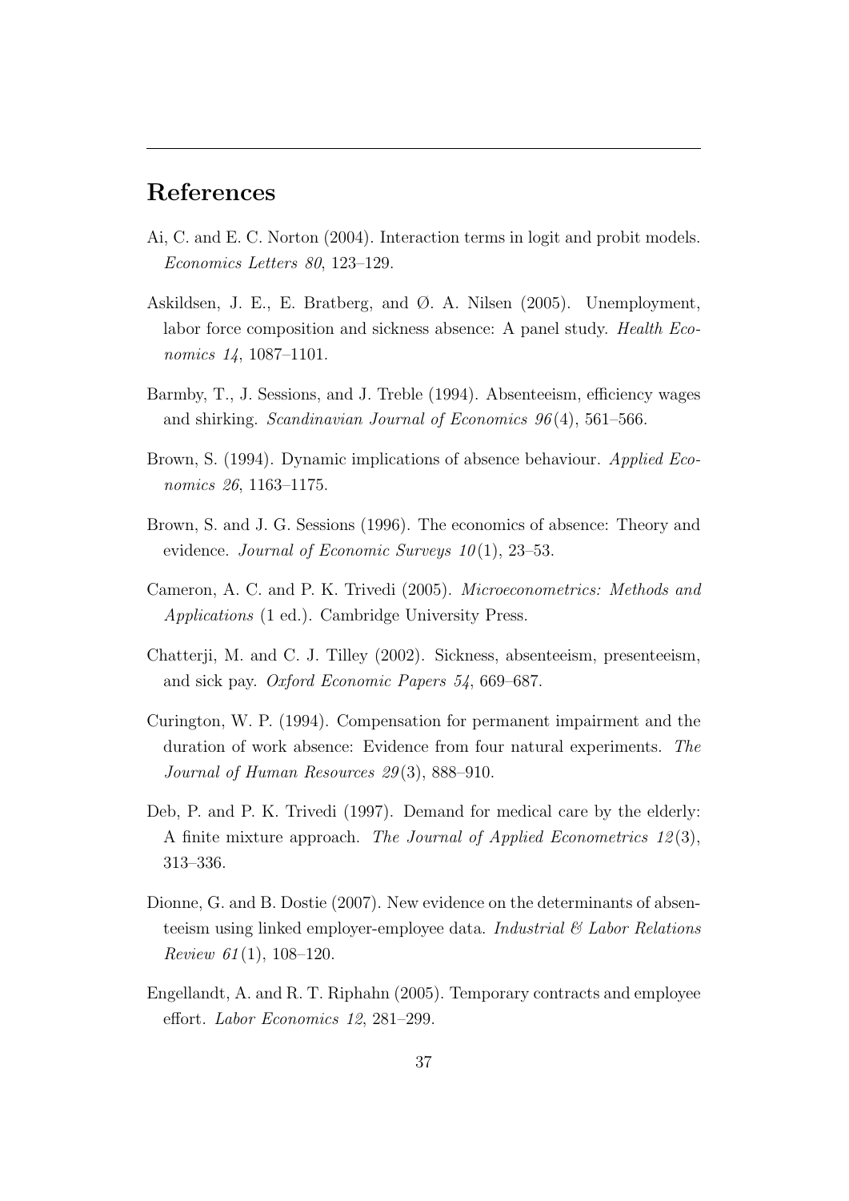## References

Ai, C. and E. C. Norton (2004). Interaction terms in logit and probit models. *Economics Letters 80*, 123–129.

Askildsen, J. E., E. Bratberg, and Ø. A. Nilsen (2005). Unemployment, labor force composition and sickness absence: A panel study. *Health Economics 14*, 1087–1101.

Barmby, T., J. Sessions, and J. Treble (1994). Absenteeism, efficiency wages and shirking. *Scandinavian Journal of Economics 96*(4), 561–566.

Brown, S. (1994). Dynamic implications of absence behaviour. *Applied Economics 26*, 1163–1175.

Brown, S. and J. G. Sessions (1996). The economics of absence: Theory and evidence. *Journal of Economic Surveys 10*(1), 23–53.

Cameron, A. C. and P. K. Trivedi (2005). *Microeconometrics: Methods and Applications* (1 ed.). Cambridge University Press.

Chatterji, M. and C. J. Tilley (2002). Sickness, absenteeism, presenteeism, and sick pay. *Oxford Economic Papers 54*, 669–687.

Curington, W. P. (1994). Compensation for permanent impairment and the duration of work absence: Evidence from four natural experiments. *The Journal of Human Resources 29*(3), 888–910.

Deb, P. and P. K. Trivedi (1997). Demand for medical care by the elderly: A finite mixture approach. *The Journal of Applied Econometrics 12*(3), 313–336.

Dionne, G. and B. Dostie (2007). New evidence on the determinants of absenteeism using linked employer-employee data. *Industrial & Labor Relations Review 61*(1), 108–120.

Engellandt, A. and R. T. Riphahn (2005). Temporary contracts and employee effort. *Labor Economics 12*, 281–299.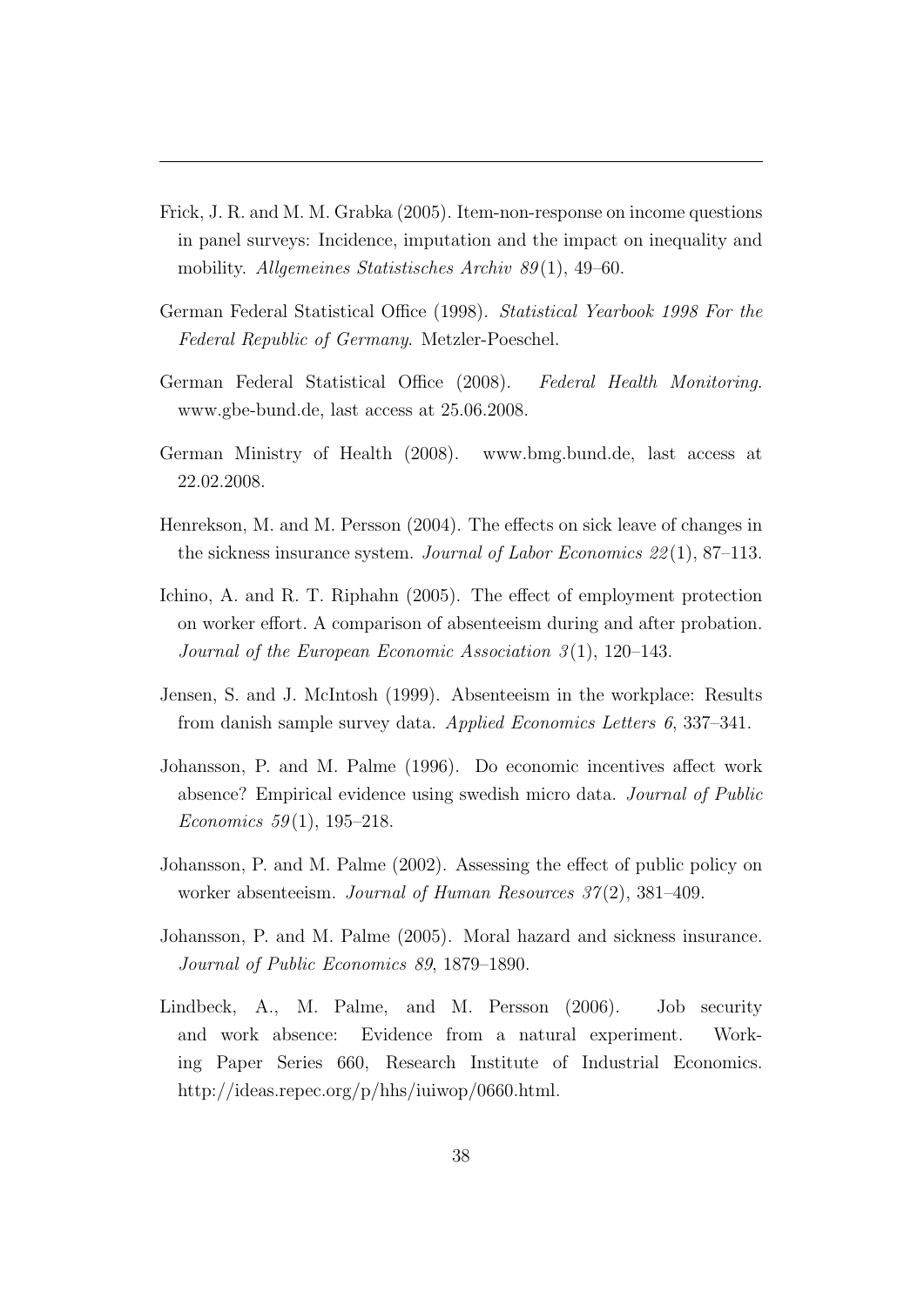Frick, J. R. and M. M. Grabka (2005). Item-non-response on income questions in panel surveys: Incidence, imputation and the impact on inequality and mobility. *Allgemeines Statistisches Archiv 89*(1), 49–60.

German Federal Statistical Office (1998). *Statistical Yearbook 1998 For the Federal Republic of Germany*. Metzler-Poeschel.

German Federal Statistical Office (2008). *Federal Health Monitoring*. www.gbe-bund.de, last access at 25.06.2008.

German Ministry of Health (2008). www.bmg.bund.de, last access at 22.02.2008.

Henrekson, M. and M. Persson (2004). The effects on sick leave of changes in the sickness insurance system. *Journal of Labor Economics 22*(1), 87–113.

Ichino, A. and R. T. Riphahn (2005). The effect of employment protection on worker effort. A comparison of absenteeism during and after probation. *Journal of the European Economic Association 3*(1), 120–143.

Jensen, S. and J. McIntosh (1999). Absenteeism in the workplace: Results from danish sample survey data. *Applied Economics Letters 6*, 337–341.

Johansson, P. and M. Palme (1996). Do economic incentives affect work absence? Empirical evidence using swedish micro data. *Journal of Public Economics 59*(1), 195–218.

Johansson, P. and M. Palme (2002). Assessing the effect of public policy on worker absenteeism. *Journal of Human Resources 37*(2), 381–409.

Johansson, P. and M. Palme (2005). Moral hazard and sickness insurance. *Journal of Public Economics 89*, 1879–1890.

Lindbeck, A., M. Palme, and M. Persson (2006). Job security and work absence: Evidence from a natural experiment. Working Paper Series 660, Research Institute of Industrial Economics. http://ideas.repec.org/p/hhs/iuiwop/0660.html.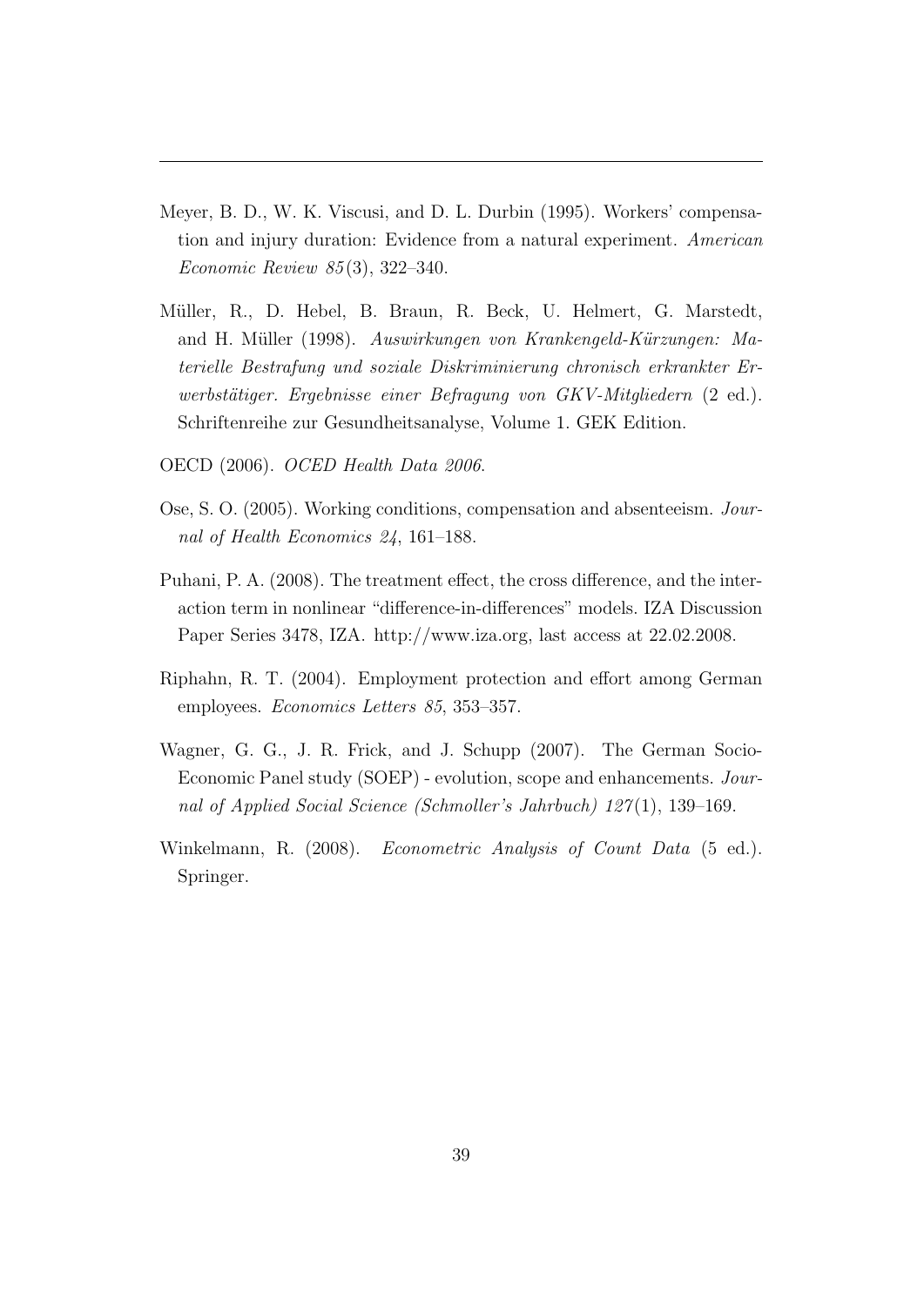Meyer, B. D., W. K. Viscusi, and D. L. Durbin (1995). Workers' compensation and injury duration: Evidence from a natural experiment. *American Economic Review 85*(3), 322–340.

Müller, R., D. Hebel, B. Braun, R. Beck, U. Helmert, G. Marstedt, and H. Müller (1998). *Auswirkungen von Krankengeld-Kürzungen: Materielle Bestrafung und soziale Diskriminierung chronisch erkrankter Erwerbstätiger. Ergebnisse einer Befragung von GKV-Mitgliedern* (2 ed.). Schriftenreihe zur Gesundheitsanalyse, Volume 1. GEK Edition.

OECD (2006). *OCED Health Data 2006*.

Ose, S. O. (2005). Working conditions, compensation and absenteeism. *Journal of Health Economics 24*, 161–188.

Puhani, P. A. (2008). The treatment effect, the cross difference, and the interaction term in nonlinear "difference-in-differences" models. IZA Discussion Paper Series 3478, IZA. http://www.iza.org, last access at 22.02.2008.

Riphahn, R. T. (2004). Employment protection and effort among German employees. *Economics Letters 85*, 353–357.

Wagner, G. G., J. R. Frick, and J. Schupp (2007). The German Socio-Economic Panel study (SOEP) - evolution, scope and enhancements. *Journal of Applied Social Science (Schmoller's Jahrbuch) 127*(1), 139–169.

Winkelmann, R. (2008). *Econometric Analysis of Count Data* (5 ed.). Springer.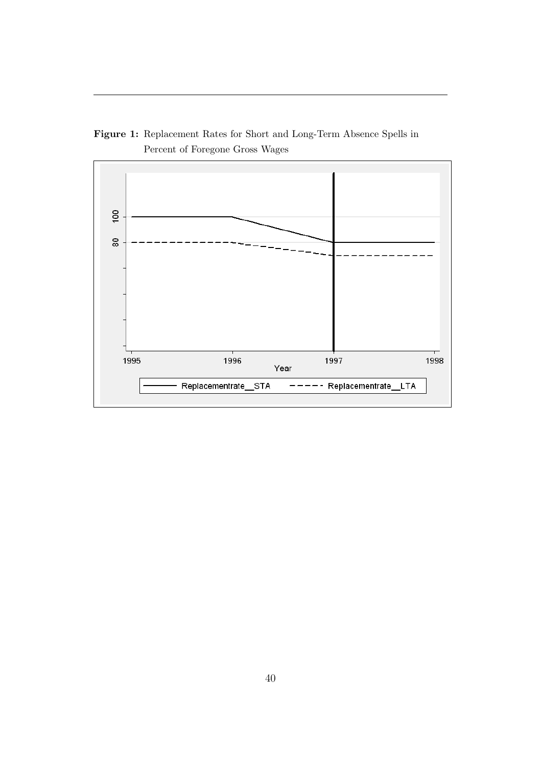**Figure 1:** Replacement Rates for Short and Long-Term Absence Spells in Percent of Foregone Gross Wages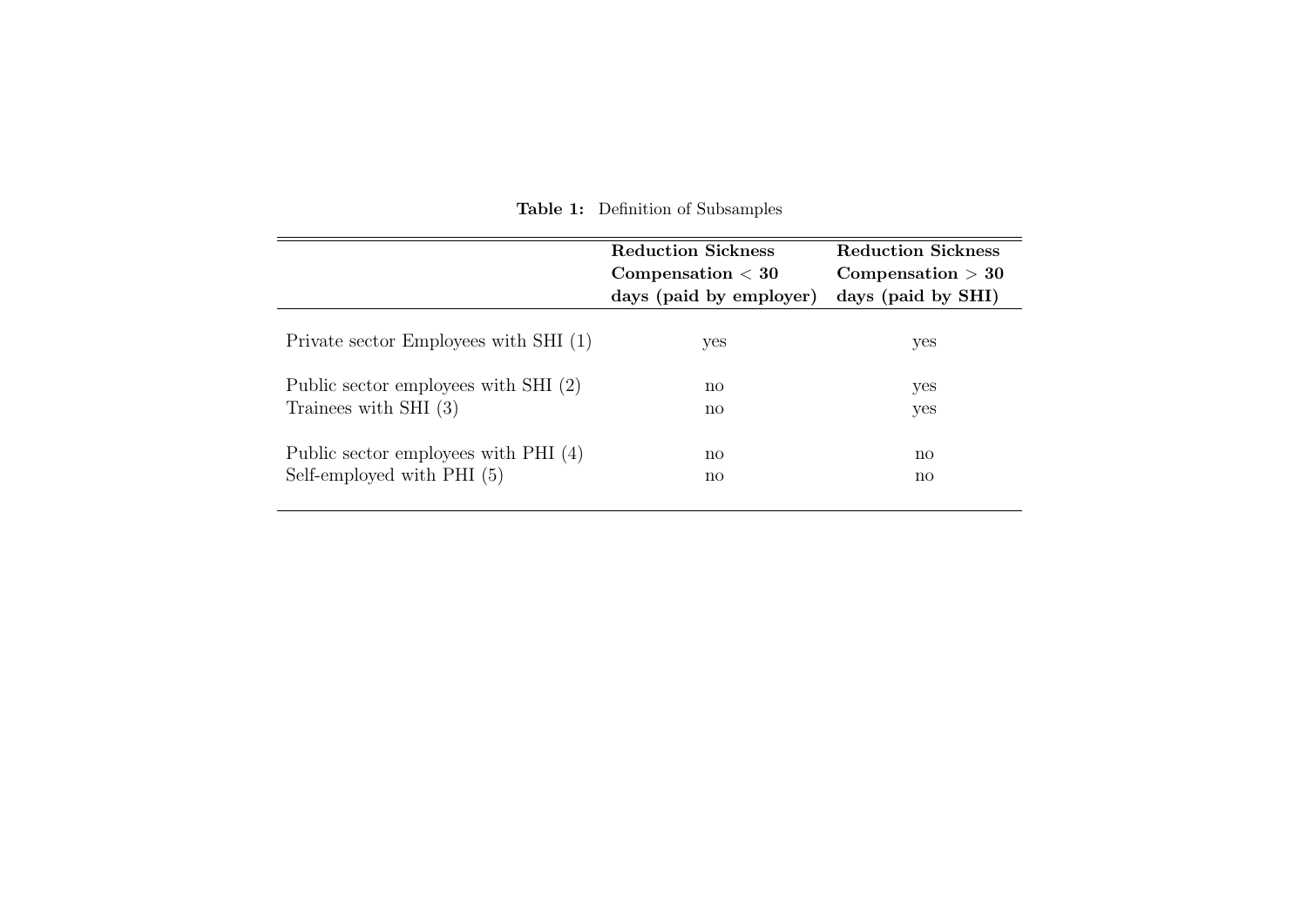**Table 1:** Definition of Subsamples

| | **Reduction Sickness Compensation < 30 days (paid by employer)** | **Reduction Sickness Compensation > 30 days (paid by SHI)** |
|---|---|---|
| Private sector Employees with SHI (1) | yes | yes |
| Public sector employees with SHI (2) | no | yes |
| Trainees with SHI (3) | no | yes |
| Public sector employees with PHI (4) | no | no |
| Self-employed with PHI (5) | no | no |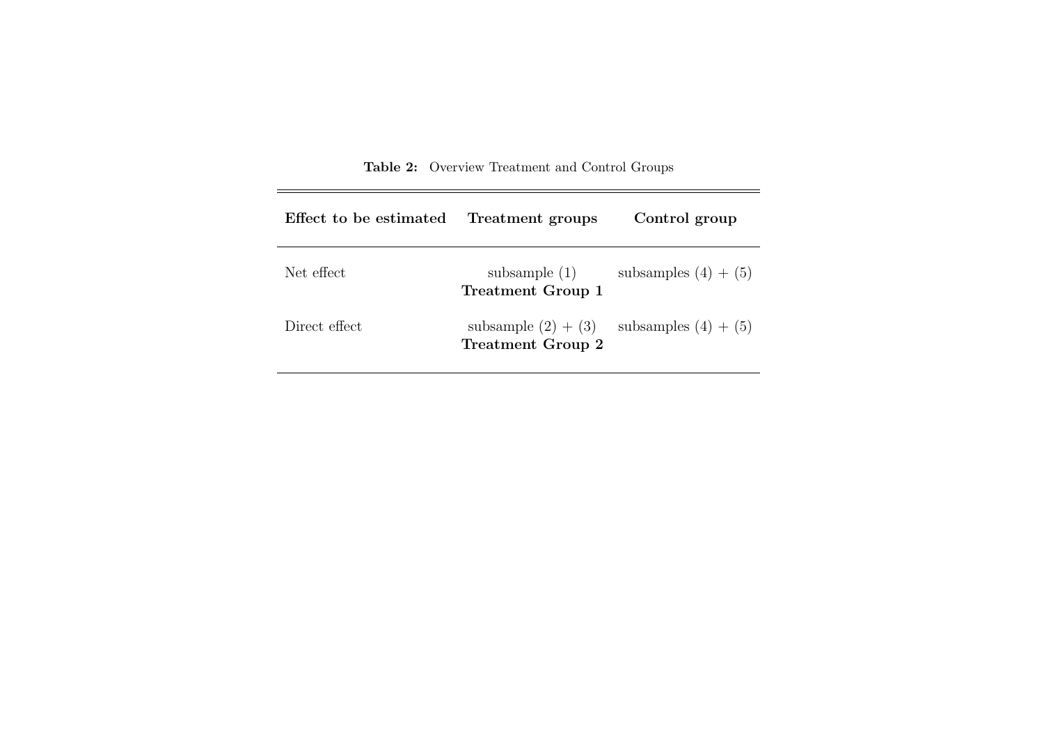**Table 2:** Overview Treatment and Control Groups

| **Effect to be estimated** | **Treatment groups** | **Control group** |
|---|---|---|
| Net effect | subsample (1) **Treatment Group 1** | subsamples (4) + (5) |
| Direct effect | subsample (2) + (3) **Treatment Group 2** | subsamples (4) + (5) |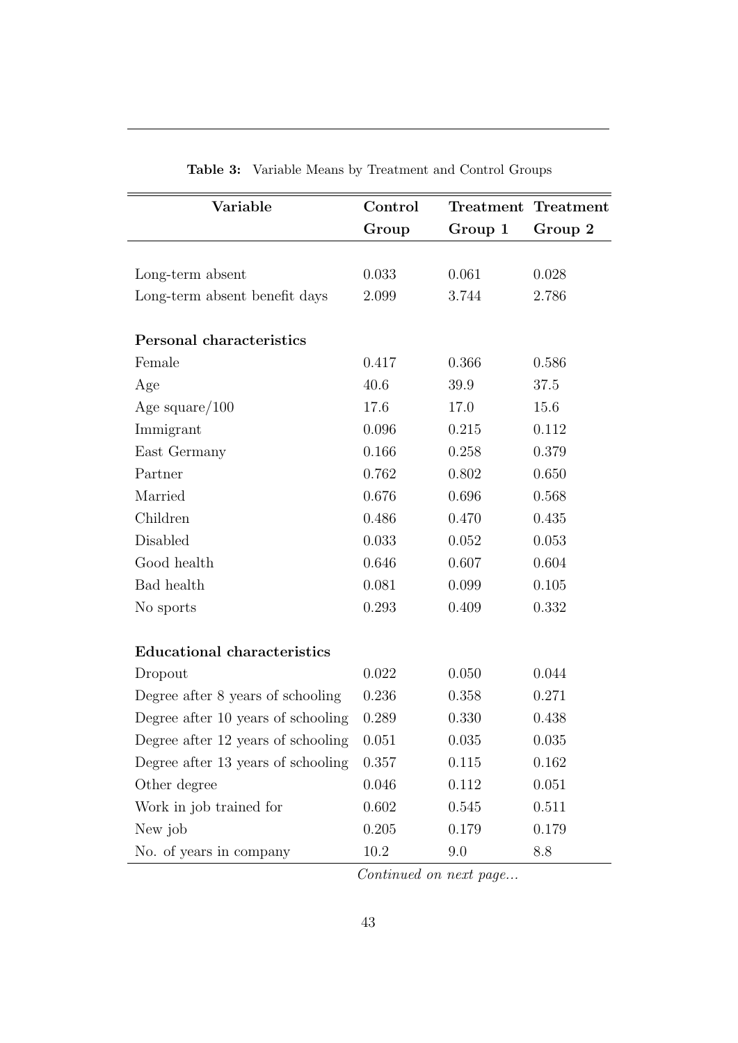**Table 3:** Variable Means by Treatment and Control Groups

| Variable | Control Group | Treatment Group 1 | Treatment Group 2 |
|---|---|---|---|
| Long-term absent | 0.033 | 0.061 | 0.028 |
| Long-term absent benefit days | 2.099 | 3.744 | 2.786 |
| **Personal characteristics** | | | |
| Female | 0.417 | 0.366 | 0.586 |
| Age | 40.6 | 39.9 | 37.5 |
| Age square/100 | 17.6 | 17.0 | 15.6 |
| Immigrant | 0.096 | 0.215 | 0.112 |
| East Germany | 0.166 | 0.258 | 0.379 |
| Partner | 0.762 | 0.802 | 0.650 |
| Married | 0.676 | 0.696 | 0.568 |
| Children | 0.486 | 0.470 | 0.435 |
| Disabled | 0.033 | 0.052 | 0.053 |
| Good health | 0.646 | 0.607 | 0.604 |
| Bad health | 0.081 | 0.099 | 0.105 |
| No sports | 0.293 | 0.409 | 0.332 |
| **Educational characteristics** | | | |
| Dropout | 0.022 | 0.050 | 0.044 |
| Degree after 8 years of schooling | 0.236 | 0.358 | 0.271 |
| Degree after 10 years of schooling | 0.289 | 0.330 | 0.438 |
| Degree after 12 years of schooling | 0.051 | 0.035 | 0.035 |
| Degree after 13 years of schooling | 0.357 | 0.115 | 0.162 |
| Other degree | 0.046 | 0.112 | 0.051 |
| Work in job trained for | 0.602 | 0.545 | 0.511 |
| New job | 0.205 | 0.179 | 0.179 |
| No. of years in company | 10.2 | 9.0 | 8.8 |

*Continued on next page...*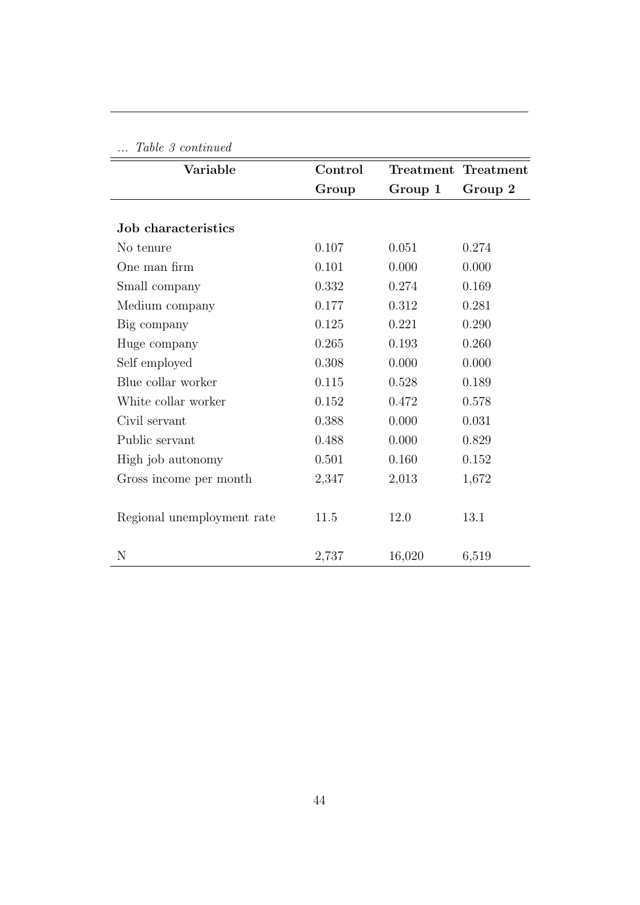*... Table 3 continued*

| Variable | Control Group | Treatment Group 1 | Treatment Group 2 |
|---|---|---|---|
| **Job characteristics** | | | |
| No tenure | 0.107 | 0.051 | 0.274 |
| One man firm | 0.101 | 0.000 | 0.000 |
| Small company | 0.332 | 0.274 | 0.169 |
| Medium company | 0.177 | 0.312 | 0.281 |
| Big company | 0.125 | 0.221 | 0.290 |
| Huge company | 0.265 | 0.193 | 0.260 |
| Self employed | 0.308 | 0.000 | 0.000 |
| Blue collar worker | 0.115 | 0.528 | 0.189 |
| White collar worker | 0.152 | 0.472 | 0.578 |
| Civil servant | 0.388 | 0.000 | 0.031 |
| Public servant | 0.488 | 0.000 | 0.829 |
| High job autonomy | 0.501 | 0.160 | 0.152 |
| Gross income per month | 2,347 | 2,013 | 1,672 |
| Regional unemployment rate | 11.5 | 12.0 | 13.1 |
| N | 2,737 | 16,020 | 6,519 |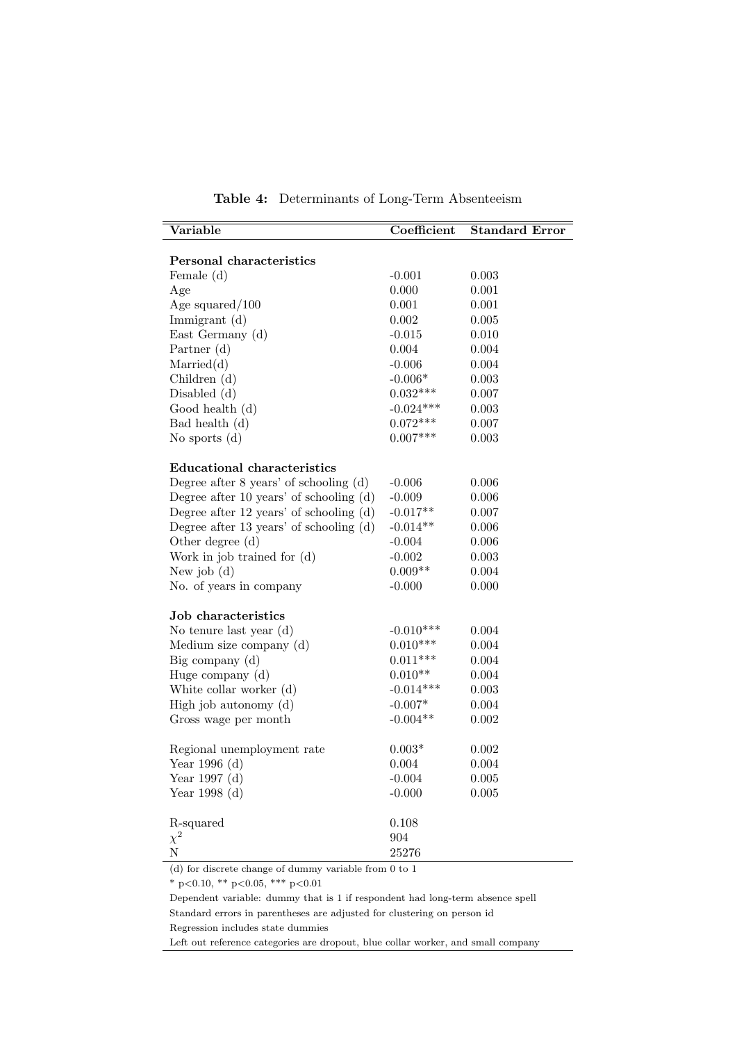**Table 4:** Determinants of Long-Term Absenteeism

| Variable | Coefficient | Standard Error |
|---|---|---|
| **Personal characteristics** | | |
| Female (d) | -0.001 | 0.003 |
| Age | 0.000 | 0.001 |
| Age squared/100 | 0.001 | 0.001 |
| Immigrant (d) | 0.002 | 0.005 |
| East Germany (d) | -0.015 | 0.010 |
| Partner (d) | 0.004 | 0.004 |
| Married(d) | -0.006 | 0.004 |
| Children (d) | -0.006* | 0.003 |
| Disabled (d) | 0.032*** | 0.007 |
| Good health (d) | -0.024*** | 0.003 |
| Bad health (d) | 0.072*** | 0.007 |
| No sports (d) | 0.007*** | 0.003 |
| **Educational characteristics** | | |
| Degree after 8 years' of schooling (d) | -0.006 | 0.006 |
| Degree after 10 years' of schooling (d) | -0.009 | 0.006 |
| Degree after 12 years' of schooling (d) | -0.017** | 0.007 |
| Degree after 13 years' of schooling (d) | -0.014** | 0.006 |
| Other degree (d) | -0.004 | 0.006 |
| Work in job trained for (d) | -0.002 | 0.003 |
| New job (d) | 0.009** | 0.004 |
| No. of years in company | -0.000 | 0.000 |
| **Job characteristics** | | |
| No tenure last year (d) | -0.010*** | 0.004 |
| Medium size company (d) | 0.010*** | 0.004 |
| Big company (d) | 0.011*** | 0.004 |
| Huge company (d) | 0.010** | 0.004 |
| White collar worker (d) | -0.014*** | 0.003 |
| High job autonomy (d) | -0.007* | 0.004 |
| Gross wage per month | -0.004** | 0.002 |
| Regional unemployment rate | 0.003* | 0.002 |
| Year 1996 (d) | 0.004 | 0.004 |
| Year 1997 (d) | -0.004 | 0.005 |
| Year 1998 (d) | -0.000 | 0.005 |
| R-squared | 0.108 | |
| $\chi^2$ | 904 | |
| N | 25276 | |

(d) for discrete change of dummy variable from 0 to 1

* p<0.10, ** p<0.05, *** p<0.01

Dependent variable: dummy that is 1 if respondent had long-term absence spell

Standard errors in parentheses are adjusted for clustering on person id

Regression includes state dummies

Left out reference categories are dropout, blue collar worker, and small company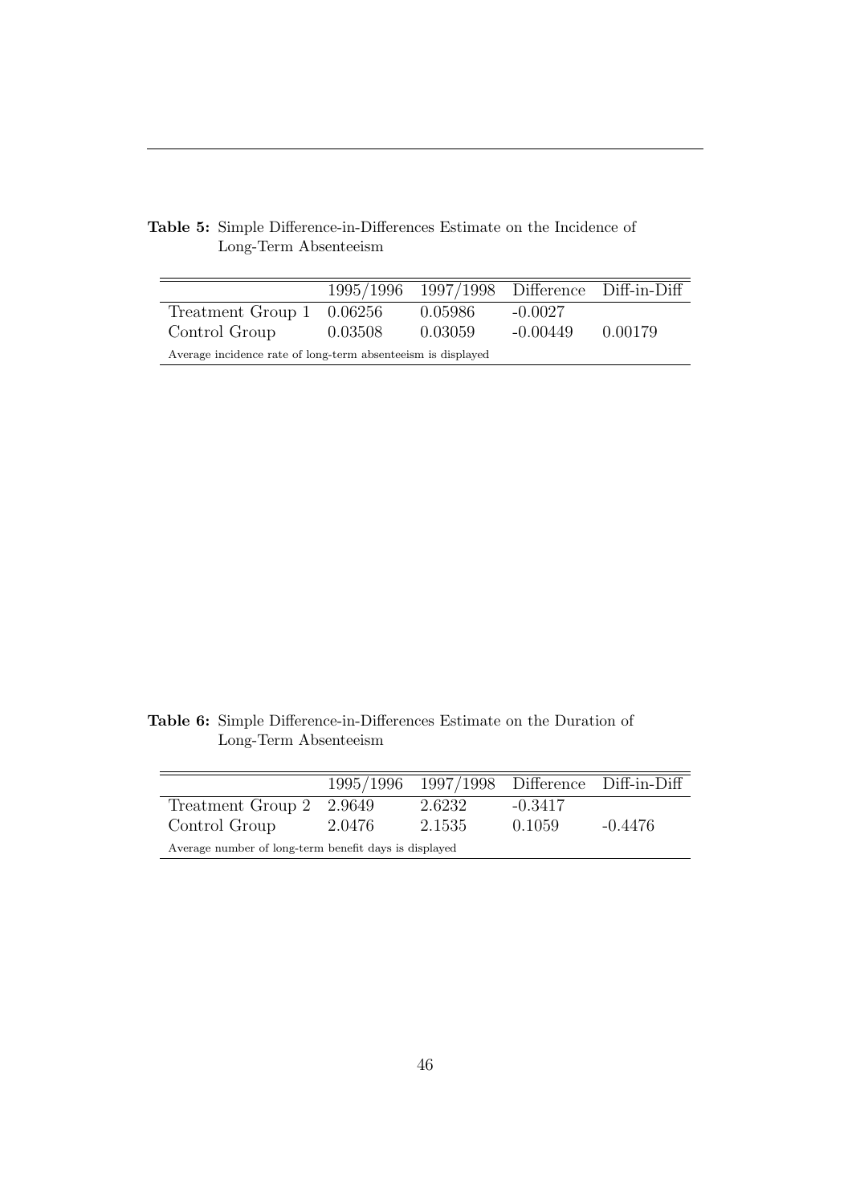**Table 5:** Simple Difference-in-Differences Estimate on the Incidence of Long-Term Absenteeism

| | 1995/1996 | 1997/1998 | Difference | Diff-in-Diff |
|---|---|---|---|---|
| Treatment Group 1 | 0.06256 | 0.05986 | -0.0027 | |
| Control Group | 0.03508 | 0.03059 | -0.00449 | 0.00179 |

Average incidence rate of long-term absenteeism is displayed

**Table 6:** Simple Difference-in-Differences Estimate on the Duration of Long-Term Absenteeism

| | 1995/1996 | 1997/1998 | Difference | Diff-in-Diff |
|---|---|---|---|---|
| Treatment Group 2 | 2.9649 | 2.6232 | -0.3417 | |
| Control Group | 2.0476 | 2.1535 | 0.1059 | -0.4476 |

Average number of long-term benefit days is displayed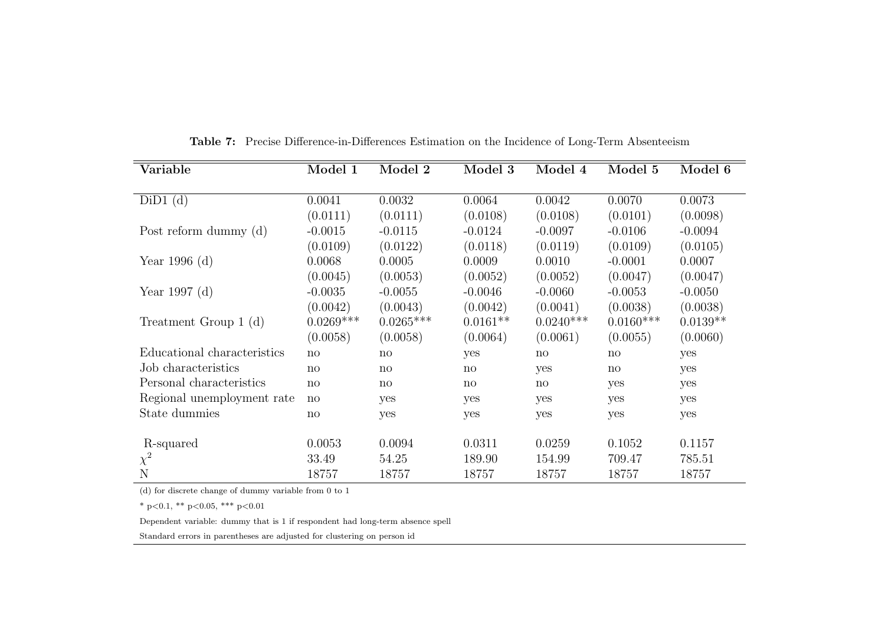**Table 7:** Precise Difference-in-Differences Estimation on the Incidence of Long-Term Absenteeism

| Variable | Model 1 | Model 2 | Model 3 | Model 4 | Model 5 | Model 6 |
|---|---|---|---|---|---|---|
| DiD1 (d) | 0.0041 | 0.0032 | 0.0064 | 0.0042 | 0.0070 | 0.0073 |
| | (0.0111) | (0.0111) | (0.0108) | (0.0108) | (0.0101) | (0.0098) |
| Post reform dummy (d) | -0.0015 | -0.0115 | -0.0124 | -0.0097 | -0.0106 | -0.0094 |
| | (0.0109) | (0.0122) | (0.0118) | (0.0119) | (0.0109) | (0.0105) |
| Year 1996 (d) | 0.0068 | 0.0005 | 0.0009 | 0.0010 | -0.0001 | 0.0007 |
| | (0.0045) | (0.0053) | (0.0052) | (0.0052) | (0.0047) | (0.0047) |
| Year 1997 (d) | -0.0035 | -0.0055 | -0.0046 | -0.0060 | -0.0053 | -0.0050 |
| | (0.0042) | (0.0043) | (0.0042) | (0.0041) | (0.0038) | (0.0038) |
| Treatment Group 1 (d) | 0.0269*** | 0.0265*** | 0.0161** | 0.0240*** | 0.0160*** | 0.0139** |
| | (0.0058) | (0.0058) | (0.0064) | (0.0061) | (0.0055) | (0.0060) |
| Educational characteristics | no | no | yes | no | no | yes |
| Job characteristics | no | no | no | yes | no | yes |
| Personal characteristics | no | no | no | no | yes | yes |
| Regional unemployment rate | no | yes | yes | yes | yes | yes |
| State dummies | no | yes | yes | yes | yes | yes |
| R-squared | 0.0053 | 0.0094 | 0.0311 | 0.0259 | 0.1052 | 0.1157 |
| $\chi^2$ | 33.49 | 54.25 | 189.90 | 154.99 | 709.47 | 785.51 |
| N | 18757 | 18757 | 18757 | 18757 | 18757 | 18757 |

(d) for discrete change of dummy variable from 0 to 1

* p<0.1, ** p<0.05, *** p<0.01

Dependent variable: dummy that is 1 if respondent had long-term absence spell

Standard errors in parentheses are adjusted for clustering on person id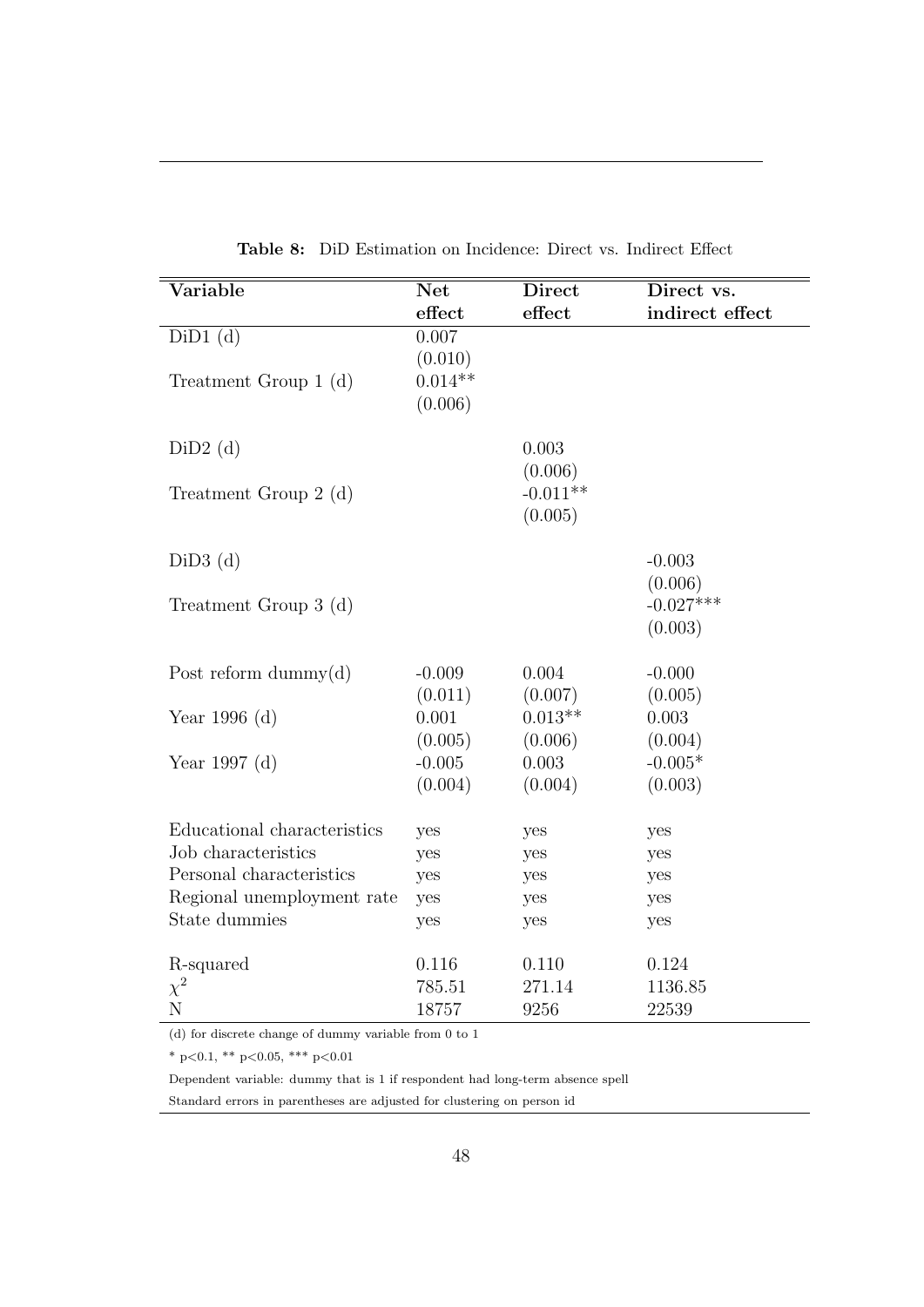**Table 8:** DiD Estimation on Incidence: Direct vs. Indirect Effect

| Variable | Net effect | Direct effect | Direct vs. indirect effect |
|---|---|---|---|
| DiD1 (d) | 0.007 | | |
| | (0.010) | | |
| Treatment Group 1 (d) | 0.014** | | |
| | (0.006) | | |
| DiD2 (d) | | 0.003 | |
| | | (0.006) | |
| Treatment Group 2 (d) | | -0.011** | |
| | | (0.005) | |
| DiD3 (d) | | | -0.003 |
| | | | (0.006) |
| Treatment Group 3 (d) | | | -0.027*** |
| | | | (0.003) |
| Post reform dummy(d) | -0.009 | 0.004 | -0.000 |
| | (0.011) | (0.007) | (0.005) |
| Year 1996 (d) | 0.001 | 0.013** | 0.003 |
| | (0.005) | (0.006) | (0.004) |
| Year 1997 (d) | -0.005 | 0.003 | -0.005* |
| | (0.004) | (0.004) | (0.003) |
| Educational characteristics | yes | yes | yes |
| Job characteristics | yes | yes | yes |
| Personal characteristics | yes | yes | yes |
| Regional unemployment rate | yes | yes | yes |
| State dummies | yes | yes | yes |
| R-squared | 0.116 | 0.110 | 0.124 |
| $\chi^2$ | 785.51 | 271.14 | 1136.85 |
| N | 18757 | 9256 | 22539 |

(d) for discrete change of dummy variable from 0 to 1

* p<0.1, ** p<0.05, *** p<0.01

Dependent variable: dummy that is 1 if respondent had long-term absence spell

Standard errors in parentheses are adjusted for clustering on person id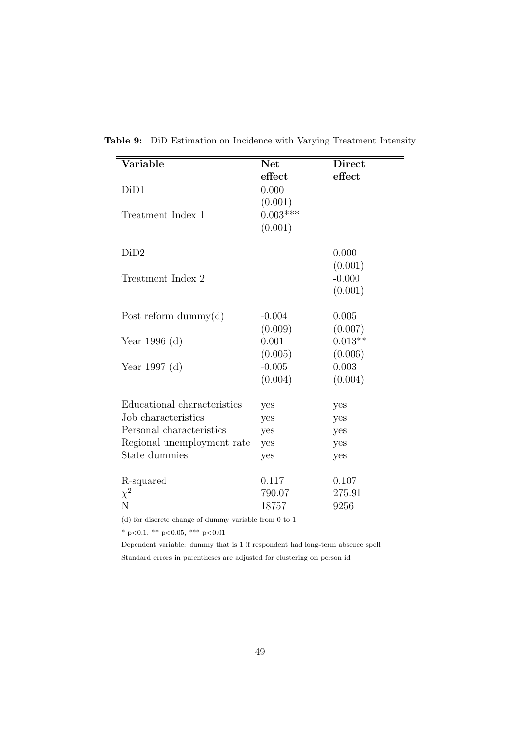**Table 9:** DiD Estimation on Incidence with Varying Treatment Intensity

| Variable | Net effect | Direct effect |
|---|---|---|
| DiD1 | 0.000 | |
| | (0.001) | |
| Treatment Index 1 | 0.003*** | |
| | (0.001) | |
| DiD2 | | 0.000 |
| | | (0.001) |
| Treatment Index 2 | | -0.000 |
| | | (0.001) |
| Post reform dummy(d) | -0.004 | 0.005 |
| | (0.009) | (0.007) |
| Year 1996 (d) | 0.001 | 0.013** |
| | (0.005) | (0.006) |
| Year 1997 (d) | -0.005 | 0.003 |
| | (0.004) | (0.004) |
| Educational characteristics | yes | yes |
| Job characteristics | yes | yes |
| Personal characteristics | yes | yes |
| Regional unemployment rate | yes | yes |
| State dummies | yes | yes |
| R-squared | 0.117 | 0.107 |
| $\chi^2$ | 790.07 | 275.91 |
| N | 18757 | 9256 |

(d) for discrete change of dummy variable from 0 to 1

* p<0.1, ** p<0.05, *** p<0.01

Dependent variable: dummy that is 1 if respondent had long-term absence spell

Standard errors in parentheses are adjusted for clustering on person id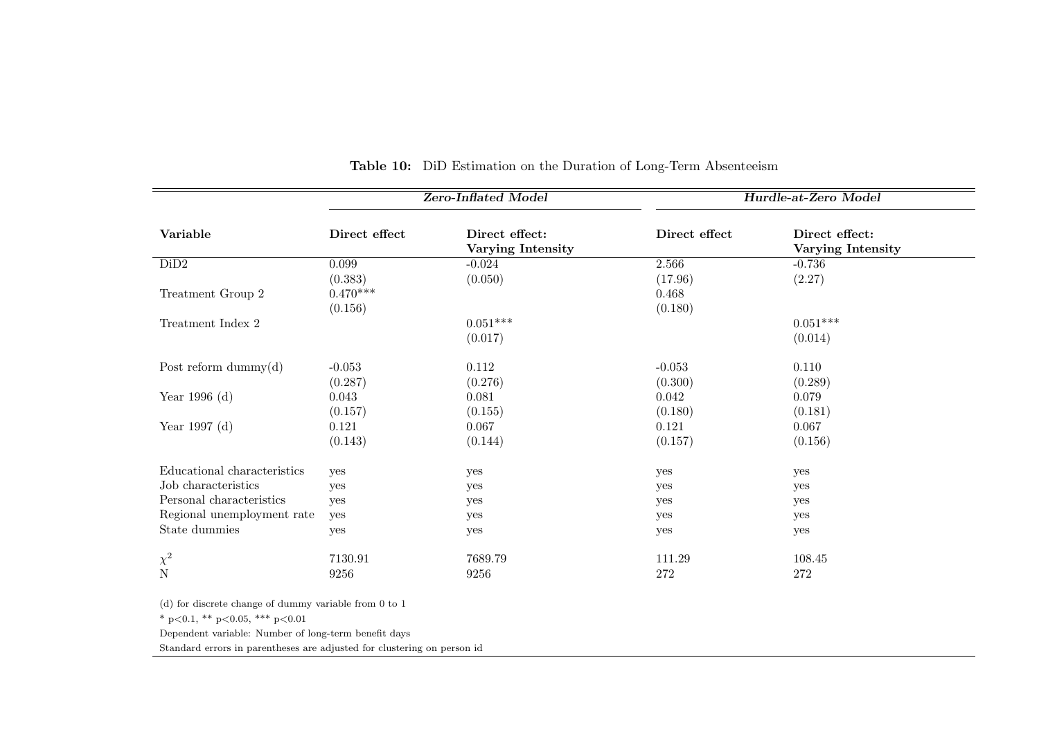**Table 10:** DiD Estimation on the Duration of Long-Term Absenteeism

| | *Zero-Inflated Model* | | *Hurdle-at-Zero Model* | |
|---|---|---|---|---|
| **Variable** | **Direct effect** | **Direct effect: Varying Intensity** | **Direct effect** | **Direct effect: Varying Intensity** |
| DiD2 | 0.099 | -0.024 | 2.566 | -0.736 |
| | (0.383) | (0.050) | (17.96) | (2.27) |
| Treatment Group 2 | 0.470*** | | 0.468 | |
| | (0.156) | | (0.180) | |
| Treatment Index 2 | | 0.051*** | | 0.051*** |
| | | (0.017) | | (0.014) |
| Post reform dummy(d) | -0.053 | 0.112 | -0.053 | 0.110 |
| | (0.287) | (0.276) | (0.300) | (0.289) |
| Year 1996 (d) | 0.043 | 0.081 | 0.042 | 0.079 |
| | (0.157) | (0.155) | (0.180) | (0.181) |
| Year 1997 (d) | 0.121 | 0.067 | 0.121 | 0.067 |
| | (0.143) | (0.144) | (0.157) | (0.156) |
| Educational characteristics | yes | yes | yes | yes |
| Job characteristics | yes | yes | yes | yes |
| Personal characteristics | yes | yes | yes | yes |
| Regional unemployment rate | yes | yes | yes | yes |
| State dummies | yes | yes | yes | yes |
| $\chi^2$ | 7130.91 | 7689.79 | 111.29 | 108.45 |
| N | 9256 | 9256 | 272 | 272 |

(d) for discrete change of dummy variable from 0 to 1

* p<0.1, ** p<0.05, *** p<0.01

Dependent variable: Number of long-term benefit days

Standard errors in parentheses are adjusted for clustering on person id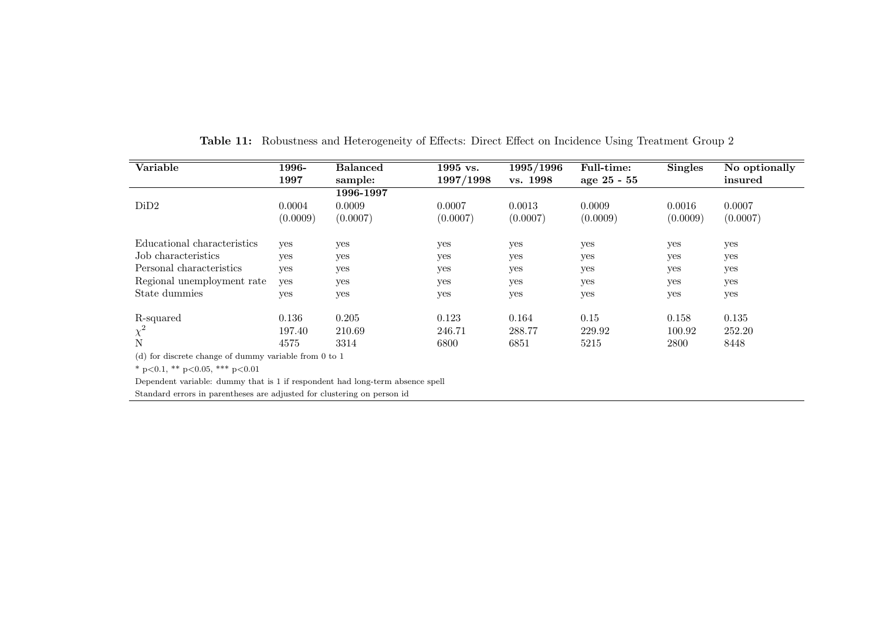**Table 11:** Robustness and Heterogeneity of Effects: Direct Effect on Incidence Using Treatment Group 2

| Variable | 1996-1997 | Balanced sample: 1996-1997 | 1995 vs. 1997/1998 | 1995/1996 vs. 1998 | Full-time: age 25 - 55 | Singles | No optionally insured |
|---|---|---|---|---|---|---|---|
| DiD2 | 0.0004 | 0.0009 | 0.0007 | 0.0013 | 0.0009 | 0.0016 | 0.0007 |
| | (0.0009) | (0.0007) | (0.0007) | (0.0007) | (0.0009) | (0.0009) | (0.0007) |
| Educational characteristics | yes | yes | yes | yes | yes | yes | yes |
| Job characteristics | yes | yes | yes | yes | yes | yes | yes |
| Personal characteristics | yes | yes | yes | yes | yes | yes | yes |
| Regional unemployment rate | yes | yes | yes | yes | yes | yes | yes |
| State dummies | yes | yes | yes | yes | yes | yes | yes |
| R-squared | 0.136 | 0.205 | 0.123 | 0.164 | 0.15 | 0.158 | 0.135 |
| $\chi^2$ | 197.40 | 210.69 | 246.71 | 288.77 | 229.92 | 100.92 | 252.20 |
| N | 4575 | 3314 | 6800 | 6851 | 5215 | 2800 | 8448 |

(d) for discrete change of dummy variable from 0 to 1

* p<0.1, ** p<0.05, *** p<0.01

Dependent variable: dummy that is 1 if respondent had long-term absence spell

Standard errors in parentheses are adjusted for clustering on person id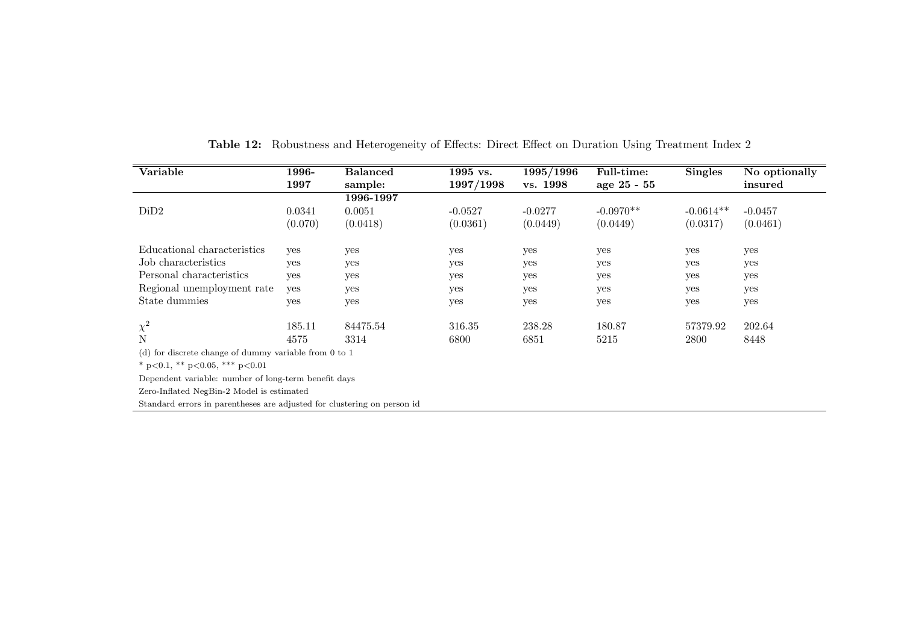**Table 12:** Robustness and Heterogeneity of Effects: Direct Effect on Duration Using Treatment Index 2

| Variable | 1996-1997 | Balanced sample: 1996-1997 | 1995 vs. 1997/1998 | 1995/1996 vs. 1998 | Full-time: age 25 - 55 | Singles | No optionally insured |
|---|---|---|---|---|---|---|---|
| DiD2 | 0.0341 | 0.0051 | -0.0527 | -0.0277 | -0.0970** | -0.0614** | -0.0457 |
| | (0.070) | (0.0418) | (0.0361) | (0.0449) | (0.0449) | (0.0317) | (0.0461) |
| Educational characteristics | yes | yes | yes | yes | yes | yes | yes |
| Job characteristics | yes | yes | yes | yes | yes | yes | yes |
| Personal characteristics | yes | yes | yes | yes | yes | yes | yes |
| Regional unemployment rate | yes | yes | yes | yes | yes | yes | yes |
| State dummies | yes | yes | yes | yes | yes | yes | yes |
| $\chi^2$ | 185.11 | 84475.54 | 316.35 | 238.28 | 180.87 | 57379.92 | 202.64 |
| N | 4575 | 3314 | 6800 | 6851 | 5215 | 2800 | 8448 |

(d) for discrete change of dummy variable from 0 to 1

* p<0.1, ** p<0.05, *** p<0.01

Dependent variable: number of long-term benefit days

Zero-Inflated NegBin-2 Model is estimated

Standard errors in parentheses are adjusted for clustering on person id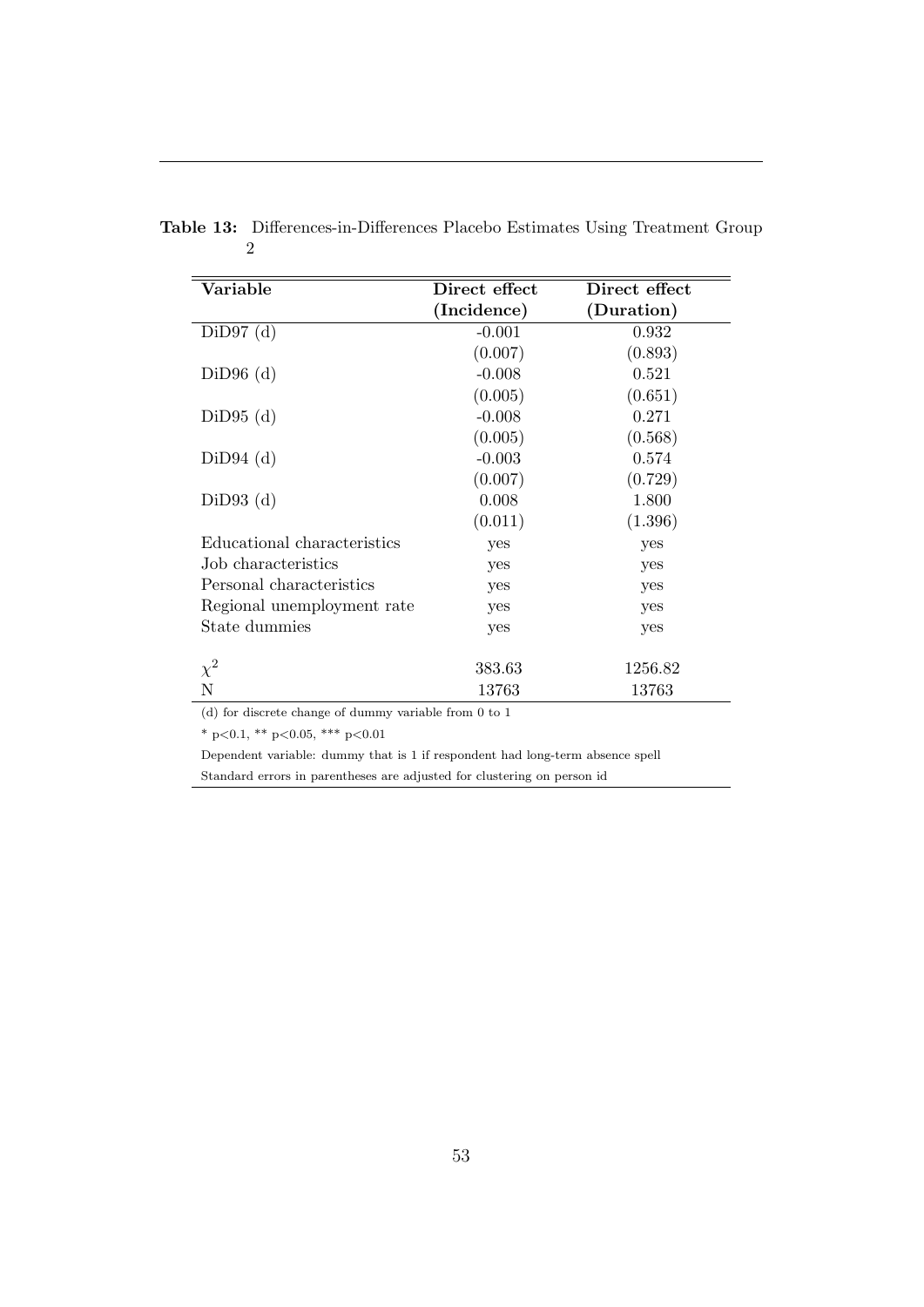**Table 13:** Differences-in-Differences Placebo Estimates Using Treatment Group 2

| Variable | Direct effect (Incidence) | Direct effect (Duration) |
|---|---|---|
| DiD97 (d) | -0.001 | 0.932 |
| | (0.007) | (0.893) |
| DiD96 (d) | -0.008 | 0.521 |
| | (0.005) | (0.651) |
| DiD95 (d) | -0.008 | 0.271 |
| | (0.005) | (0.568) |
| DiD94 (d) | -0.003 | 0.574 |
| | (0.007) | (0.729) |
| DiD93 (d) | 0.008 | 1.800 |
| | (0.011) | (1.396) |
| Educational characteristics | yes | yes |
| Job characteristics | yes | yes |
| Personal characteristics | yes | yes |
| Regional unemployment rate | yes | yes |
| State dummies | yes | yes |
| $\chi^2$ | 383.63 | 1256.82 |
| N | 13763 | 13763 |

(d) for discrete change of dummy variable from 0 to 1

* $p<0.1$, ** $p<0.05$, *** $p<0.01$

Dependent variable: dummy that is 1 if respondent had long-term absence spell

Standard errors in parentheses are adjusted for clustering on person id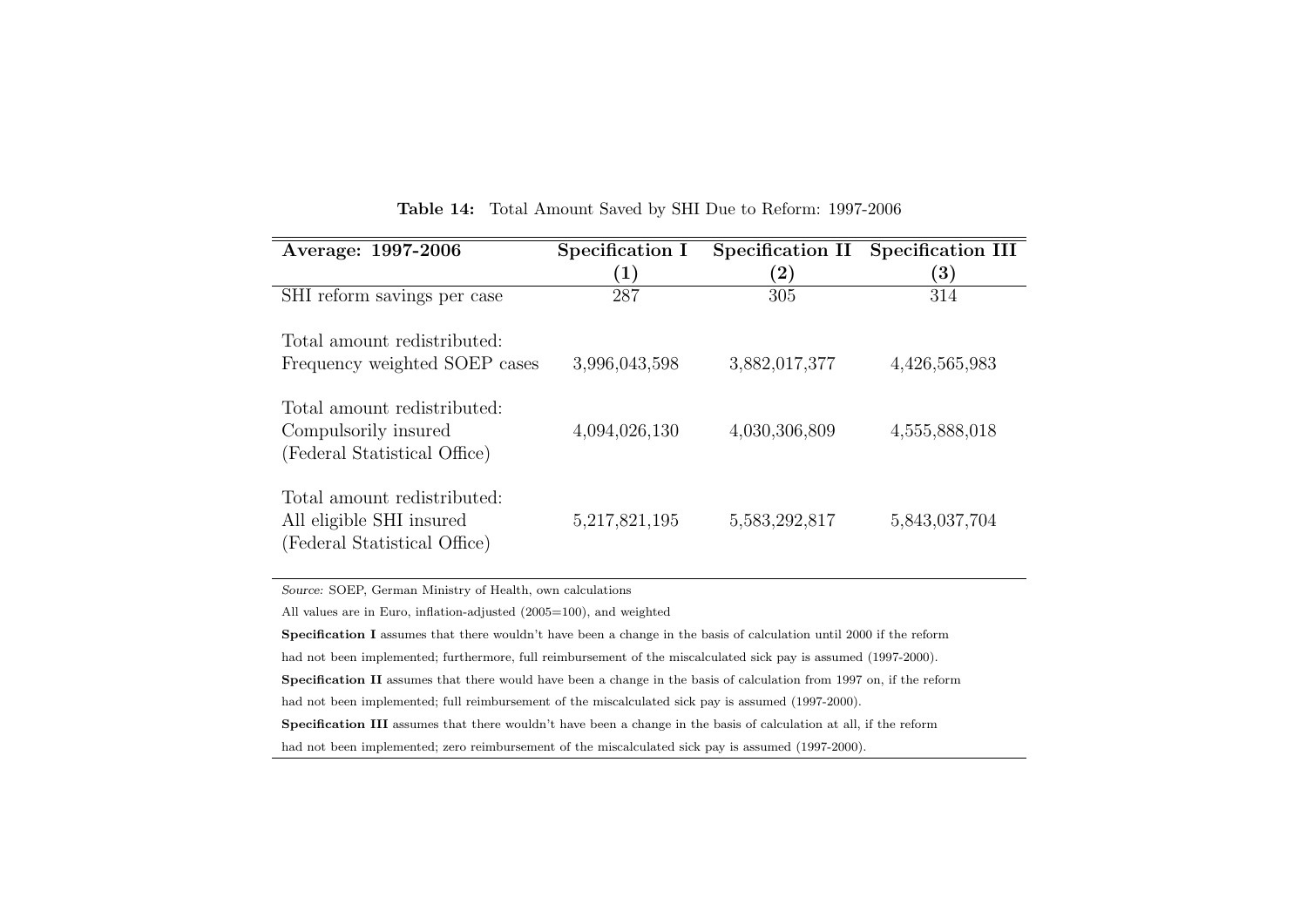**Table 14:** Total Amount Saved by SHI Due to Reform: 1997-2006

| **Average: 1997-2006** | **Specification I (1)** | **Specification II (2)** | **Specification III (3)** |
|---|---|---|---|
| SHI reform savings per case | 287 | 305 | 314 |
| Total amount redistributed: Frequency weighted SOEP cases | 3,996,043,598 | 3,882,017,377 | 4,426,565,983 |
| Total amount redistributed: Compulsorily insured (Federal Statistical Office) | 4,094,026,130 | 4,030,306,809 | 4,555,888,018 |
| Total amount redistributed: All eligible SHI insured (Federal Statistical Office) | 5,217,821,195 | 5,583,292,817 | 5,843,037,704 |

*Source:* SOEP, German Ministry of Health, own calculations

All values are in Euro, inflation-adjusted (2005=100), and weighted

**Specification I** assumes that there wouldn't have been a change in the basis of calculation until 2000 if the reform had not been implemented; furthermore, full reimbursement of the miscalculated sick pay is assumed (1997-2000).

**Specification II** assumes that there would have been a change in the basis of calculation from 1997 on, if the reform had not been implemented; full reimbursement of the miscalculated sick pay is assumed (1997-2000).

**Specification III** assumes that there wouldn't have been a change in the basis of calculation at all, if the reform had not been implemented; zero reimbursement of the miscalculated sick pay is assumed (1997-2000).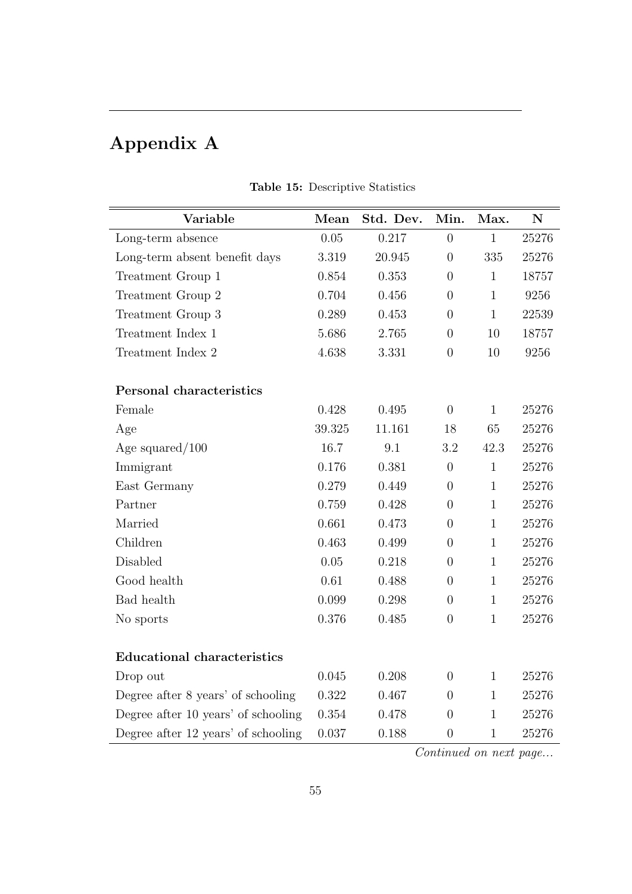# Appendix A

**Table 15:** Descriptive Statistics

| Variable | Mean | Std. Dev. | Min. | Max. | N |
|---|---|---|---|---|---|
| Long-term absence | 0.05 | 0.217 | 0 | 1 | 25276 |
| Long-term absent benefit days | 3.319 | 20.945 | 0 | 335 | 25276 |
| Treatment Group 1 | 0.854 | 0.353 | 0 | 1 | 18757 |
| Treatment Group 2 | 0.704 | 0.456 | 0 | 1 | 9256 |
| Treatment Group 3 | 0.289 | 0.453 | 0 | 1 | 22539 |
| Treatment Index 1 | 5.686 | 2.765 | 0 | 10 | 18757 |
| Treatment Index 2 | 4.638 | 3.331 | 0 | 10 | 9256 |
| | | | | | |
| **Personal characteristics** | | | | | |
| Female | 0.428 | 0.495 | 0 | 1 | 25276 |
| Age | 39.325 | 11.161 | 18 | 65 | 25276 |
| Age squared/100 | 16.7 | 9.1 | 3.2 | 42.3 | 25276 |
| Immigrant | 0.176 | 0.381 | 0 | 1 | 25276 |
| East Germany | 0.279 | 0.449 | 0 | 1 | 25276 |
| Partner | 0.759 | 0.428 | 0 | 1 | 25276 |
| Married | 0.661 | 0.473 | 0 | 1 | 25276 |
| Children | 0.463 | 0.499 | 0 | 1 | 25276 |
| Disabled | 0.05 | 0.218 | 0 | 1 | 25276 |
| Good health | 0.61 | 0.488 | 0 | 1 | 25276 |
| Bad health | 0.099 | 0.298 | 0 | 1 | 25276 |
| No sports | 0.376 | 0.485 | 0 | 1 | 25276 |
| | | | | | |
| **Educational characteristics** | | | | | |
| Drop out | 0.045 | 0.208 | 0 | 1 | 25276 |
| Degree after 8 years' of schooling | 0.322 | 0.467 | 0 | 1 | 25276 |
| Degree after 10 years' of schooling | 0.354 | 0.478 | 0 | 1 | 25276 |
| Degree after 12 years' of schooling | 0.037 | 0.188 | 0 | 1 | 25276 |

*Continued on next page...*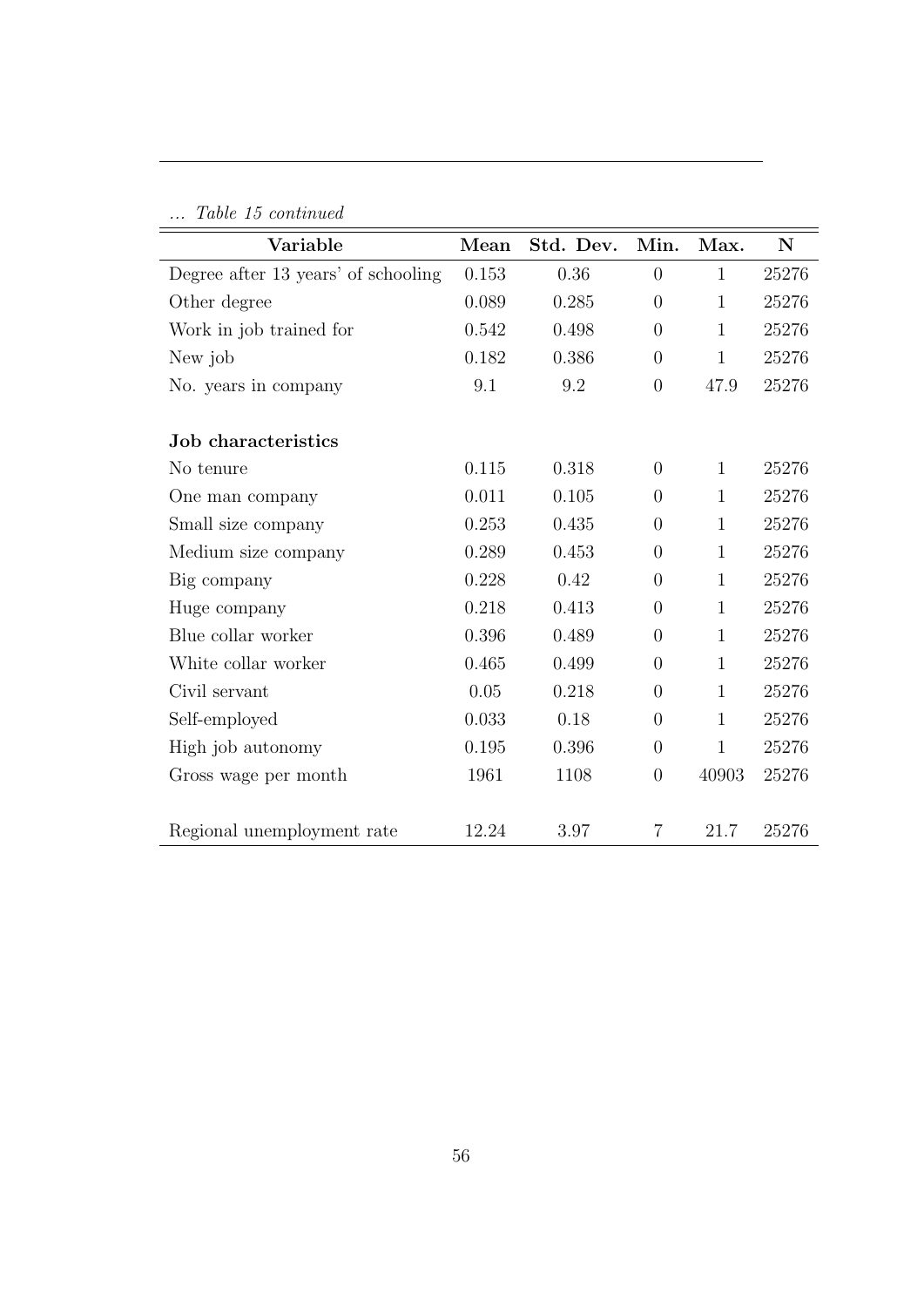*... Table 15 continued*

| Variable | Mean | Std. Dev. | Min. | Max. | N |
|---|---|---|---|---|---|
| Degree after 13 years' of schooling | 0.153 | 0.36 | 0 | 1 | 25276 |
| Other degree | 0.089 | 0.285 | 0 | 1 | 25276 |
| Work in job trained for | 0.542 | 0.498 | 0 | 1 | 25276 |
| New job | 0.182 | 0.386 | 0 | 1 | 25276 |
| No. years in company | 9.1 | 9.2 | 0 | 47.9 | 25276 |
| **Job characteristics** | | | | | |
| No tenure | 0.115 | 0.318 | 0 | 1 | 25276 |
| One man company | 0.011 | 0.105 | 0 | 1 | 25276 |
| Small size company | 0.253 | 0.435 | 0 | 1 | 25276 |
| Medium size company | 0.289 | 0.453 | 0 | 1 | 25276 |
| Big company | 0.228 | 0.42 | 0 | 1 | 25276 |
| Huge company | 0.218 | 0.413 | 0 | 1 | 25276 |
| Blue collar worker | 0.396 | 0.489 | 0 | 1 | 25276 |
| White collar worker | 0.465 | 0.499 | 0 | 1 | 25276 |
| Civil servant | 0.05 | 0.218 | 0 | 1 | 25276 |
| Self-employed | 0.033 | 0.18 | 0 | 1 | 25276 |
| High job autonomy | 0.195 | 0.396 | 0 | 1 | 25276 |
| Gross wage per month | 1961 | 1108 | 0 | 40903 | 25276 |
| Regional unemployment rate | 12.24 | 3.97 | 7 | 21.7 | 25276 |